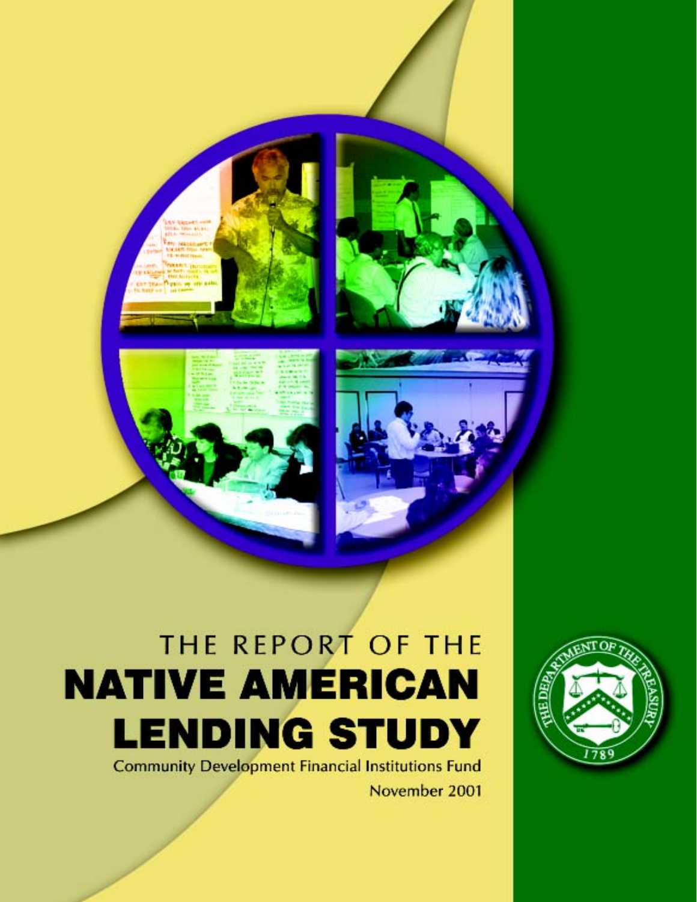# THE REPORT OF THE NATIVE AMERICAN LENDING STUDY

Community Development Financial Institutions Fund

November 2001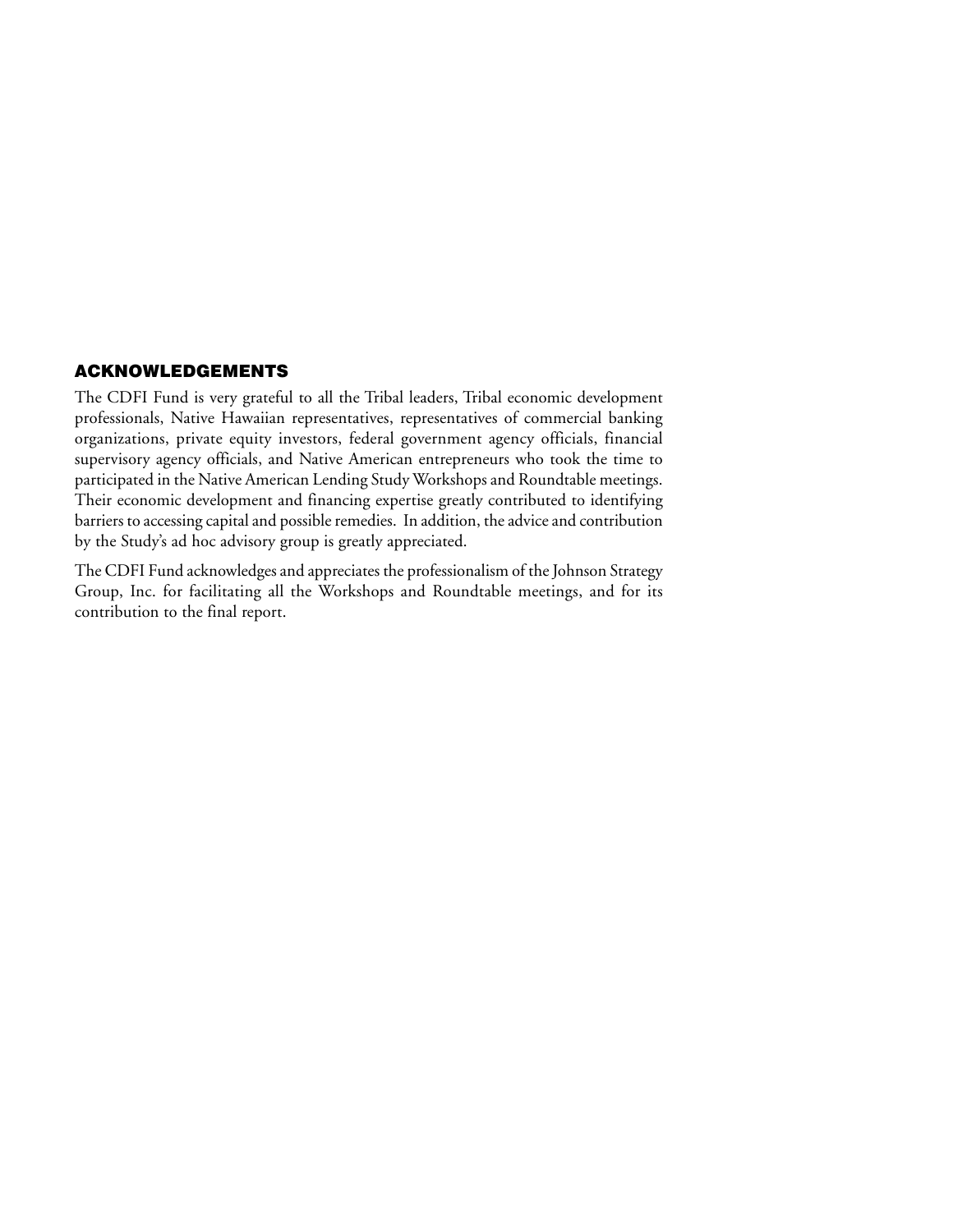## ACKNOWLEDGEMENTS

The CDFI Fund is very grateful to all the Tribal leaders, Tribal economic development professionals, Native Hawaiian representatives, representatives of commercial banking organizations, private equity investors, federal government agency officials, financial supervisory agency officials, and Native American entrepreneurs who took the time to participated in the Native American Lending Study Workshops and Roundtable meetings. Their economic development and financing expertise greatly contributed to identifying barriers to accessing capital and possible remedies. In addition, the advice and contribution by the Study's ad hoc advisory group is greatly appreciated.

The CDFI Fund acknowledges and appreciates the professionalism of the Johnson Strategy Group, Inc. for facilitating all the Workshops and Roundtable meetings, and for its contribution to the final report.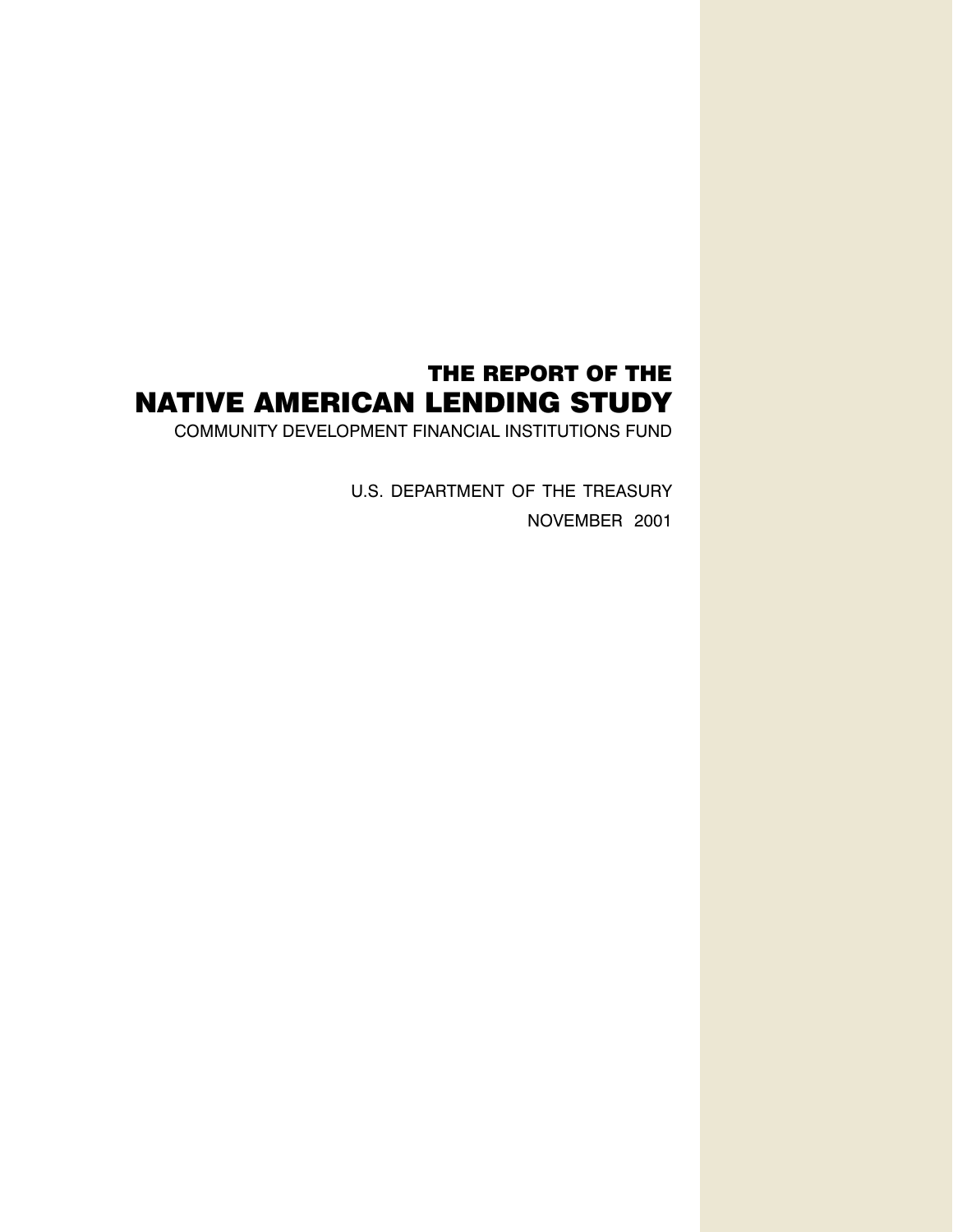## THE REPORT OF THE

# NATIVE AMERICAN LENDING STUDY

COMMUNITY DEVELOPMENT FINANCIAL INSTITUTIONS FUND

U.S. DEPARTMENT OF THE TREASURY

NOVEMBER 2001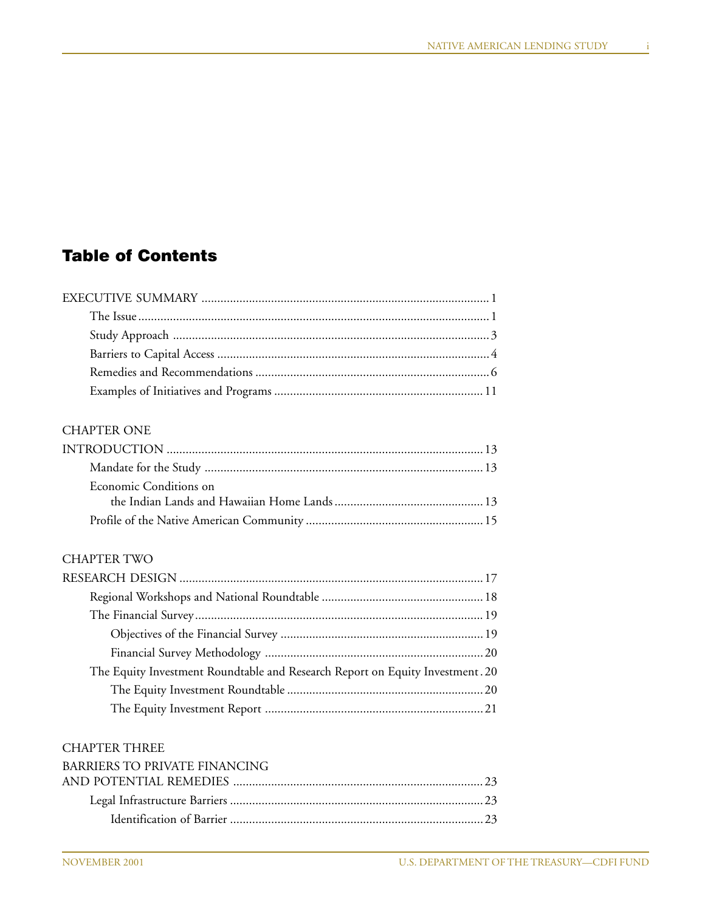# Table of Contents

EXECUTIVE SUMMARY .......... 1

- The Issue .......... 1
- Study Approach .......... 3
- Barriers to Capital Access .......... 4
- Remedies and Recommendations .......... 6
- Examples of Initiatives and Programs .......... 11

CHAPTER ONE

INTRODUCTION .......... 13

- Mandate for the Study .......... 13
- Economic Conditions on the Indian Lands and Hawaiian Home Lands .......... 13
- Profile of the Native American Community .......... 15

CHAPTER TWO

RESEARCH DESIGN .......... 17

- Regional Workshops and National Roundtable .......... 18
- The Financial Survey .......... 19
  - Objectives of the Financial Survey .......... 19
  - Financial Survey Methodology .......... 20
- The Equity Investment Roundtable and Research Report on Equity Investment .......... 20
  - The Equity Investment Roundtable .......... 20
  - The Equity Investment Report .......... 21

CHAPTER THREE

BARRIERS TO PRIVATE FINANCING AND POTENTIAL REMEDIES .......... 23

- Legal Infrastructure Barriers .......... 23
  - Identification of Barrier .......... 23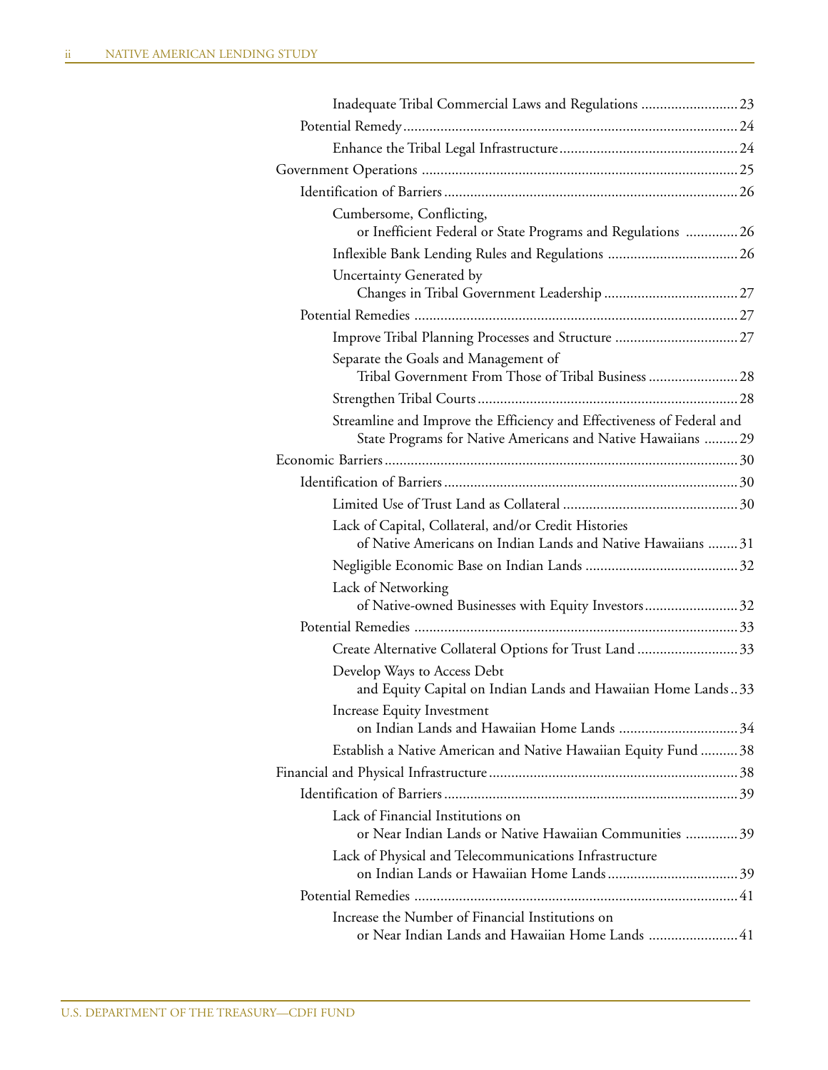Inadequate Tribal Commercial Laws and Regulations .......................... 23

Potential Remedy ......................................................................................... 24

Enhance the Tribal Legal Infrastructure ................................................ 24

Government Operations .................................................................................... 25

Identification of Barriers .............................................................................. 26

Cumbersome, Conflicting, or Inefficient Federal or State Programs and Regulations .............. 26

Inflexible Bank Lending Rules and Regulations ................................... 26

Uncertainty Generated by Changes in Tribal Government Leadership .................................... 27

Potential Remedies ...................................................................................... 27

Improve Tribal Planning Processes and Structure ................................. 27

Separate the Goals and Management of Tribal Government From Those of Tribal Business ........................ 28

Strengthen Tribal Courts ...................................................................... 28

Streamline and Improve the Efficiency and Effectiveness of Federal and State Programs for Native Americans and Native Hawaiians ......... 29

Economic Barriers .............................................................................................. 30

Identification of Barriers .............................................................................. 30

Limited Use of Trust Land as Collateral ............................................... 30

Lack of Capital, Collateral, and/or Credit Histories of Native Americans on Indian Lands and Native Hawaiians ........ 31

Negligible Economic Base on Indian Lands ......................................... 32

Lack of Networking of Native-owned Businesses with Equity Investors......................... 32

Potential Remedies ...................................................................................... 33

Create Alternative Collateral Options for Trust Land ........................... 33

Develop Ways to Access Debt and Equity Capital on Indian Lands and Hawaiian Home Lands .. 33

Increase Equity Investment on Indian Lands and Hawaiian Home Lands ................................ 34

Establish a Native American and Native Hawaiian Equity Fund .......... 38

Financial and Physical Infrastructure .................................................................. 38

Identification of Barriers .............................................................................. 39

Lack of Financial Institutions on or Near Indian Lands or Native Hawaiian Communities .............. 39

Lack of Physical and Telecommunications Infrastructure on Indian Lands or Hawaiian Home Lands ................................... 39

Potential Remedies ...................................................................................... 41

Increase the Number of Financial Institutions on or Near Indian Lands and Hawaiian Home Lands ........................ 41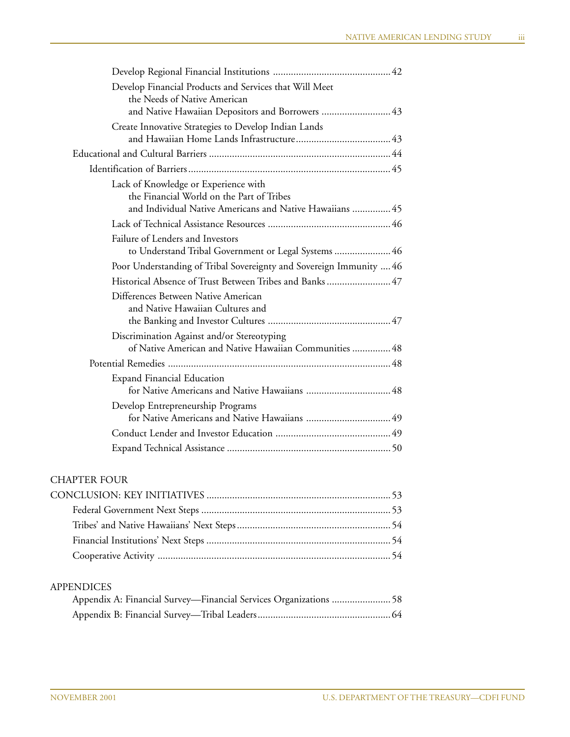Develop Regional Financial Institutions .............................................. 42

Develop Financial Products and Services that Will Meet the Needs of Native American and Native Hawaiian Depositors and Borrowers ........................... 43

Create Innovative Strategies to Develop Indian Lands and Hawaiian Home Lands Infrastructure..................................... 43

Educational and Cultural Barriers ....................................................................... 44

Identification of Barriers............................................................................... 45

Lack of Knowledge or Experience with the Financial World on the Part of Tribes and Individual Native Americans and Native Hawaiians ............... 45

Lack of Technical Assistance Resources ................................................ 46

Failure of Lenders and Investors to Understand Tribal Government or Legal Systems ...................... 46

Poor Understanding of Tribal Sovereignty and Sovereign Immunity .... 46

Historical Absence of Trust Between Tribes and Banks ......................... 47

Differences Between Native American and Native Hawaiian Cultures and the Banking and Investor Cultures ................................................ 47

Discrimination Against and/or Stereotyping of Native American and Native Hawaiian Communities ............... 48

Potential Remedies ...................................................................................... 48

Expand Financial Education for Native Americans and Native Hawaiians ................................. 48

Develop Entrepreneurship Programs for Native Americans and Native Hawaiians ................................. 49

Conduct Lender and Investor Education ............................................. 49

Expand Technical Assistance ................................................................ 50

CHAPTER FOUR

CONCLUSION: KEY INITIATIVES ....................................................................... 53

Federal Government Next Steps .......................................................................... 53

Tribes' and Native Hawaiians' Next Steps........................................................... 54

Financial Institutions' Next Steps ........................................................................ 54

Cooperative Activity .......................................................................................... 54

APPENDICES

Appendix A: Financial Survey—Financial Services Organizations ....................... 58

Appendix B: Financial Survey—Tribal Leaders.................................................... 64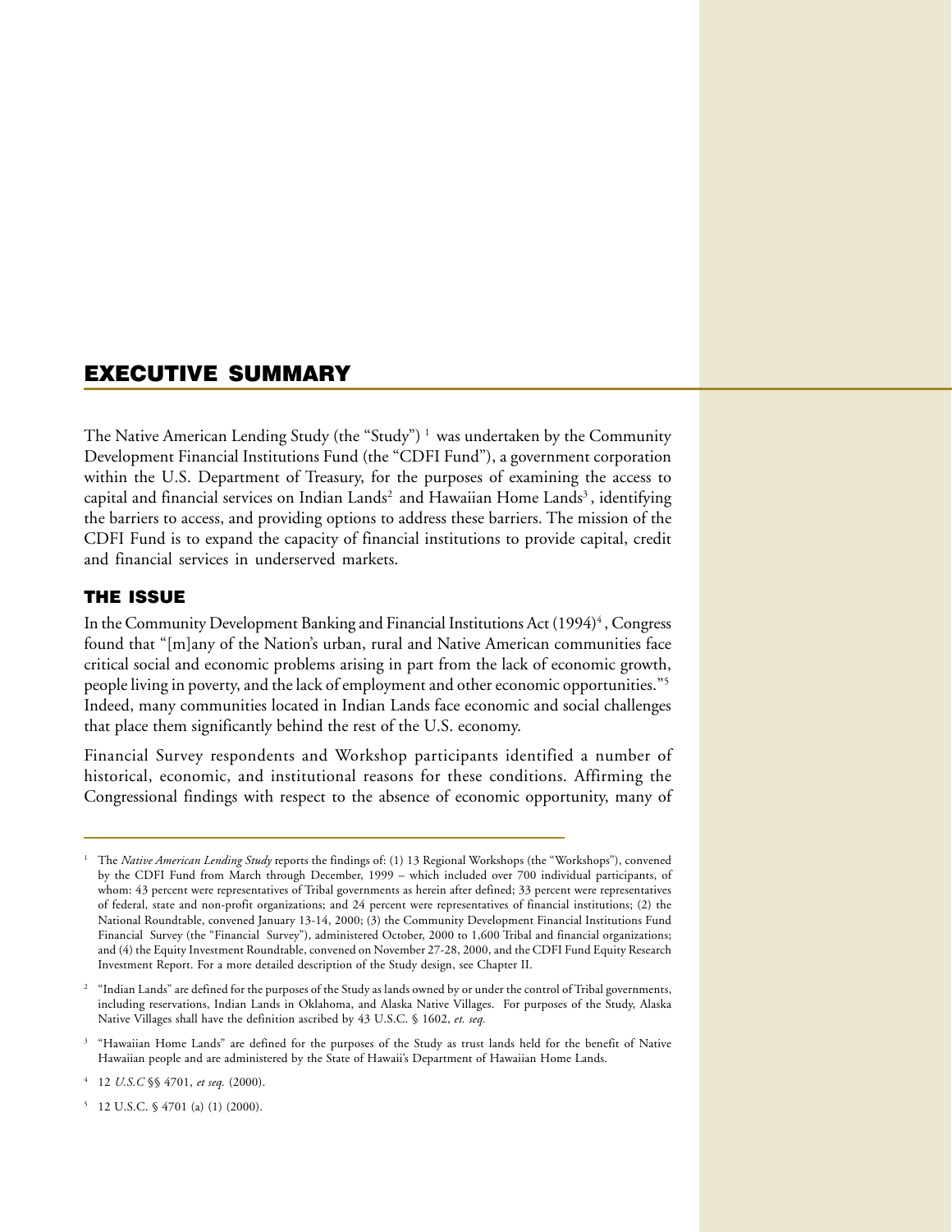# EXECUTIVE SUMMARY

The Native American Lending Study (the "Study") [1] was undertaken by the Community Development Financial Institutions Fund (the "CDFI Fund"), a government corporation within the U.S. Department of Treasury, for the purposes of examining the access to capital and financial services on Indian Lands[2] and Hawaiian Home Lands[3], identifying the barriers to access, and providing options to address these barriers. The mission of the CDFI Fund is to expand the capacity of financial institutions to provide capital, credit and financial services in underserved markets.

## THE ISSUE

In the Community Development Banking and Financial Institutions Act (1994)[4], Congress found that "[m]any of the Nation's urban, rural and Native American communities face critical social and economic problems arising in part from the lack of economic growth, people living in poverty, and the lack of employment and other economic opportunities."[5] Indeed, many communities located in Indian Lands face economic and social challenges that place them significantly behind the rest of the U.S. economy.

Financial Survey respondents and Workshop participants identified a number of historical, economic, and institutional reasons for these conditions. Affirming the Congressional findings with respect to the absence of economic opportunity, many of

---

[1] The *Native American Lending Study* reports the findings of: (1) 13 Regional Workshops (the "Workshops"), convened by the CDFI Fund from March through December, 1999 – which included over 700 individual participants, of whom: 43 percent were representatives of Tribal governments as herein after defined; 33 percent were representatives of federal, state and non-profit organizations; and 24 percent were representatives of financial institutions; (2) the National Roundtable, convened January 13-14, 2000; (3) the Community Development Financial Institutions Fund Financial Survey (the "Financial Survey"), administered October, 2000 to 1,600 Tribal and financial organizations; and (4) the Equity Investment Roundtable, convened on November 27-28, 2000, and the CDFI Fund Equity Research Investment Report. For a more detailed description of the Study design, see Chapter II.

[2] "Indian Lands" are defined for the purposes of the Study as lands owned by or under the control of Tribal governments, including reservations, Indian Lands in Oklahoma, and Alaska Native Villages. For purposes of the Study, Alaska Native Villages shall have the definition ascribed by 43 U.S.C. § 1602, *et. seq.*

[3] "Hawaiian Home Lands" are defined for the purposes of the Study as trust lands held for the benefit of Native Hawaiian people and are administered by the State of Hawaii's Department of Hawaiian Home Lands.

[4] 12 *U.S.C* §§ 4701, *et seq.* (2000).

[5] 12 U.S.C. § 4701 (a) (1) (2000).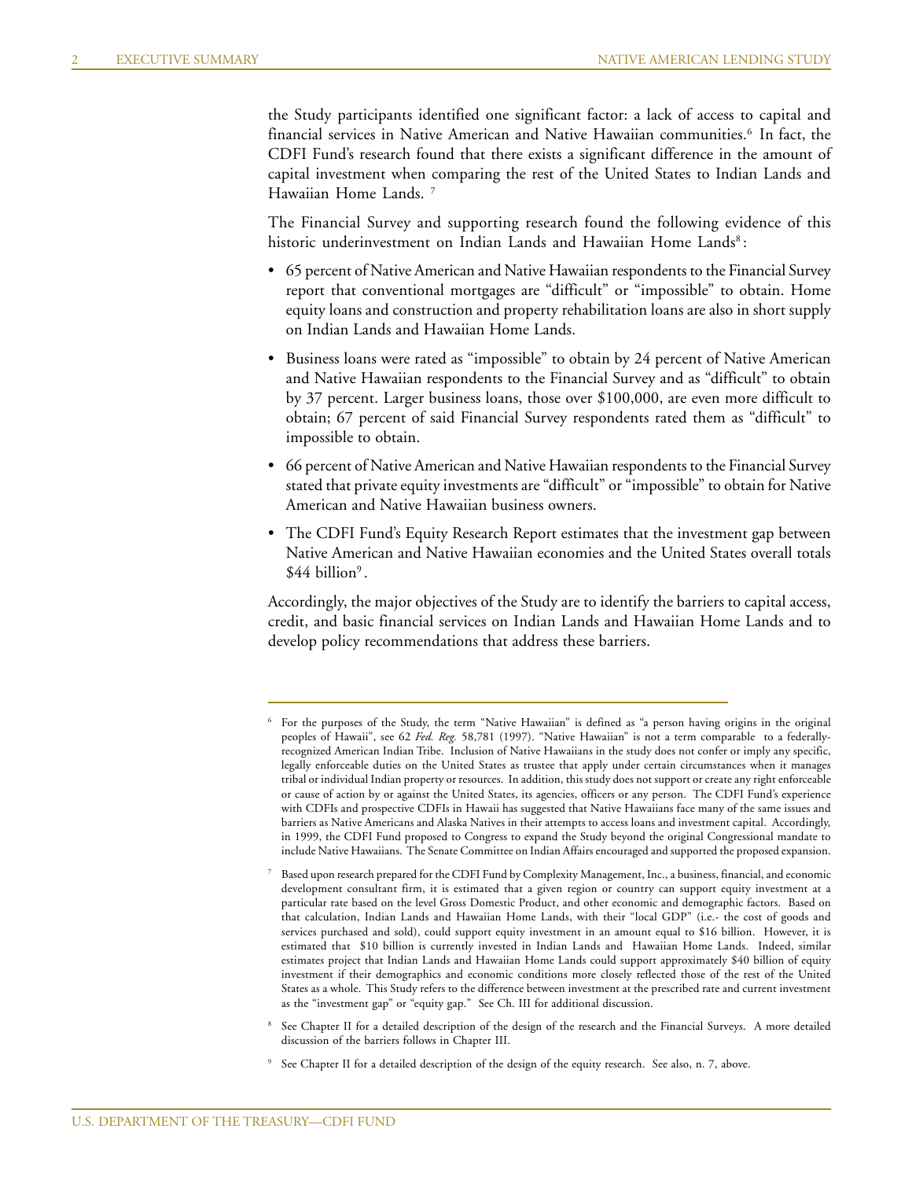the Study participants identified one significant factor: a lack of access to capital and financial services in Native American and Native Hawaiian communities.[6] In fact, the CDFI Fund's research found that there exists a significant difference in the amount of capital investment when comparing the rest of the United States to Indian Lands and Hawaiian Home Lands. [7]

The Financial Survey and supporting research found the following evidence of this historic underinvestment on Indian Lands and Hawaiian Home Lands[8]:

- 65 percent of Native American and Native Hawaiian respondents to the Financial Survey report that conventional mortgages are "difficult" or "impossible" to obtain. Home equity loans and construction and property rehabilitation loans are also in short supply on Indian Lands and Hawaiian Home Lands.
- Business loans were rated as "impossible" to obtain by 24 percent of Native American and Native Hawaiian respondents to the Financial Survey and as "difficult" to obtain by 37 percent. Larger business loans, those over $100,000, are even more difficult to obtain; 67 percent of said Financial Survey respondents rated them as "difficult" to impossible to obtain.
- 66 percent of Native American and Native Hawaiian respondents to the Financial Survey stated that private equity investments are "difficult" or "impossible" to obtain for Native American and Native Hawaiian business owners.
- The CDFI Fund's Equity Research Report estimates that the investment gap between Native American and Native Hawaiian economies and the United States overall totals $44 billion[9].

Accordingly, the major objectives of the Study are to identify the barriers to capital access, credit, and basic financial services on Indian Lands and Hawaiian Home Lands and to develop policy recommendations that address these barriers.

---

[6] For the purposes of the Study, the term "Native Hawaiian" is defined as "a person having origins in the original peoples of Hawaii", see 62 *Fed. Reg.* 58,781 (1997). "Native Hawaiian" is not a term comparable to a federally-recognized American Indian Tribe. Inclusion of Native Hawaiians in the study does not confer or imply any specific, legally enforceable duties on the United States as trustee that apply under certain circumstances when it manages tribal or individual Indian property or resources. In addition, this study does not support or create any right enforceable or cause of action by or against the United States, its agencies, officers or any person. The CDFI Fund's experience with CDFIs and prospective CDFIs in Hawaii has suggested that Native Hawaiians face many of the same issues and barriers as Native Americans and Alaska Natives in their attempts to access loans and investment capital. Accordingly, in 1999, the CDFI Fund proposed to Congress to expand the Study beyond the original Congressional mandate to include Native Hawaiians. The Senate Committee on Indian Affairs encouraged and supported the proposed expansion.

[7] Based upon research prepared for the CDFI Fund by Complexity Management, Inc., a business, financial, and economic development consultant firm, it is estimated that a given region or country can support equity investment at a particular rate based on the level Gross Domestic Product, and other economic and demographic factors. Based on that calculation, Indian Lands and Hawaiian Home Lands, with their "local GDP" (i.e.- the cost of goods and services purchased and sold), could support equity investment in an amount equal to $16 billion. However, it is estimated that $10 billion is currently invested in Indian Lands and Hawaiian Home Lands. Indeed, similar estimates project that Indian Lands and Hawaiian Home Lands could support approximately $40 billion of equity investment if their demographics and economic conditions more closely reflected those of the rest of the United States as a whole. This Study refers to the difference between investment at the prescribed rate and current investment as the "investment gap" or "equity gap." See Ch. III for additional discussion.

[8] See Chapter II for a detailed description of the design of the research and the Financial Surveys. A more detailed discussion of the barriers follows in Chapter III.

[9] See Chapter II for a detailed description of the design of the equity research. See also, n. 7, above.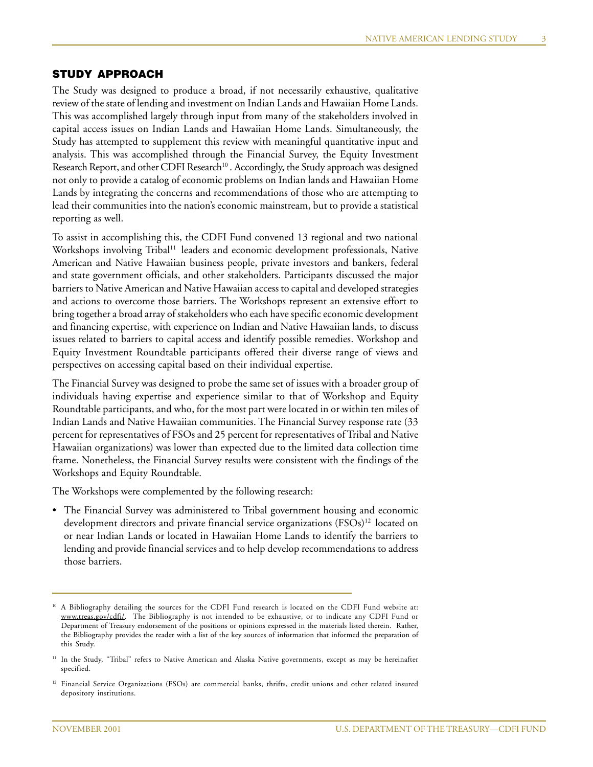## STUDY APPROACH

The Study was designed to produce a broad, if not necessarily exhaustive, qualitative review of the state of lending and investment on Indian Lands and Hawaiian Home Lands. This was accomplished largely through input from many of the stakeholders involved in capital access issues on Indian Lands and Hawaiian Home Lands. Simultaneously, the Study has attempted to supplement this review with meaningful quantitative input and analysis. This was accomplished through the Financial Survey, the Equity Investment Research Report, and other CDFI Research[10] . Accordingly, the Study approach was designed not only to provide a catalog of economic problems on Indian lands and Hawaiian Home Lands by integrating the concerns and recommendations of those who are attempting to lead their communities into the nation's economic mainstream, but to provide a statistical reporting as well.

To assist in accomplishing this, the CDFI Fund convened 13 regional and two national Workshops involving Tribal[11] leaders and economic development professionals, Native American and Native Hawaiian business people, private investors and bankers, federal and state government officials, and other stakeholders. Participants discussed the major barriers to Native American and Native Hawaiian access to capital and developed strategies and actions to overcome those barriers. The Workshops represent an extensive effort to bring together a broad array of stakeholders who each have specific economic development and financing expertise, with experience on Indian and Native Hawaiian lands, to discuss issues related to barriers to capital access and identify possible remedies. Workshop and Equity Investment Roundtable participants offered their diverse range of views and perspectives on accessing capital based on their individual expertise.

The Financial Survey was designed to probe the same set of issues with a broader group of individuals having expertise and experience similar to that of Workshop and Equity Roundtable participants, and who, for the most part were located in or within ten miles of Indian Lands and Native Hawaiian communities. The Financial Survey response rate (33 percent for representatives of FSOs and 25 percent for representatives of Tribal and Native Hawaiian organizations) was lower than expected due to the limited data collection time frame. Nonetheless, the Financial Survey results were consistent with the findings of the Workshops and Equity Roundtable.

The Workshops were complemented by the following research:

- The Financial Survey was administered to Tribal government housing and economic development directors and private financial service organizations (FSOs)[12] located on or near Indian Lands or located in Hawaiian Home Lands to identify the barriers to lending and provide financial services and to help develop recommendations to address those barriers.

---

[10] A Bibliography detailing the sources for the CDFI Fund research is located on the CDFI Fund website at: www.treas.gov/cdfi/. The Bibliography is not intended to be exhaustive, or to indicate any CDFI Fund or Department of Treasury endorsement of the positions or opinions expressed in the materials listed therein. Rather, the Bibliography provides the reader with a list of the key sources of information that informed the preparation of this Study.

[11] In the Study, "Tribal" refers to Native American and Alaska Native governments, except as may be hereinafter specified.

[12] Financial Service Organizations (FSOs) are commercial banks, thrifts, credit unions and other related insured depository institutions.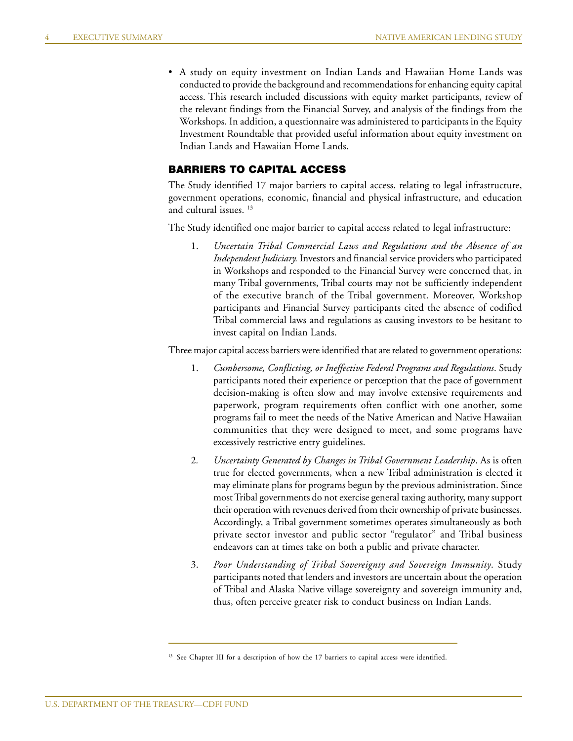- A study on equity investment on Indian Lands and Hawaiian Home Lands was conducted to provide the background and recommendations for enhancing equity capital access. This research included discussions with equity market participants, review of the relevant findings from the Financial Survey, and analysis of the findings from the Workshops. In addition, a questionnaire was administered to participants in the Equity Investment Roundtable that provided useful information about equity investment on Indian Lands and Hawaiian Home Lands.

## BARRIERS TO CAPITAL ACCESS

The Study identified 17 major barriers to capital access, relating to legal infrastructure, government operations, economic, financial and physical infrastructure, and education and cultural issues. [13]

The Study identified one major barrier to capital access related to legal infrastructure:

1. *Uncertain Tribal Commercial Laws and Regulations and the Absence of an Independent Judiciary.* Investors and financial service providers who participated in Workshops and responded to the Financial Survey were concerned that, in many Tribal governments, Tribal courts may not be sufficiently independent of the executive branch of the Tribal government. Moreover, Workshop participants and Financial Survey participants cited the absence of codified Tribal commercial laws and regulations as causing investors to be hesitant to invest capital on Indian Lands.

Three major capital access barriers were identified that are related to government operations:

1. *Cumbersome, Conflicting, or Ineffective Federal Programs and Regulations*. Study participants noted their experience or perception that the pace of government decision-making is often slow and may involve extensive requirements and paperwork, program requirements often conflict with one another, some programs fail to meet the needs of the Native American and Native Hawaiian communities that they were designed to meet, and some programs have excessively restrictive entry guidelines.
2. *Uncertainty Generated by Changes in Tribal Government Leadership*. As is often true for elected governments, when a new Tribal administration is elected it may eliminate plans for programs begun by the previous administration. Since most Tribal governments do not exercise general taxing authority, many support their operation with revenues derived from their ownership of private businesses. Accordingly, a Tribal government sometimes operates simultaneously as both private sector investor and public sector "regulator" and Tribal business endeavors can at times take on both a public and private character.
3. *Poor Understanding of Tribal Sovereignty and Sovereign Immunity*. Study participants noted that lenders and investors are uncertain about the operation of Tribal and Alaska Native village sovereignty and sovereign immunity and, thus, often perceive greater risk to conduct business on Indian Lands.

---

[13] See Chapter III for a description of how the 17 barriers to capital access were identified.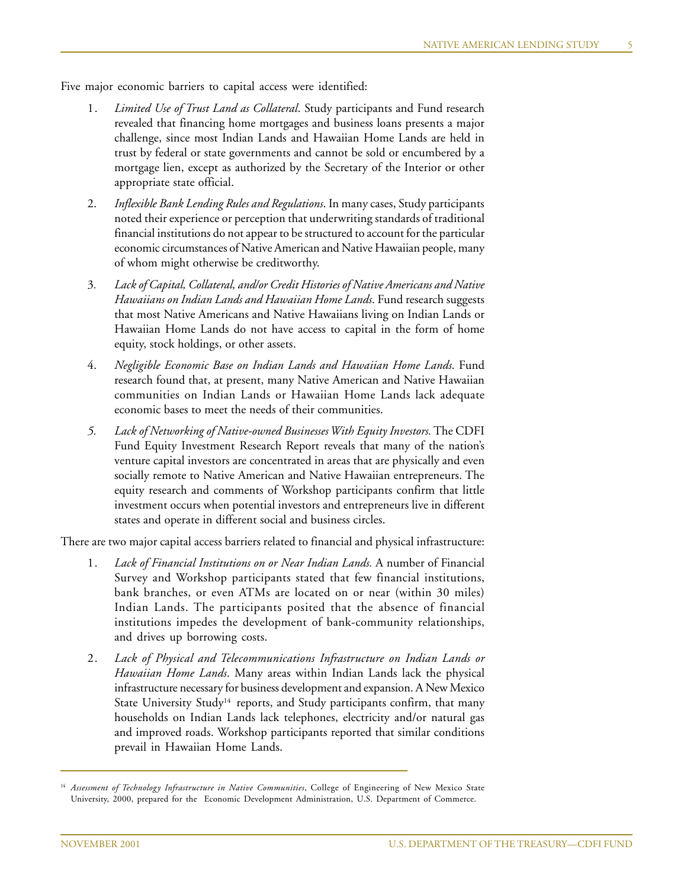Five major economic barriers to capital access were identified:

1. *Limited Use of Trust Land as Collateral*. Study participants and Fund research revealed that financing home mortgages and business loans presents a major challenge, since most Indian Lands and Hawaiian Home Lands are held in trust by federal or state governments and cannot be sold or encumbered by a mortgage lien, except as authorized by the Secretary of the Interior or other appropriate state official.

2. *Inflexible Bank Lending Rules and Regulations*. In many cases, Study participants noted their experience or perception that underwriting standards of traditional financial institutions do not appear to be structured to account for the particular economic circumstances of Native American and Native Hawaiian people, many of whom might otherwise be creditworthy.

3. *Lack of Capital, Collateral, and/or Credit Histories of Native Americans and Native Hawaiians on Indian Lands and Hawaiian Home Lands*. Fund research suggests that most Native Americans and Native Hawaiians living on Indian Lands or Hawaiian Home Lands do not have access to capital in the form of home equity, stock holdings, or other assets.

4. *Negligible Economic Base on Indian Lands and Hawaiian Home Lands*. Fund research found that, at present, many Native American and Native Hawaiian communities on Indian Lands or Hawaiian Home Lands lack adequate economic bases to meet the needs of their communities.

5. *Lack of Networking of Native-owned Businesses With Equity Investors.* The CDFI Fund Equity Investment Research Report reveals that many of the nation's venture capital investors are concentrated in areas that are physically and even socially remote to Native American and Native Hawaiian entrepreneurs. The equity research and comments of Workshop participants confirm that little investment occurs when potential investors and entrepreneurs live in different states and operate in different social and business circles.

There are two major capital access barriers related to financial and physical infrastructure:

1. *Lack of Financial Institutions on or Near Indian Lands.* A number of Financial Survey and Workshop participants stated that few financial institutions, bank branches, or even ATMs are located on or near (within 30 miles) Indian Lands. The participants posited that the absence of financial institutions impedes the development of bank-community relationships, and drives up borrowing costs.

2. *Lack of Physical and Telecommunications Infrastructure on Indian Lands or Hawaiian Home Lands*. Many areas within Indian Lands lack the physical infrastructure necessary for business development and expansion. A New Mexico State University Study[14] reports, and Study participants confirm, that many households on Indian Lands lack telephones, electricity and/or natural gas and improved roads. Workshop participants reported that similar conditions prevail in Hawaiian Home Lands.

---

[14] *Assessment of Technology Infrastructure in Native Communities*, College of Engineering of New Mexico State University, 2000, prepared for the Economic Development Administration, U.S. Department of Commerce.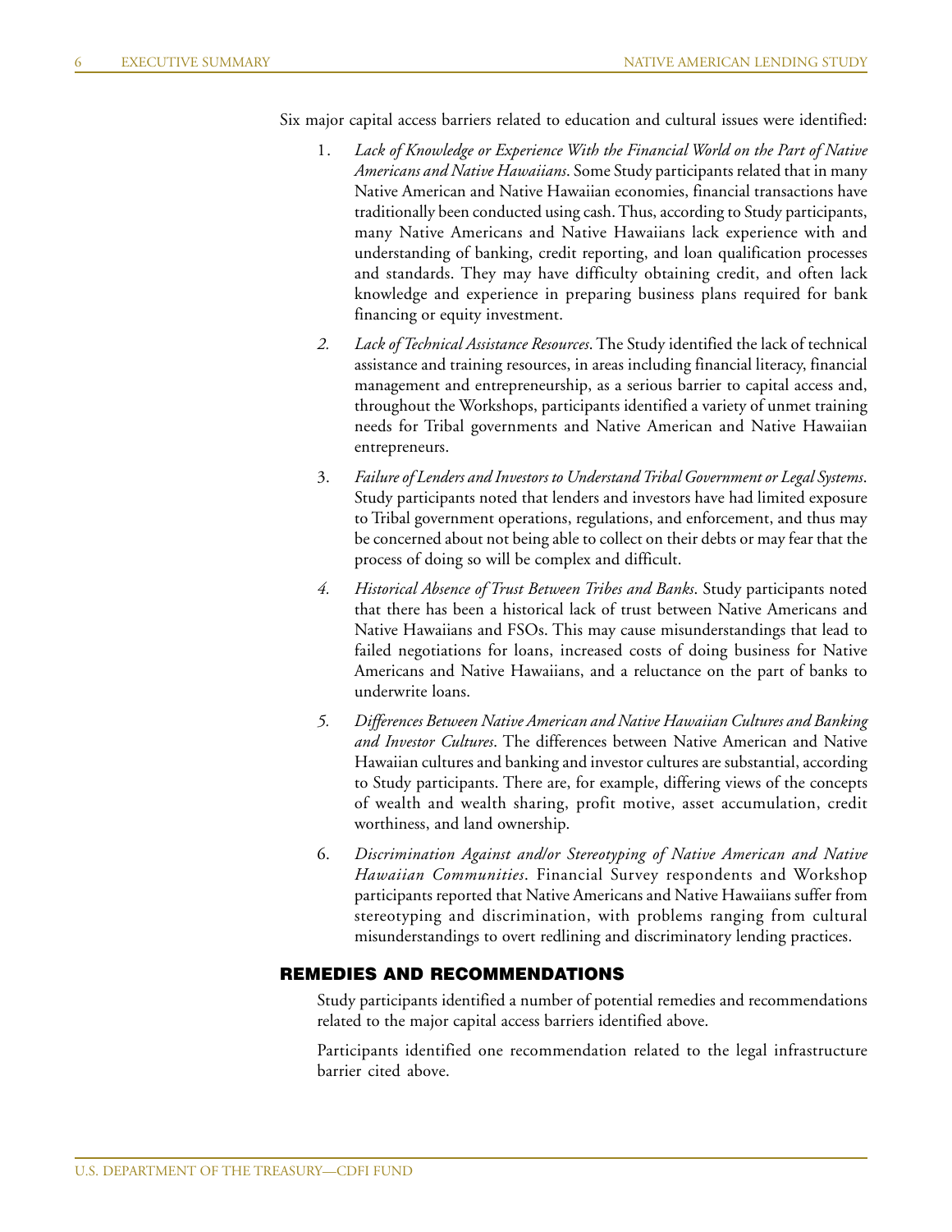Six major capital access barriers related to education and cultural issues were identified:

1. *Lack of Knowledge or Experience With the Financial World on the Part of Native Americans and Native Hawaiians*. Some Study participants related that in many Native American and Native Hawaiian economies, financial transactions have traditionally been conducted using cash. Thus, according to Study participants, many Native Americans and Native Hawaiians lack experience with and understanding of banking, credit reporting, and loan qualification processes and standards. They may have difficulty obtaining credit, and often lack knowledge and experience in preparing business plans required for bank financing or equity investment.

2. *Lack of Technical Assistance Resources*. The Study identified the lack of technical assistance and training resources, in areas including financial literacy, financial management and entrepreneurship, as a serious barrier to capital access and, throughout the Workshops, participants identified a variety of unmet training needs for Tribal governments and Native American and Native Hawaiian entrepreneurs.

3. *Failure of Lenders and Investors to Understand Tribal Government or Legal Systems*. Study participants noted that lenders and investors have had limited exposure to Tribal government operations, regulations, and enforcement, and thus may be concerned about not being able to collect on their debts or may fear that the process of doing so will be complex and difficult.

4. *Historical Absence of Trust Between Tribes and Banks*. Study participants noted that there has been a historical lack of trust between Native Americans and Native Hawaiians and FSOs. This may cause misunderstandings that lead to failed negotiations for loans, increased costs of doing business for Native Americans and Native Hawaiians, and a reluctance on the part of banks to underwrite loans.

5. *Differences Between Native American and Native Hawaiian Cultures and Banking and Investor Cultures*. The differences between Native American and Native Hawaiian cultures and banking and investor cultures are substantial, according to Study participants. There are, for example, differing views of the concepts of wealth and wealth sharing, profit motive, asset accumulation, credit worthiness, and land ownership.

6. *Discrimination Against and/or Stereotyping of Native American and Native Hawaiian Communities*. Financial Survey respondents and Workshop participants reported that Native Americans and Native Hawaiians suffer from stereotyping and discrimination, with problems ranging from cultural misunderstandings to overt redlining and discriminatory lending practices.

## REMEDIES AND RECOMMENDATIONS

Study participants identified a number of potential remedies and recommendations related to the major capital access barriers identified above.

Participants identified one recommendation related to the legal infrastructure barrier cited above.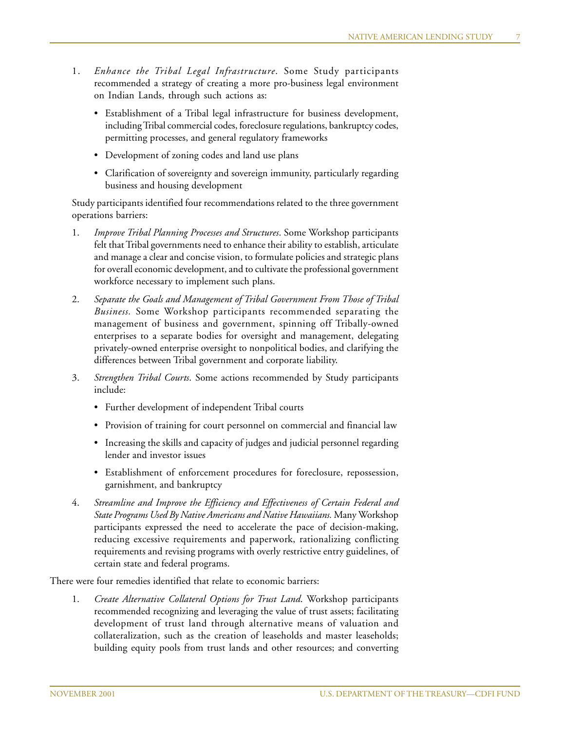1. *Enhance the Tribal Legal Infrastructure*. Some Study participants recommended a strategy of creating a more pro-business legal environment on Indian Lands, through such actions as:

   - Establishment of a Tribal legal infrastructure for business development, including Tribal commercial codes, foreclosure regulations, bankruptcy codes, permitting processes, and general regulatory frameworks
   - Development of zoning codes and land use plans
   - Clarification of sovereignty and sovereign immunity, particularly regarding business and housing development

Study participants identified four recommendations related to the three government operations barriers:

1. *Improve Tribal Planning Processes and Structures*. Some Workshop participants felt that Tribal governments need to enhance their ability to establish, articulate and manage a clear and concise vision, to formulate policies and strategic plans for overall economic development, and to cultivate the professional government workforce necessary to implement such plans.

2. *Separate the Goals and Management of Tribal Government From Those of Tribal Business*. Some Workshop participants recommended separating the management of business and government, spinning off Tribally-owned enterprises to a separate bodies for oversight and management, delegating privately-owned enterprise oversight to nonpolitical bodies, and clarifying the differences between Tribal government and corporate liability.

3. *Strengthen Tribal Courts*. Some actions recommended by Study participants include:

   - Further development of independent Tribal courts
   - Provision of training for court personnel on commercial and financial law
   - Increasing the skills and capacity of judges and judicial personnel regarding lender and investor issues
   - Establishment of enforcement procedures for foreclosure, repossession, garnishment, and bankruptcy

4. *Streamline and Improve the Efficiency and Effectiveness of Certain Federal and State Programs Used By Native Americans and Native Hawaiians.* Many Workshop participants expressed the need to accelerate the pace of decision-making, reducing excessive requirements and paperwork, rationalizing conflicting requirements and revising programs with overly restrictive entry guidelines, of certain state and federal programs.

There were four remedies identified that relate to economic barriers:

1. *Create Alternative Collateral Options for Trust Land*. Workshop participants recommended recognizing and leveraging the value of trust assets; facilitating development of trust land through alternative means of valuation and collateralization, such as the creation of leaseholds and master leaseholds; building equity pools from trust lands and other resources; and converting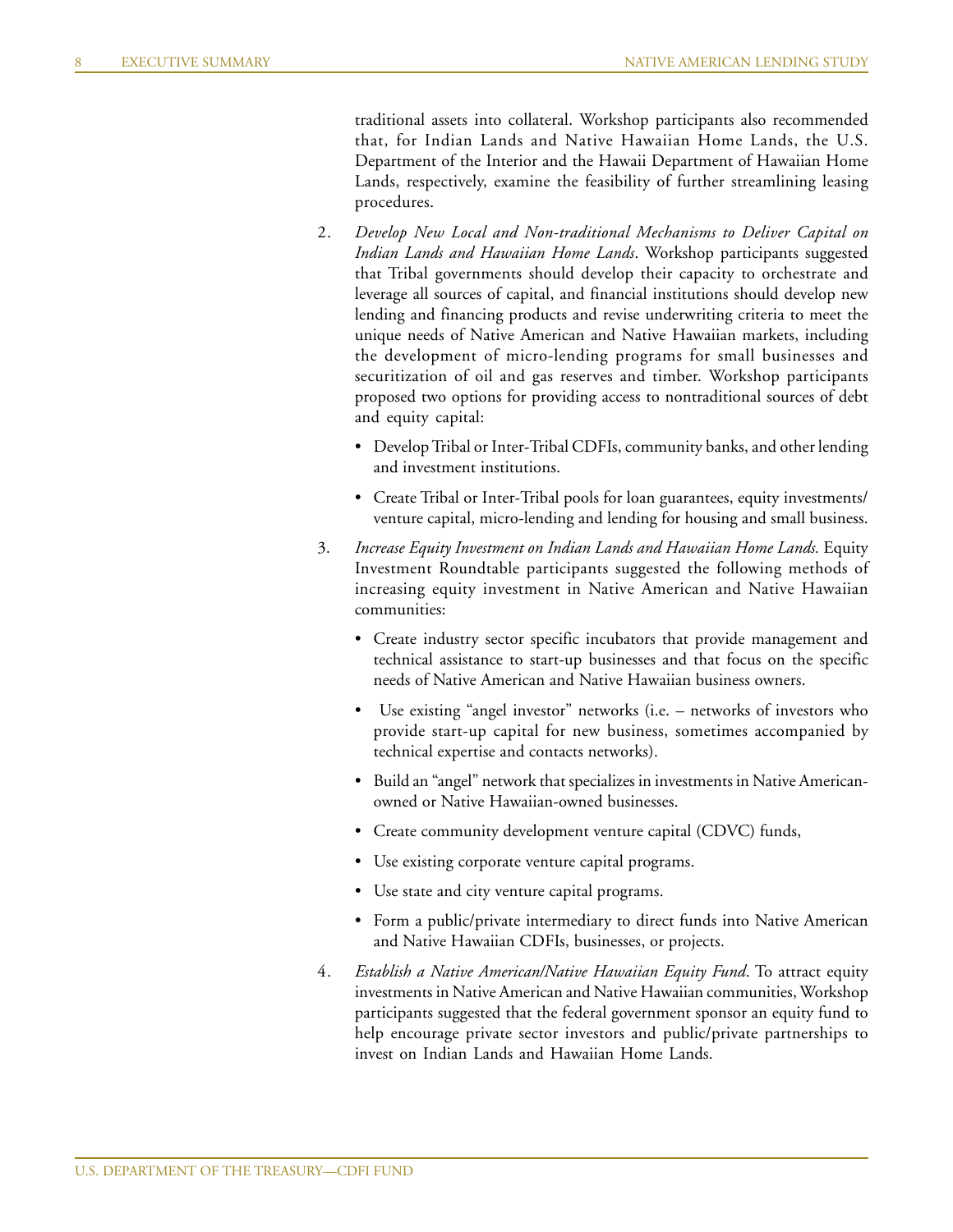traditional assets into collateral. Workshop participants also recommended that, for Indian Lands and Native Hawaiian Home Lands, the U.S. Department of the Interior and the Hawaii Department of Hawaiian Home Lands, respectively, examine the feasibility of further streamlining leasing procedures.

2. *Develop New Local and Non-traditional Mechanisms to Deliver Capital on Indian Lands and Hawaiian Home Lands*. Workshop participants suggested that Tribal governments should develop their capacity to orchestrate and leverage all sources of capital, and financial institutions should develop new lending and financing products and revise underwriting criteria to meet the unique needs of Native American and Native Hawaiian markets, including the development of micro-lending programs for small businesses and securitization of oil and gas reserves and timber. Workshop participants proposed two options for providing access to nontraditional sources of debt and equity capital:

   - Develop Tribal or Inter-Tribal CDFIs, community banks, and other lending and investment institutions.
   - Create Tribal or Inter-Tribal pools for loan guarantees, equity investments/ venture capital, micro-lending and lending for housing and small business.

3. *Increase Equity Investment on Indian Lands and Hawaiian Home Lands.* Equity Investment Roundtable participants suggested the following methods of increasing equity investment in Native American and Native Hawaiian communities:

   - Create industry sector specific incubators that provide management and technical assistance to start-up businesses and that focus on the specific needs of Native American and Native Hawaiian business owners.
   - Use existing "angel investor" networks (i.e. – networks of investors who provide start-up capital for new business, sometimes accompanied by technical expertise and contacts networks).
   - Build an "angel" network that specializes in investments in Native American-owned or Native Hawaiian-owned businesses.
   - Create community development venture capital (CDVC) funds,
   - Use existing corporate venture capital programs.
   - Use state and city venture capital programs.
   - Form a public/private intermediary to direct funds into Native American and Native Hawaiian CDFIs, businesses, or projects.

4. *Establish a Native American/Native Hawaiian Equity Fund*. To attract equity investments in Native American and Native Hawaiian communities, Workshop participants suggested that the federal government sponsor an equity fund to help encourage private sector investors and public/private partnerships to invest on Indian Lands and Hawaiian Home Lands.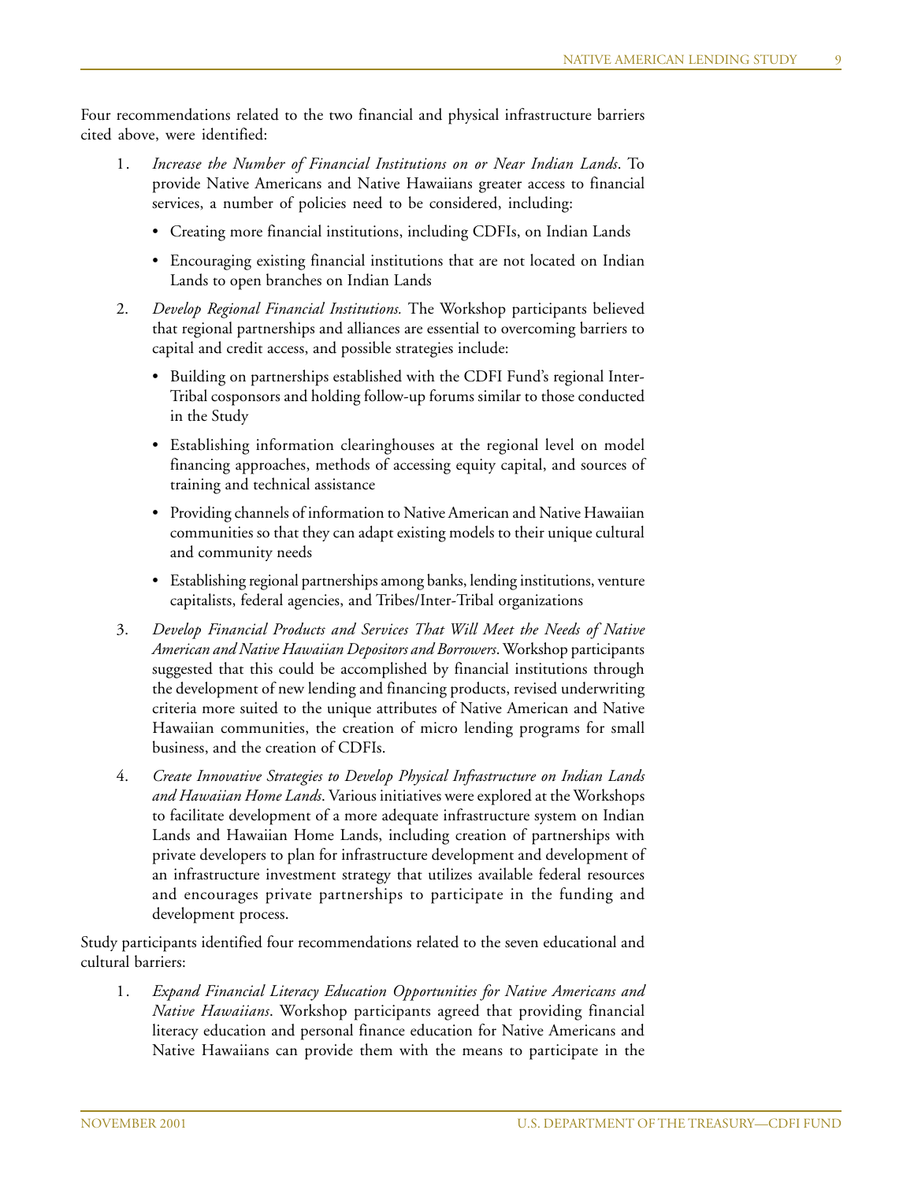Four recommendations related to the two financial and physical infrastructure barriers cited above, were identified:

1. *Increase the Number of Financial Institutions on or Near Indian Lands*. To provide Native Americans and Native Hawaiians greater access to financial services, a number of policies need to be considered, including:

   - Creating more financial institutions, including CDFIs, on Indian Lands
   - Encouraging existing financial institutions that are not located on Indian Lands to open branches on Indian Lands

2. *Develop Regional Financial Institutions.* The Workshop participants believed that regional partnerships and alliances are essential to overcoming barriers to capital and credit access, and possible strategies include:

   - Building on partnerships established with the CDFI Fund's regional Inter-Tribal cosponsors and holding follow-up forums similar to those conducted in the Study
   - Establishing information clearinghouses at the regional level on model financing approaches, methods of accessing equity capital, and sources of training and technical assistance
   - Providing channels of information to Native American and Native Hawaiian communities so that they can adapt existing models to their unique cultural and community needs
   - Establishing regional partnerships among banks, lending institutions, venture capitalists, federal agencies, and Tribes/Inter-Tribal organizations

3. *Develop Financial Products and Services That Will Meet the Needs of Native American and Native Hawaiian Depositors and Borrowers*. Workshop participants suggested that this could be accomplished by financial institutions through the development of new lending and financing products, revised underwriting criteria more suited to the unique attributes of Native American and Native Hawaiian communities, the creation of micro lending programs for small business, and the creation of CDFIs.

4. *Create Innovative Strategies to Develop Physical Infrastructure on Indian Lands and Hawaiian Home Lands*. Various initiatives were explored at the Workshops to facilitate development of a more adequate infrastructure system on Indian Lands and Hawaiian Home Lands, including creation of partnerships with private developers to plan for infrastructure development and development of an infrastructure investment strategy that utilizes available federal resources and encourages private partnerships to participate in the funding and development process.

Study participants identified four recommendations related to the seven educational and cultural barriers:

1. *Expand Financial Literacy Education Opportunities for Native Americans and Native Hawaiians*. Workshop participants agreed that providing financial literacy education and personal finance education for Native Americans and Native Hawaiians can provide them with the means to participate in the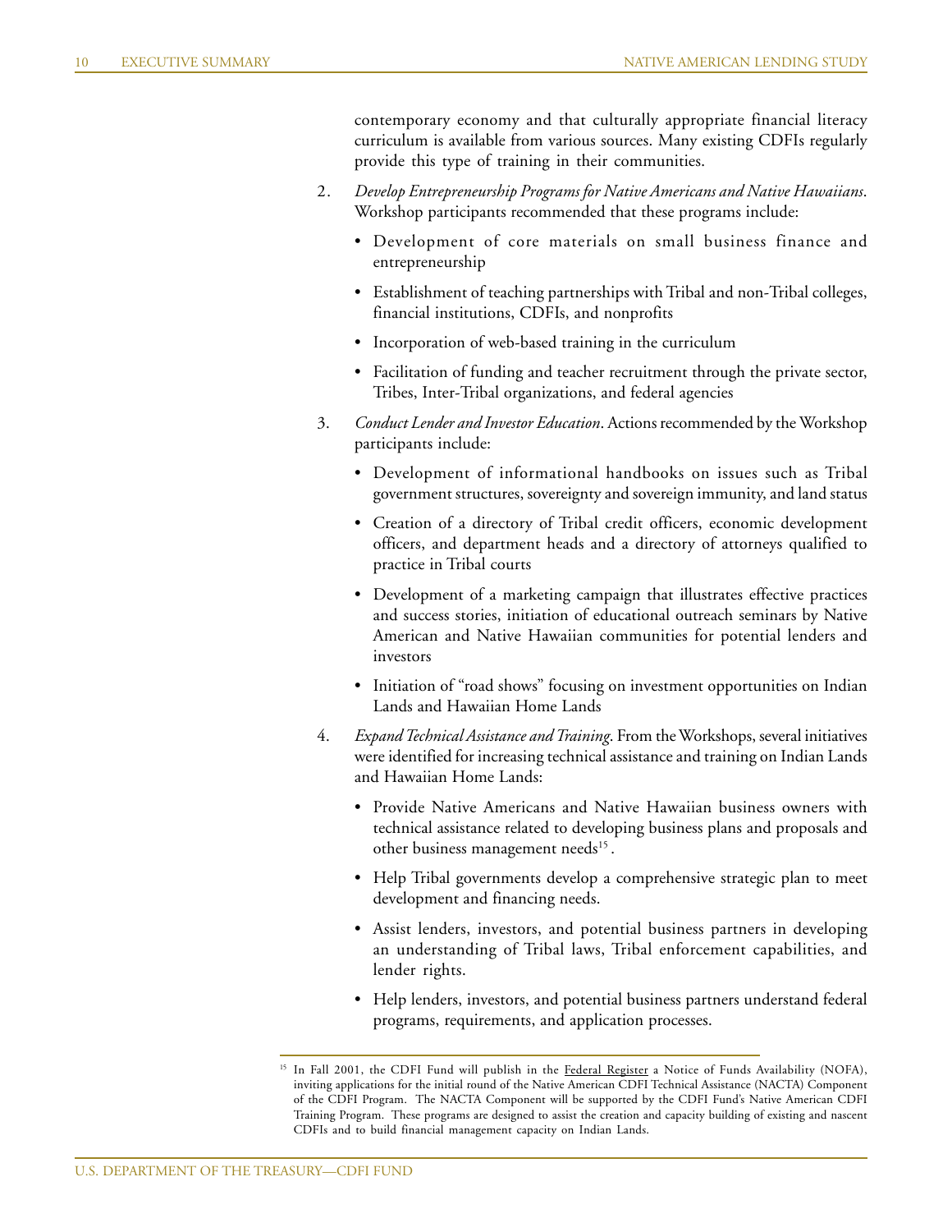contemporary economy and that culturally appropriate financial literacy curriculum is available from various sources. Many existing CDFIs regularly provide this type of training in their communities.

2. *Develop Entrepreneurship Programs for Native Americans and Native Hawaiians*. Workshop participants recommended that these programs include:

   - Development of core materials on small business finance and entrepreneurship
   - Establishment of teaching partnerships with Tribal and non-Tribal colleges, financial institutions, CDFIs, and nonprofits
   - Incorporation of web-based training in the curriculum
   - Facilitation of funding and teacher recruitment through the private sector, Tribes, Inter-Tribal organizations, and federal agencies

3. *Conduct Lender and Investor Education*. Actions recommended by the Workshop participants include:

   - Development of informational handbooks on issues such as Tribal government structures, sovereignty and sovereign immunity, and land status
   - Creation of a directory of Tribal credit officers, economic development officers, and department heads and a directory of attorneys qualified to practice in Tribal courts
   - Development of a marketing campaign that illustrates effective practices and success stories, initiation of educational outreach seminars by Native American and Native Hawaiian communities for potential lenders and investors
   - Initiation of "road shows" focusing on investment opportunities on Indian Lands and Hawaiian Home Lands

4. *Expand Technical Assistance and Training*. From the Workshops, several initiatives were identified for increasing technical assistance and training on Indian Lands and Hawaiian Home Lands:

   - Provide Native Americans and Native Hawaiian business owners with technical assistance related to developing business plans and proposals and other business management needs[15].
   - Help Tribal governments develop a comprehensive strategic plan to meet development and financing needs.
   - Assist lenders, investors, and potential business partners in developing an understanding of Tribal laws, Tribal enforcement capabilities, and lender rights.
   - Help lenders, investors, and potential business partners understand federal programs, requirements, and application processes.

---

[15] In Fall 2001, the CDFI Fund will publish in the Federal Register a Notice of Funds Availability (NOFA), inviting applications for the initial round of the Native American CDFI Technical Assistance (NACTA) Component of the CDFI Program. The NACTA Component will be supported by the CDFI Fund's Native American CDFI Training Program. These programs are designed to assist the creation and capacity building of existing and nascent CDFIs and to build financial management capacity on Indian Lands.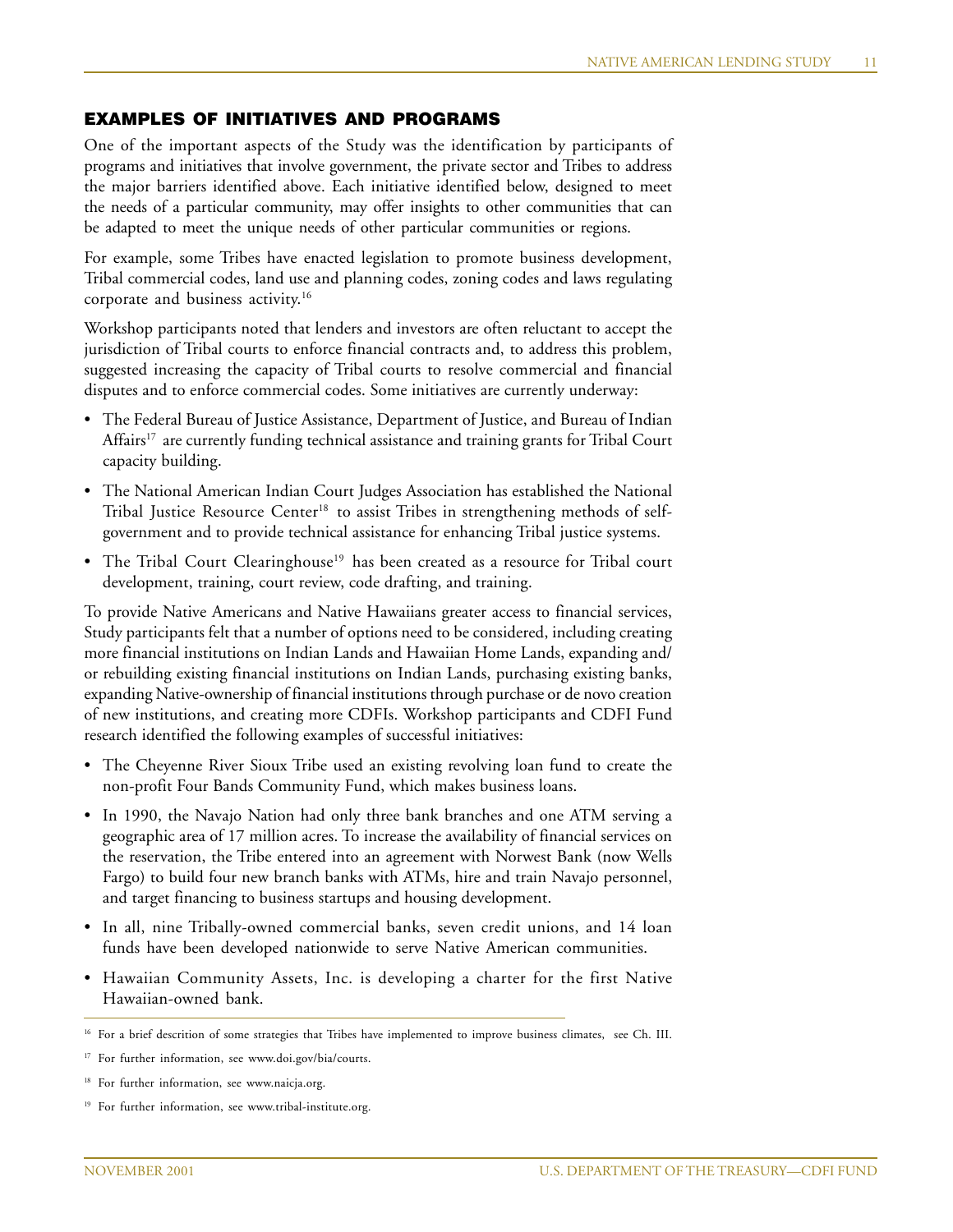## EXAMPLES OF INITIATIVES AND PROGRAMS

One of the important aspects of the Study was the identification by participants of programs and initiatives that involve government, the private sector and Tribes to address the major barriers identified above. Each initiative identified below, designed to meet the needs of a particular community, may offer insights to other communities that can be adapted to meet the unique needs of other particular communities or regions.

For example, some Tribes have enacted legislation to promote business development, Tribal commercial codes, land use and planning codes, zoning codes and laws regulating corporate and business activity.[16]

Workshop participants noted that lenders and investors are often reluctant to accept the jurisdiction of Tribal courts to enforce financial contracts and, to address this problem, suggested increasing the capacity of Tribal courts to resolve commercial and financial disputes and to enforce commercial codes. Some initiatives are currently underway:

- The Federal Bureau of Justice Assistance, Department of Justice, and Bureau of Indian Affairs[17] are currently funding technical assistance and training grants for Tribal Court capacity building.
- The National American Indian Court Judges Association has established the National Tribal Justice Resource Center[18] to assist Tribes in strengthening methods of self-government and to provide technical assistance for enhancing Tribal justice systems.
- The Tribal Court Clearinghouse[19] has been created as a resource for Tribal court development, training, court review, code drafting, and training.

To provide Native Americans and Native Hawaiians greater access to financial services, Study participants felt that a number of options need to be considered, including creating more financial institutions on Indian Lands and Hawaiian Home Lands, expanding and/or rebuilding existing financial institutions on Indian Lands, purchasing existing banks, expanding Native-ownership of financial institutions through purchase or de novo creation of new institutions, and creating more CDFIs. Workshop participants and CDFI Fund research identified the following examples of successful initiatives:

- The Cheyenne River Sioux Tribe used an existing revolving loan fund to create the non-profit Four Bands Community Fund, which makes business loans.
- In 1990, the Navajo Nation had only three bank branches and one ATM serving a geographic area of 17 million acres. To increase the availability of financial services on the reservation, the Tribe entered into an agreement with Norwest Bank (now Wells Fargo) to build four new branch banks with ATMs, hire and train Navajo personnel, and target financing to business startups and housing development.
- In all, nine Tribally-owned commercial banks, seven credit unions, and 14 loan funds have been developed nationwide to serve Native American communities.
- Hawaiian Community Assets, Inc. is developing a charter for the first Native Hawaiian-owned bank.

---

[16] For a brief descrition of some strategies that Tribes have implemented to improve business climates, see Ch. III.

[17] For further information, see www.doi.gov/bia/courts.

[18] For further information, see www.naicja.org.

[19] For further information, see www.tribal-institute.org.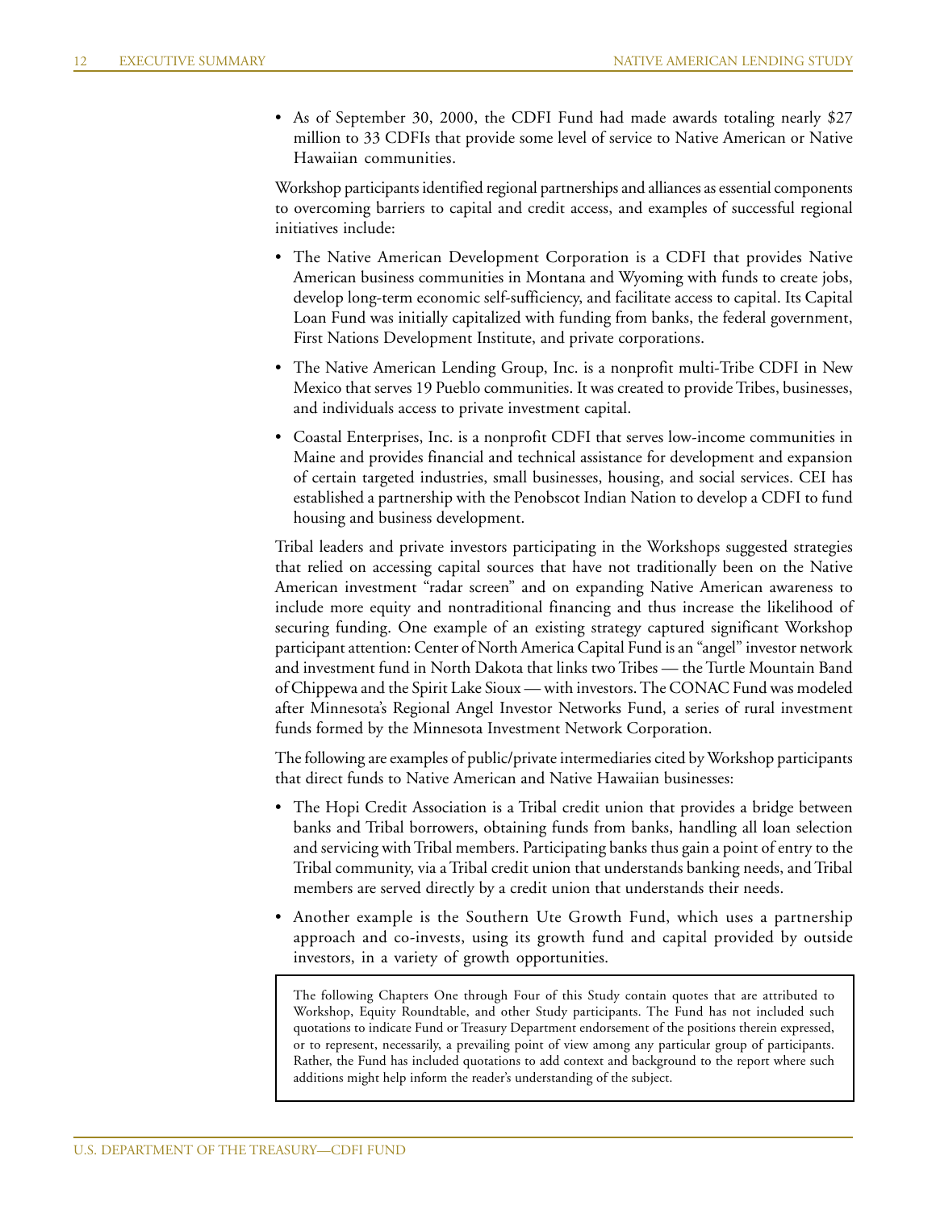- As of September 30, 2000, the CDFI Fund had made awards totaling nearly $27 million to 33 CDFIs that provide some level of service to Native American or Native Hawaiian communities.

Workshop participants identified regional partnerships and alliances as essential components to overcoming barriers to capital and credit access, and examples of successful regional initiatives include:

- The Native American Development Corporation is a CDFI that provides Native American business communities in Montana and Wyoming with funds to create jobs, develop long-term economic self-sufficiency, and facilitate access to capital. Its Capital Loan Fund was initially capitalized with funding from banks, the federal government, First Nations Development Institute, and private corporations.
- The Native American Lending Group, Inc. is a nonprofit multi-Tribe CDFI in New Mexico that serves 19 Pueblo communities. It was created to provide Tribes, businesses, and individuals access to private investment capital.
- Coastal Enterprises, Inc. is a nonprofit CDFI that serves low-income communities in Maine and provides financial and technical assistance for development and expansion of certain targeted industries, small businesses, housing, and social services. CEI has established a partnership with the Penobscot Indian Nation to develop a CDFI to fund housing and business development.

Tribal leaders and private investors participating in the Workshops suggested strategies that relied on accessing capital sources that have not traditionally been on the Native American investment "radar screen" and on expanding Native American awareness to include more equity and nontraditional financing and thus increase the likelihood of securing funding. One example of an existing strategy captured significant Workshop participant attention: Center of North America Capital Fund is an "angel" investor network and investment fund in North Dakota that links two Tribes — the Turtle Mountain Band of Chippewa and the Spirit Lake Sioux — with investors. The CONAC Fund was modeled after Minnesota's Regional Angel Investor Networks Fund, a series of rural investment funds formed by the Minnesota Investment Network Corporation.

The following are examples of public/private intermediaries cited by Workshop participants that direct funds to Native American and Native Hawaiian businesses:

- The Hopi Credit Association is a Tribal credit union that provides a bridge between banks and Tribal borrowers, obtaining funds from banks, handling all loan selection and servicing with Tribal members. Participating banks thus gain a point of entry to the Tribal community, via a Tribal credit union that understands banking needs, and Tribal members are served directly by a credit union that understands their needs.
- Another example is the Southern Ute Growth Fund, which uses a partnership approach and co-invests, using its growth fund and capital provided by outside investors, in a variety of growth opportunities.

> The following Chapters One through Four of this Study contain quotes that are attributed to Workshop, Equity Roundtable, and other Study participants. The Fund has not included such quotations to indicate Fund or Treasury Department endorsement of the positions therein expressed, or to represent, necessarily, a prevailing point of view among any particular group of participants. Rather, the Fund has included quotations to add context and background to the report where such additions might help inform the reader's understanding of the subject.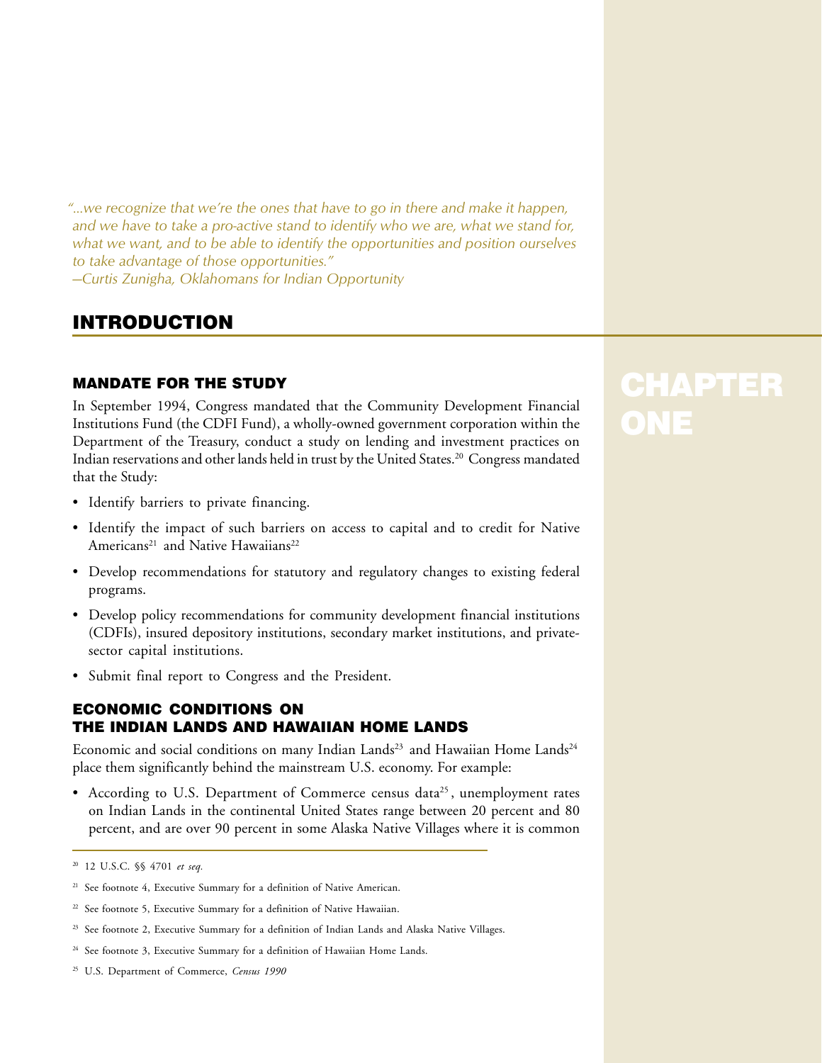*"...we recognize that we're the ones that have to go in there and make it happen, and we have to take a pro-active stand to identify who we are, what we stand for, what we want, and to be able to identify the opportunities and position ourselves to take advantage of those opportunities."*
*—Curtis Zunigha, Oklahomans for Indian Opportunity*

# CHAPTER ONE

## INTRODUCTION

### MANDATE FOR THE STUDY

In September 1994, Congress mandated that the Community Development Financial Institutions Fund (the CDFI Fund), a wholly-owned government corporation within the Department of the Treasury, conduct a study on lending and investment practices on Indian reservations and other lands held in trust by the United States.[20] Congress mandated that the Study:

- Identify barriers to private financing.
- Identify the impact of such barriers on access to capital and to credit for Native Americans[21] and Native Hawaiians[22]
- Develop recommendations for statutory and regulatory changes to existing federal programs.
- Develop policy recommendations for community development financial institutions (CDFIs), insured depository institutions, secondary market institutions, and private-sector capital institutions.
- Submit final report to Congress and the President.

### ECONOMIC CONDITIONS ON THE INDIAN LANDS AND HAWAIIAN HOME LANDS

Economic and social conditions on many Indian Lands[23] and Hawaiian Home Lands[24] place them significantly behind the mainstream U.S. economy. For example:

- According to U.S. Department of Commerce census data[25], unemployment rates on Indian Lands in the continental United States range between 20 percent and 80 percent, and are over 90 percent in some Alaska Native Villages where it is common

---

[20] 12 U.S.C. §§ 4701 *et seq.*

[21] See footnote 4, Executive Summary for a definition of Native American.

[22] See footnote 5, Executive Summary for a definition of Native Hawaiian.

[23] See footnote 2, Executive Summary for a definition of Indian Lands and Alaska Native Villages.

[24] See footnote 3, Executive Summary for a definition of Hawaiian Home Lands.

[25] U.S. Department of Commerce, *Census 1990*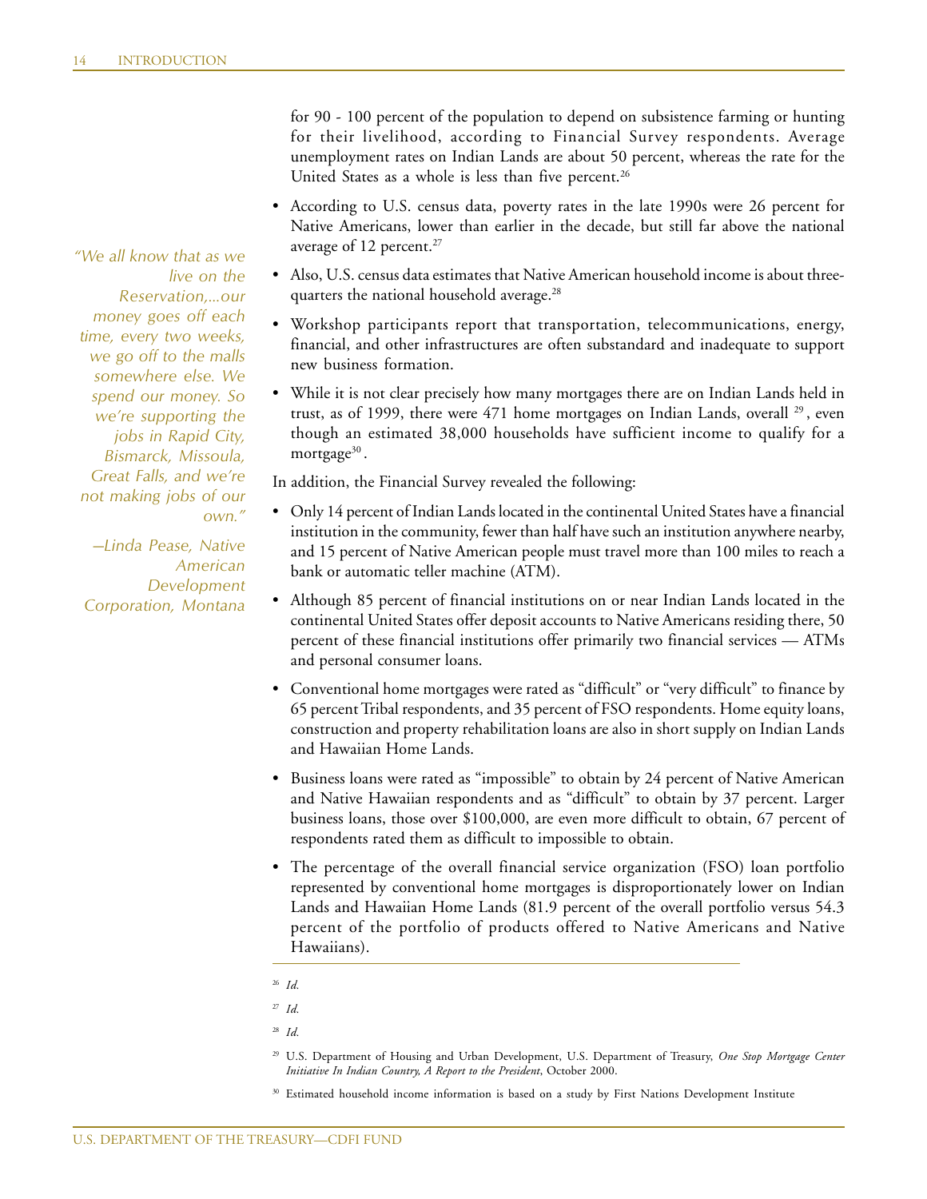for 90 - 100 percent of the population to depend on subsistence farming or hunting for their livelihood, according to Financial Survey respondents. Average unemployment rates on Indian Lands are about 50 percent, whereas the rate for the United States as a whole is less than five percent.[26]

- According to U.S. census data, poverty rates in the late 1990s were 26 percent for Native Americans, lower than earlier in the decade, but still far above the national average of 12 percent.[27]
- Also, U.S. census data estimates that Native American household income is about three-quarters the national household average.[28]
- Workshop participants report that transportation, telecommunications, energy, financial, and other infrastructures are often substandard and inadequate to support new business formation.
- While it is not clear precisely how many mortgages there are on Indian Lands held in trust, as of 1999, there were 471 home mortgages on Indian Lands, overall [29], even though an estimated 38,000 households have sufficient income to qualify for a mortgage[30].

*"We all know that as we live on the Reservation,...our money goes off each time, every two weeks, we go off to the malls somewhere else. We spend our money. So we're supporting the jobs in Rapid City, Bismarck, Missoula, Great Falls, and we're not making jobs of our own."*

*—Linda Pease, Native American Development Corporation, Montana*

In addition, the Financial Survey revealed the following:

- Only 14 percent of Indian Lands located in the continental United States have a financial institution in the community, fewer than half have such an institution anywhere nearby, and 15 percent of Native American people must travel more than 100 miles to reach a bank or automatic teller machine (ATM).
- Although 85 percent of financial institutions on or near Indian Lands located in the continental United States offer deposit accounts to Native Americans residing there, 50 percent of these financial institutions offer primarily two financial services — ATMs and personal consumer loans.
- Conventional home mortgages were rated as "difficult" or "very difficult" to finance by 65 percent Tribal respondents, and 35 percent of FSO respondents. Home equity loans, construction and property rehabilitation loans are also in short supply on Indian Lands and Hawaiian Home Lands.
- Business loans were rated as "impossible" to obtain by 24 percent of Native American and Native Hawaiian respondents and as "difficult" to obtain by 37 percent. Larger business loans, those over $100,000, are even more difficult to obtain, 67 percent of respondents rated them as difficult to impossible to obtain.
- The percentage of the overall financial service organization (FSO) loan portfolio represented by conventional home mortgages is disproportionately lower on Indian Lands and Hawaiian Home Lands (81.9 percent of the overall portfolio versus 54.3 percent of the portfolio of products offered to Native Americans and Native Hawaiians).

---

[26] *Id.*

[27] *Id.*

[28] *Id.*

[29] U.S. Department of Housing and Urban Development, U.S. Department of Treasury, *One Stop Mortgage Center Initiative In Indian Country, A Report to the President*, October 2000.

[30] Estimated household income information is based on a study by First Nations Development Institute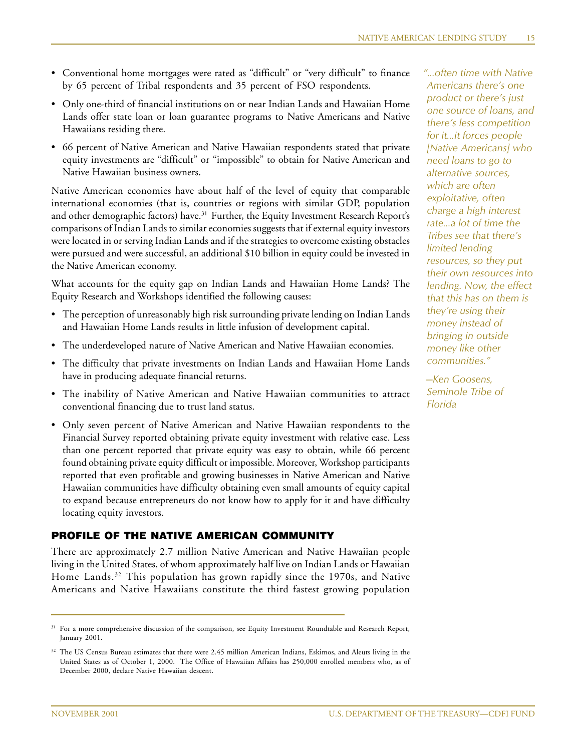- Conventional home mortgages were rated as "difficult" or "very difficult" to finance by 65 percent of Tribal respondents and 35 percent of FSO respondents.
- Only one-third of financial institutions on or near Indian Lands and Hawaiian Home Lands offer state loan or loan guarantee programs to Native Americans and Native Hawaiians residing there.
- 66 percent of Native American and Native Hawaiian respondents stated that private equity investments are "difficult" or "impossible" to obtain for Native American and Native Hawaiian business owners.

Native American economies have about half of the level of equity that comparable international economies (that is, countries or regions with similar GDP, population and other demographic factors) have.[31] Further, the Equity Investment Research Report's comparisons of Indian Lands to similar economies suggests that if external equity investors were located in or serving Indian Lands and if the strategies to overcome existing obstacles were pursued and were successful, an additional $10 billion in equity could be invested in the Native American economy.

What accounts for the equity gap on Indian Lands and Hawaiian Home Lands? The Equity Research and Workshops identified the following causes:

- The perception of unreasonably high risk surrounding private lending on Indian Lands and Hawaiian Home Lands results in little infusion of development capital.
- The underdeveloped nature of Native American and Native Hawaiian economies.
- The difficulty that private investments on Indian Lands and Hawaiian Home Lands have in producing adequate financial returns.
- The inability of Native American and Native Hawaiian communities to attract conventional financing due to trust land status.
- Only seven percent of Native American and Native Hawaiian respondents to the Financial Survey reported obtaining private equity investment with relative ease. Less than one percent reported that private equity was easy to obtain, while 66 percent found obtaining private equity difficult or impossible. Moreover, Workshop participants reported that even profitable and growing businesses in Native American and Native Hawaiian communities have difficulty obtaining even small amounts of equity capital to expand because entrepreneurs do not know how to apply for it and have difficulty locating equity investors.

*"...often time with Native Americans there's one product or there's just one source of loans, and there's less competition for it...it forces people [Native Americans] who need loans to go to alternative sources, which are often exploitative, often charge a high interest rate...a lot of time the Tribes see that there's limited lending resources, so they put their own resources into lending. Now, the effect that this has on them is they're using their money instead of bringing in outside money like other communities."*

*—Ken Goosens, Seminole Tribe of Florida*

## PROFILE OF THE NATIVE AMERICAN COMMUNITY

There are approximately 2.7 million Native American and Native Hawaiian people living in the United States, of whom approximately half live on Indian Lands or Hawaiian Home Lands.[32] This population has grown rapidly since the 1970s, and Native Americans and Native Hawaiians constitute the third fastest growing population

---

[31] For a more comprehensive discussion of the comparison, see Equity Investment Roundtable and Research Report, January 2001.

[32] The US Census Bureau estimates that there were 2.45 million American Indians, Eskimos, and Aleuts living in the United States as of October 1, 2000. The Office of Hawaiian Affairs has 250,000 enrolled members who, as of December 2000, declare Native Hawaiian descent.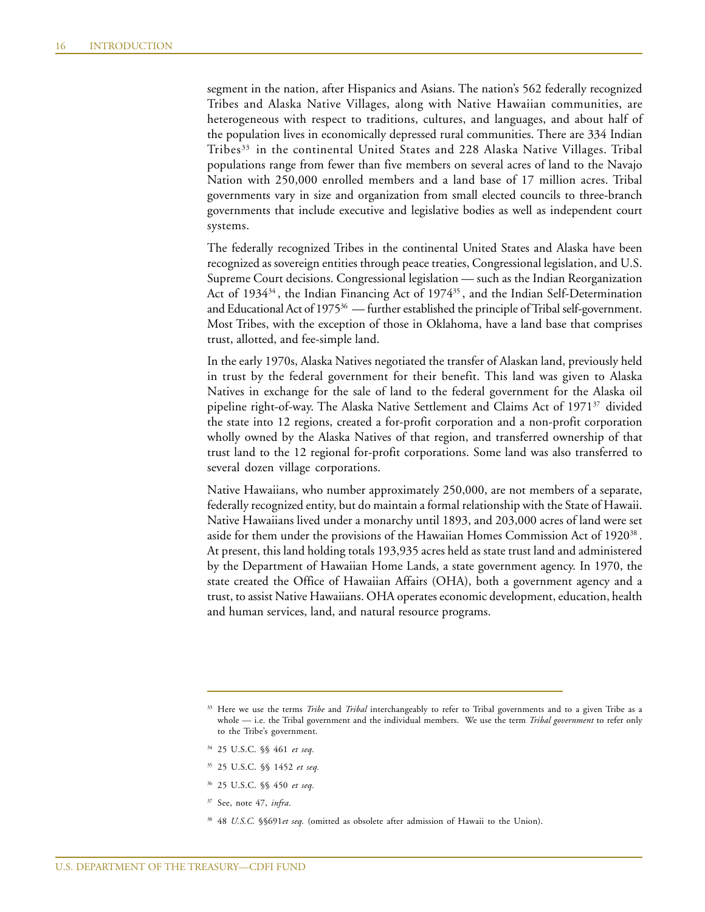segment in the nation, after Hispanics and Asians. The nation's 562 federally recognized Tribes and Alaska Native Villages, along with Native Hawaiian communities, are heterogeneous with respect to traditions, cultures, and languages, and about half of the population lives in economically depressed rural communities. There are 334 Indian Tribes[33] in the continental United States and 228 Alaska Native Villages. Tribal populations range from fewer than five members on several acres of land to the Navajo Nation with 250,000 enrolled members and a land base of 17 million acres. Tribal governments vary in size and organization from small elected councils to three-branch governments that include executive and legislative bodies as well as independent court systems.

The federally recognized Tribes in the continental United States and Alaska have been recognized as sovereign entities through peace treaties, Congressional legislation, and U.S. Supreme Court decisions. Congressional legislation — such as the Indian Reorganization Act of 1934[34], the Indian Financing Act of 1974[35], and the Indian Self-Determination and Educational Act of 1975[36] — further established the principle of Tribal self-government. Most Tribes, with the exception of those in Oklahoma, have a land base that comprises trust, allotted, and fee-simple land.

In the early 1970s, Alaska Natives negotiated the transfer of Alaskan land, previously held in trust by the federal government for their benefit. This land was given to Alaska Natives in exchange for the sale of land to the federal government for the Alaska oil pipeline right-of-way. The Alaska Native Settlement and Claims Act of 1971[37] divided the state into 12 regions, created a for-profit corporation and a non-profit corporation wholly owned by the Alaska Natives of that region, and transferred ownership of that trust land to the 12 regional for-profit corporations. Some land was also transferred to several dozen village corporations.

Native Hawaiians, who number approximately 250,000, are not members of a separate, federally recognized entity, but do maintain a formal relationship with the State of Hawaii. Native Hawaiians lived under a monarchy until 1893, and 203,000 acres of land were set aside for them under the provisions of the Hawaiian Homes Commission Act of 1920[38]. At present, this land holding totals 193,935 acres held as state trust land and administered by the Department of Hawaiian Home Lands, a state government agency. In 1970, the state created the Office of Hawaiian Affairs (OHA), both a government agency and a trust, to assist Native Hawaiians. OHA operates economic development, education, health and human services, land, and natural resource programs.

---

[33] Here we use the terms *Tribe* and *Tribal* interchangeably to refer to Tribal governments and to a given Tribe as a whole — i.e. the Tribal government and the individual members. We use the term *Tribal government* to refer only to the Tribe's government.

[34] 25 U.S.C. §§ 461 *et seq.*

[35] 25 U.S.C. §§ 1452 *et seq.*

[36] 25 U.S.C. §§ 450 *et seq.*

[37] See, note 47, *infra*.

[38] 48 *U.S.C.* §§691*et seq.* (omitted as obsolete after admission of Hawaii to the Union).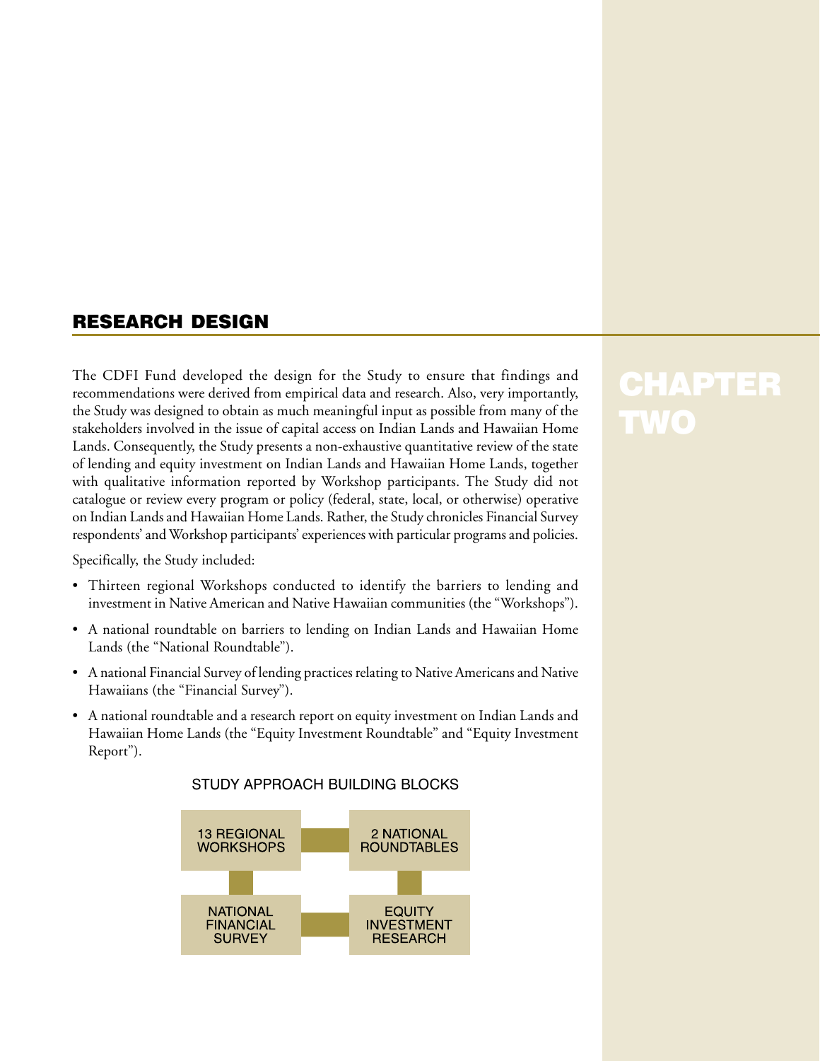# CHAPTER TWO

## RESEARCH DESIGN

The CDFI Fund developed the design for the Study to ensure that findings and recommendations were derived from empirical data and research. Also, very importantly, the Study was designed to obtain as much meaningful input as possible from many of the stakeholders involved in the issue of capital access on Indian Lands and Hawaiian Home Lands. Consequently, the Study presents a non-exhaustive quantitative review of the state of lending and equity investment on Indian Lands and Hawaiian Home Lands, together with qualitative information reported by Workshop participants. The Study did not catalogue or review every program or policy (federal, state, local, or otherwise) operative on Indian Lands and Hawaiian Home Lands. Rather, the Study chronicles Financial Survey respondents' and Workshop participants' experiences with particular programs and policies.

Specifically, the Study included:

- Thirteen regional Workshops conducted to identify the barriers to lending and investment in Native American and Native Hawaiian communities (the "Workshops").
- A national roundtable on barriers to lending on Indian Lands and Hawaiian Home Lands (the "National Roundtable").
- A national Financial Survey of lending practices relating to Native Americans and Native Hawaiians (the "Financial Survey").
- A national roundtable and a research report on equity investment on Indian Lands and Hawaiian Home Lands (the "Equity Investment Roundtable" and "Equity Investment Report").

STUDY APPROACH BUILDING BLOCKS

13 REGIONAL WORKSHOPS

2 NATIONAL ROUNDTABLES

NATIONAL FINANCIAL SURVEY

EQUITY INVESTMENT RESEARCH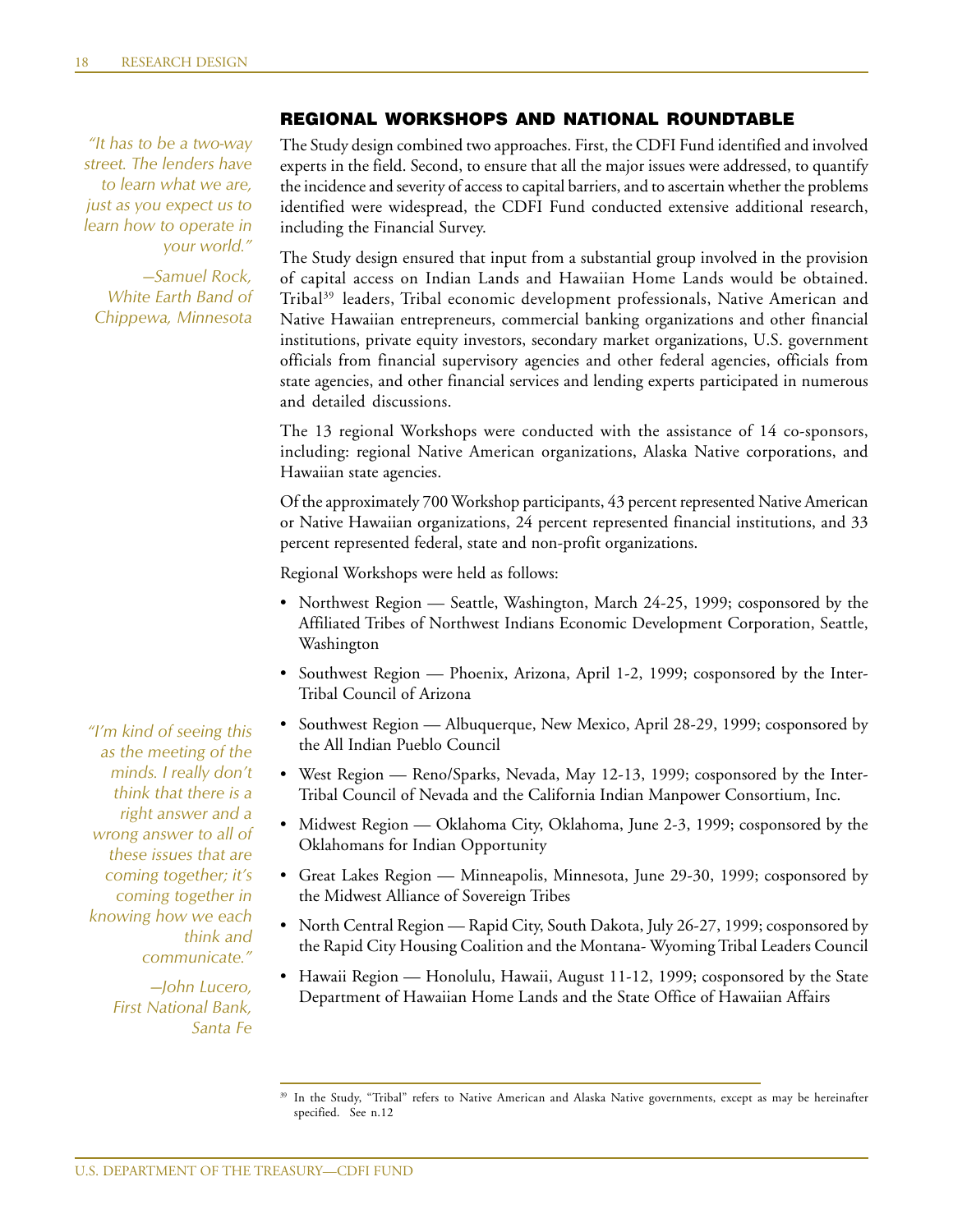## REGIONAL WORKSHOPS AND NATIONAL ROUNDTABLE

*"It has to be a two-way street. The lenders have to learn what we are, just as you expect us to learn how to operate in your world."*

*—Samuel Rock, White Earth Band of Chippewa, Minnesota*

The Study design combined two approaches. First, the CDFI Fund identified and involved experts in the field. Second, to ensure that all the major issues were addressed, to quantify the incidence and severity of access to capital barriers, and to ascertain whether the problems identified were widespread, the CDFI Fund conducted extensive additional research, including the Financial Survey.

The Study design ensured that input from a substantial group involved in the provision of capital access on Indian Lands and Hawaiian Home Lands would be obtained. Tribal[39] leaders, Tribal economic development professionals, Native American and Native Hawaiian entrepreneurs, commercial banking organizations and other financial institutions, private equity investors, secondary market organizations, U.S. government officials from financial supervisory agencies and other federal agencies, officials from state agencies, and other financial services and lending experts participated in numerous and detailed discussions.

The 13 regional Workshops were conducted with the assistance of 14 co-sponsors, including: regional Native American organizations, Alaska Native corporations, and Hawaiian state agencies.

Of the approximately 700 Workshop participants, 43 percent represented Native American or Native Hawaiian organizations, 24 percent represented financial institutions, and 33 percent represented federal, state and non-profit organizations.

Regional Workshops were held as follows:

- Northwest Region — Seattle, Washington, March 24-25, 1999; cosponsored by the Affiliated Tribes of Northwest Indians Economic Development Corporation, Seattle, Washington
- Southwest Region — Phoenix, Arizona, April 1-2, 1999; cosponsored by the Inter-Tribal Council of Arizona
- Southwest Region — Albuquerque, New Mexico, April 28-29, 1999; cosponsored by the All Indian Pueblo Council
- West Region — Reno/Sparks, Nevada, May 12-13, 1999; cosponsored by the Inter-Tribal Council of Nevada and the California Indian Manpower Consortium, Inc.
- Midwest Region — Oklahoma City, Oklahoma, June 2-3, 1999; cosponsored by the Oklahomans for Indian Opportunity
- Great Lakes Region — Minneapolis, Minnesota, June 29-30, 1999; cosponsored by the Midwest Alliance of Sovereign Tribes
- North Central Region — Rapid City, South Dakota, July 26-27, 1999; cosponsored by the Rapid City Housing Coalition and the Montana- Wyoming Tribal Leaders Council
- Hawaii Region — Honolulu, Hawaii, August 11-12, 1999; cosponsored by the State Department of Hawaiian Home Lands and the State Office of Hawaiian Affairs

*"I'm kind of seeing this as the meeting of the minds. I really don't think that there is a right answer and a wrong answer to all of these issues that are coming together; it's coming together in knowing how we each think and communicate."*

*—John Lucero, First National Bank, Santa Fe*

[39] In the Study, "Tribal" refers to Native American and Alaska Native governments, except as may be hereinafter specified. See n.12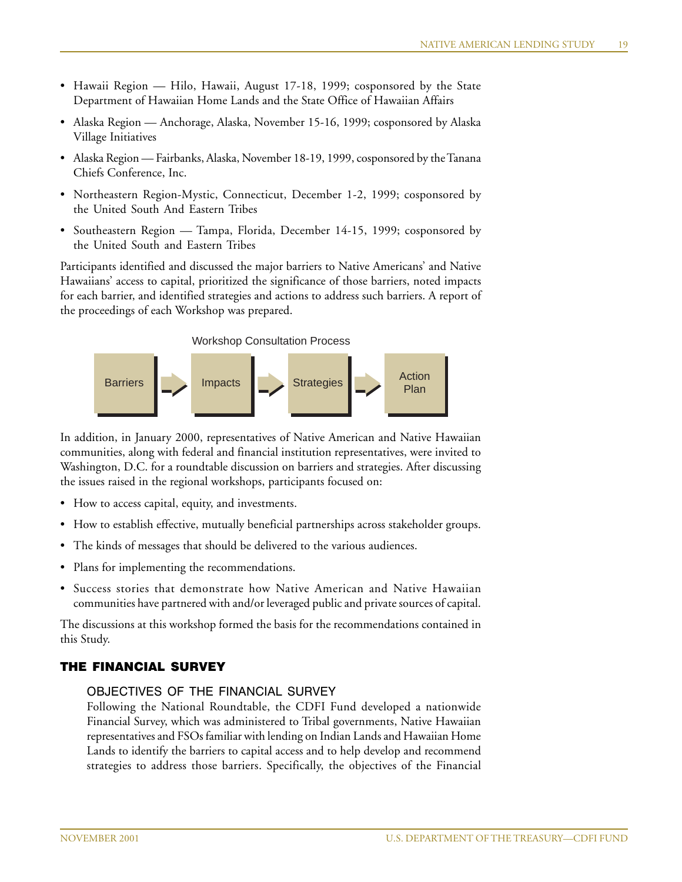- Hawaii Region — Hilo, Hawaii, August 17-18, 1999; cosponsored by the State Department of Hawaiian Home Lands and the State Office of Hawaiian Affairs
- Alaska Region — Anchorage, Alaska, November 15-16, 1999; cosponsored by Alaska Village Initiatives
- Alaska Region — Fairbanks, Alaska, November 18-19, 1999, cosponsored by the Tanana Chiefs Conference, Inc.
- Northeastern Region-Mystic, Connecticut, December 1-2, 1999; cosponsored by the United South And Eastern Tribes
- Southeastern Region — Tampa, Florida, December 14-15, 1999; cosponsored by the United South and Eastern Tribes

Participants identified and discussed the major barriers to Native Americans' and Native Hawaiians' access to capital, prioritized the significance of those barriers, noted impacts for each barrier, and identified strategies and actions to address such barriers. A report of the proceedings of each Workshop was prepared.

Workshop Consultation Process

Barriers → Impacts → Strategies → Action Plan

In addition, in January 2000, representatives of Native American and Native Hawaiian communities, along with federal and financial institution representatives, were invited to Washington, D.C. for a roundtable discussion on barriers and strategies. After discussing the issues raised in the regional workshops, participants focused on:

- How to access capital, equity, and investments.
- How to establish effective, mutually beneficial partnerships across stakeholder groups.
- The kinds of messages that should be delivered to the various audiences.
- Plans for implementing the recommendations.
- Success stories that demonstrate how Native American and Native Hawaiian communities have partnered with and/or leveraged public and private sources of capital.

The discussions at this workshop formed the basis for the recommendations contained in this Study.

## THE FINANCIAL SURVEY

### OBJECTIVES OF THE FINANCIAL SURVEY

Following the National Roundtable, the CDFI Fund developed a nationwide Financial Survey, which was administered to Tribal governments, Native Hawaiian representatives and FSOs familiar with lending on Indian Lands and Hawaiian Home Lands to identify the barriers to capital access and to help develop and recommend strategies to address those barriers. Specifically, the objectives of the Financial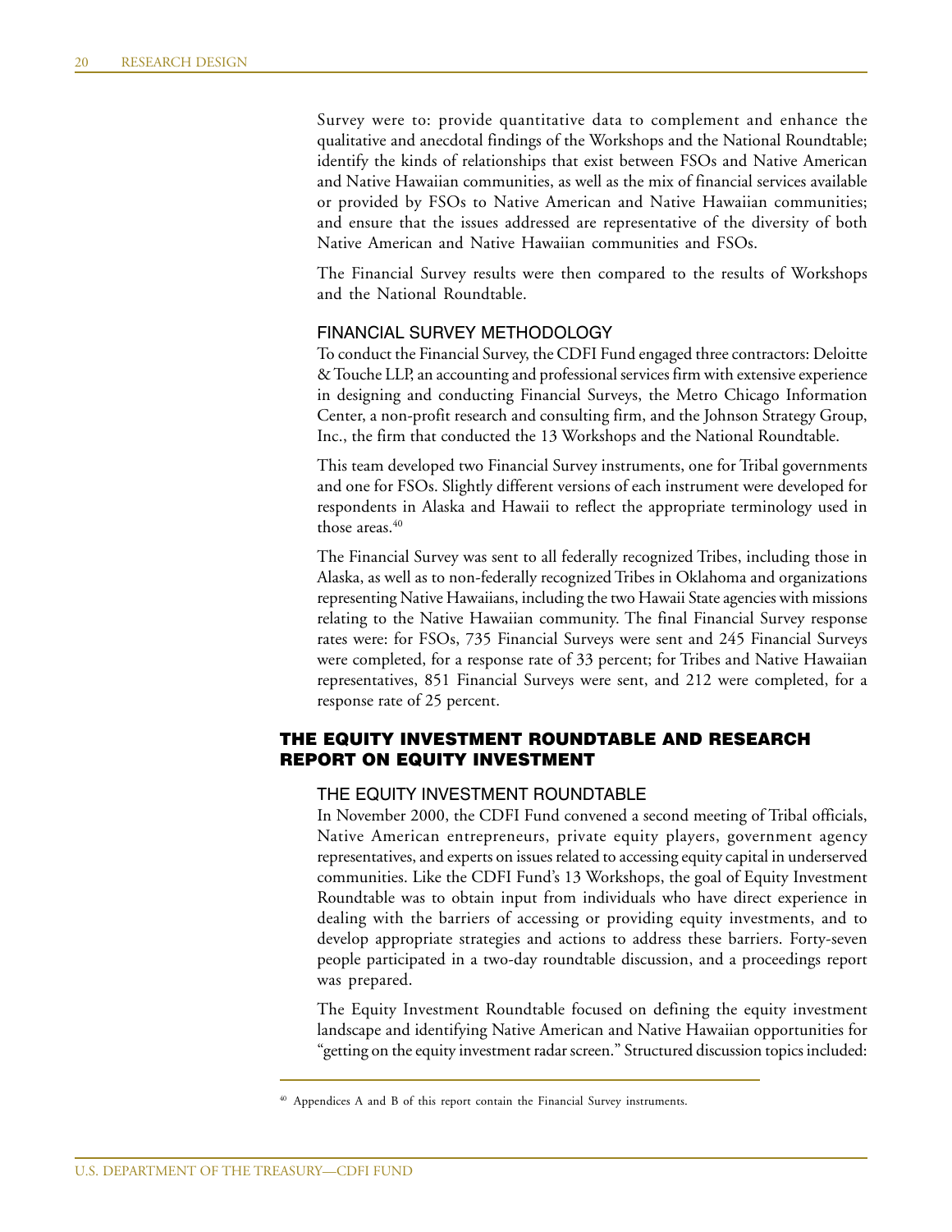Survey were to: provide quantitative data to complement and enhance the qualitative and anecdotal findings of the Workshops and the National Roundtable; identify the kinds of relationships that exist between FSOs and Native American and Native Hawaiian communities, as well as the mix of financial services available or provided by FSOs to Native American and Native Hawaiian communities; and ensure that the issues addressed are representative of the diversity of both Native American and Native Hawaiian communities and FSOs.

The Financial Survey results were then compared to the results of Workshops and the National Roundtable.

### FINANCIAL SURVEY METHODOLOGY

To conduct the Financial Survey, the CDFI Fund engaged three contractors: Deloitte & Touche LLP, an accounting and professional services firm with extensive experience in designing and conducting Financial Surveys, the Metro Chicago Information Center, a non-profit research and consulting firm, and the Johnson Strategy Group, Inc., the firm that conducted the 13 Workshops and the National Roundtable.

This team developed two Financial Survey instruments, one for Tribal governments and one for FSOs. Slightly different versions of each instrument were developed for respondents in Alaska and Hawaii to reflect the appropriate terminology used in those areas.[40]

The Financial Survey was sent to all federally recognized Tribes, including those in Alaska, as well as to non-federally recognized Tribes in Oklahoma and organizations representing Native Hawaiians, including the two Hawaii State agencies with missions relating to the Native Hawaiian community. The final Financial Survey response rates were: for FSOs, 735 Financial Surveys were sent and 245 Financial Surveys were completed, for a response rate of 33 percent; for Tribes and Native Hawaiian representatives, 851 Financial Surveys were sent, and 212 were completed, for a response rate of 25 percent.

## THE EQUITY INVESTMENT ROUNDTABLE AND RESEARCH REPORT ON EQUITY INVESTMENT

### THE EQUITY INVESTMENT ROUNDTABLE

In November 2000, the CDFI Fund convened a second meeting of Tribal officials, Native American entrepreneurs, private equity players, government agency representatives, and experts on issues related to accessing equity capital in underserved communities. Like the CDFI Fund's 13 Workshops, the goal of Equity Investment Roundtable was to obtain input from individuals who have direct experience in dealing with the barriers of accessing or providing equity investments, and to develop appropriate strategies and actions to address these barriers. Forty-seven people participated in a two-day roundtable discussion, and a proceedings report was prepared.

The Equity Investment Roundtable focused on defining the equity investment landscape and identifying Native American and Native Hawaiian opportunities for "getting on the equity investment radar screen." Structured discussion topics included:

---

[40] Appendices A and B of this report contain the Financial Survey instruments.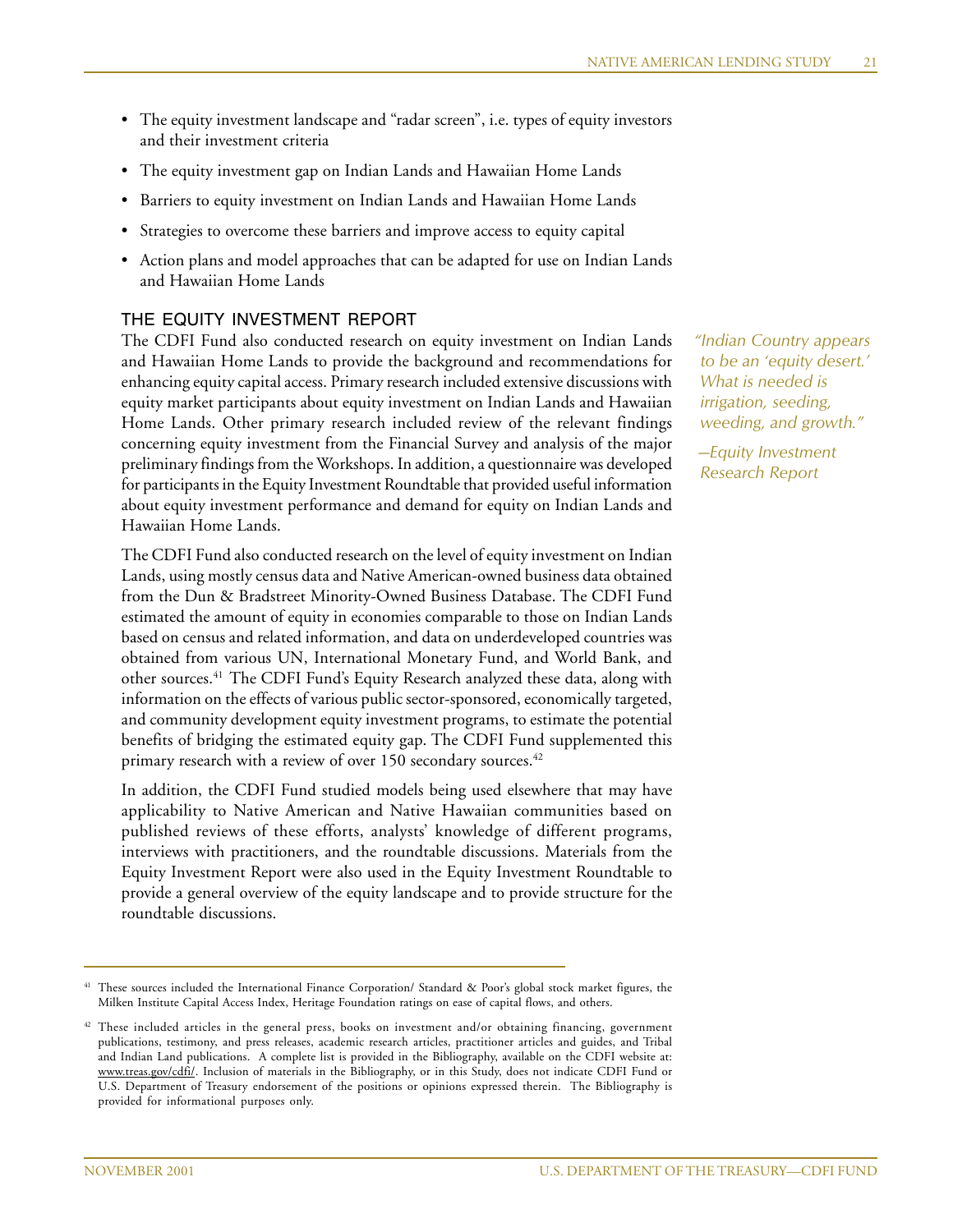- The equity investment landscape and "radar screen", i.e. types of equity investors and their investment criteria
- The equity investment gap on Indian Lands and Hawaiian Home Lands
- Barriers to equity investment on Indian Lands and Hawaiian Home Lands
- Strategies to overcome these barriers and improve access to equity capital
- Action plans and model approaches that can be adapted for use on Indian Lands and Hawaiian Home Lands

### THE EQUITY INVESTMENT REPORT

The CDFI Fund also conducted research on equity investment on Indian Lands and Hawaiian Home Lands to provide the background and recommendations for enhancing equity capital access. Primary research included extensive discussions with equity market participants about equity investment on Indian Lands and Hawaiian Home Lands. Other primary research included review of the relevant findings concerning equity investment from the Financial Survey and analysis of the major preliminary findings from the Workshops. In addition, a questionnaire was developed for participants in the Equity Investment Roundtable that provided useful information about equity investment performance and demand for equity on Indian Lands and Hawaiian Home Lands.

> *"Indian Country appears to be an 'equity desert.' What is needed is irrigation, seeding, weeding, and growth."*
>
> *—Equity Investment Research Report*

The CDFI Fund also conducted research on the level of equity investment on Indian Lands, using mostly census data and Native American-owned business data obtained from the Dun & Bradstreet Minority-Owned Business Database. The CDFI Fund estimated the amount of equity in economies comparable to those on Indian Lands based on census and related information, and data on underdeveloped countries was obtained from various UN, International Monetary Fund, and World Bank, and other sources.[41] The CDFI Fund's Equity Research analyzed these data, along with information on the effects of various public sector-sponsored, economically targeted, and community development equity investment programs, to estimate the potential benefits of bridging the estimated equity gap. The CDFI Fund supplemented this primary research with a review of over 150 secondary sources.[42]

In addition, the CDFI Fund studied models being used elsewhere that may have applicability to Native American and Native Hawaiian communities based on published reviews of these efforts, analysts' knowledge of different programs, interviews with practitioners, and the roundtable discussions. Materials from the Equity Investment Report were also used in the Equity Investment Roundtable to provide a general overview of the equity landscape and to provide structure for the roundtable discussions.

---

[41] These sources included the International Finance Corporation/ Standard & Poor's global stock market figures, the Milken Institute Capital Access Index, Heritage Foundation ratings on ease of capital flows, and others.

[42] These included articles in the general press, books on investment and/or obtaining financing, government publications, testimony, and press releases, academic research articles, practitioner articles and guides, and Tribal and Indian Land publications. A complete list is provided in the Bibliography, available on the CDFI website at: www.treas.gov/cdfi/. Inclusion of materials in the Bibliography, or in this Study, does not indicate CDFI Fund or U.S. Department of Treasury endorsement of the positions or opinions expressed therein. The Bibliography is provided for informational purposes only.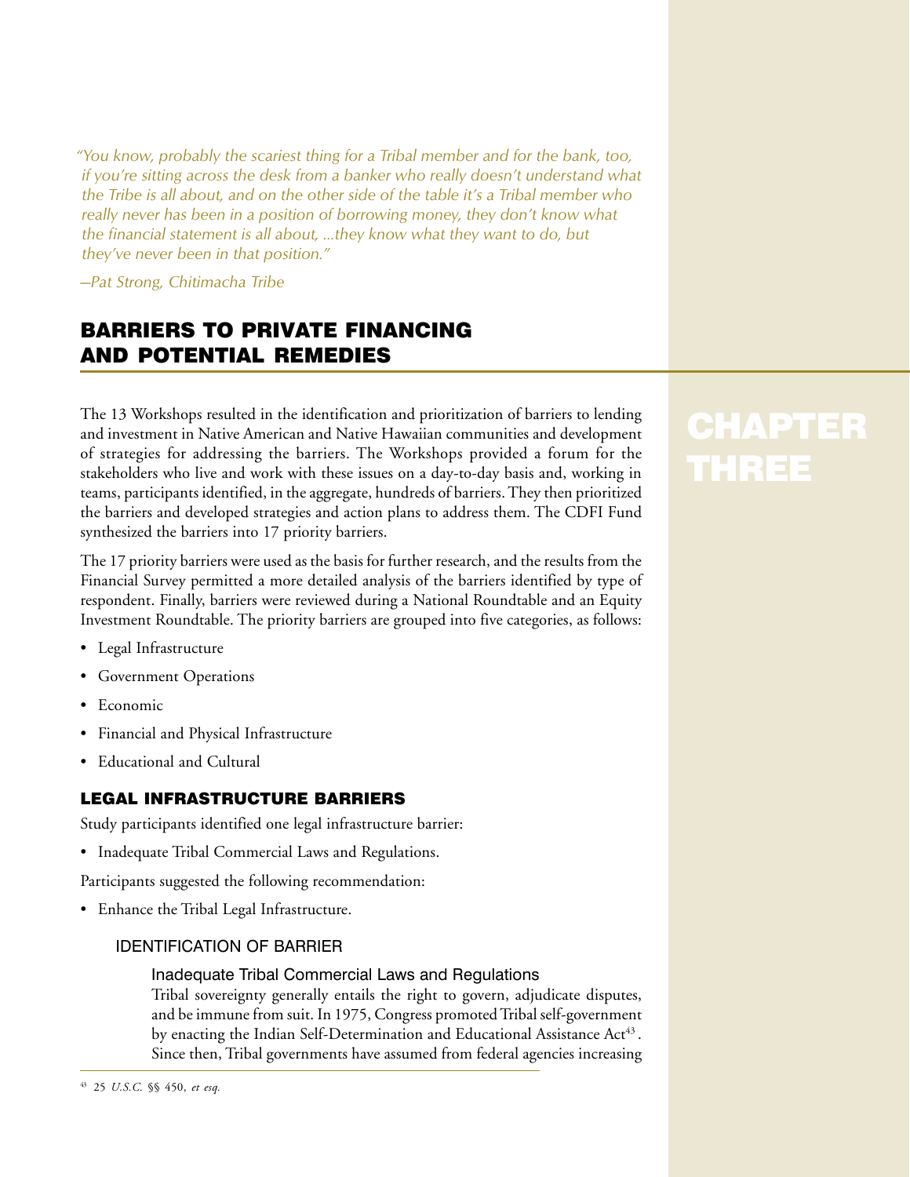*"You know, probably the scariest thing for a Tribal member and for the bank, too, if you're sitting across the desk from a banker who really doesn't understand what the Tribe is all about, and on the other side of the table it's a Tribal member who really never has been in a position of borrowing money, they don't know what the financial statement is all about, ...they know what they want to do, but they've never been in that position."*

*—Pat Strong, Chitimacha Tribe*

# CHAPTER THREE

## BARRIERS TO PRIVATE FINANCING AND POTENTIAL REMEDIES

The 13 Workshops resulted in the identification and prioritization of barriers to lending and investment in Native American and Native Hawaiian communities and development of strategies for addressing the barriers. The Workshops provided a forum for the stakeholders who live and work with these issues on a day-to-day basis and, working in teams, participants identified, in the aggregate, hundreds of barriers. They then prioritized the barriers and developed strategies and action plans to address them. The CDFI Fund synthesized the barriers into 17 priority barriers.

The 17 priority barriers were used as the basis for further research, and the results from the Financial Survey permitted a more detailed analysis of the barriers identified by type of respondent. Finally, barriers were reviewed during a National Roundtable and an Equity Investment Roundtable. The priority barriers are grouped into five categories, as follows:

- Legal Infrastructure
- Government Operations
- Economic
- Financial and Physical Infrastructure
- Educational and Cultural

### LEGAL INFRASTRUCTURE BARRIERS

Study participants identified one legal infrastructure barrier:

- Inadequate Tribal Commercial Laws and Regulations.

Participants suggested the following recommendation:

- Enhance the Tribal Legal Infrastructure.

#### IDENTIFICATION OF BARRIER

##### Inadequate Tribal Commercial Laws and Regulations

Tribal sovereignty generally entails the right to govern, adjudicate disputes, and be immune from suit. In 1975, Congress promoted Tribal self-government by enacting the Indian Self-Determination and Educational Assistance Act[43]. Since then, Tribal governments have assumed from federal agencies increasing

[43] 25 *U.S.C.* §§ 450, *et esq.*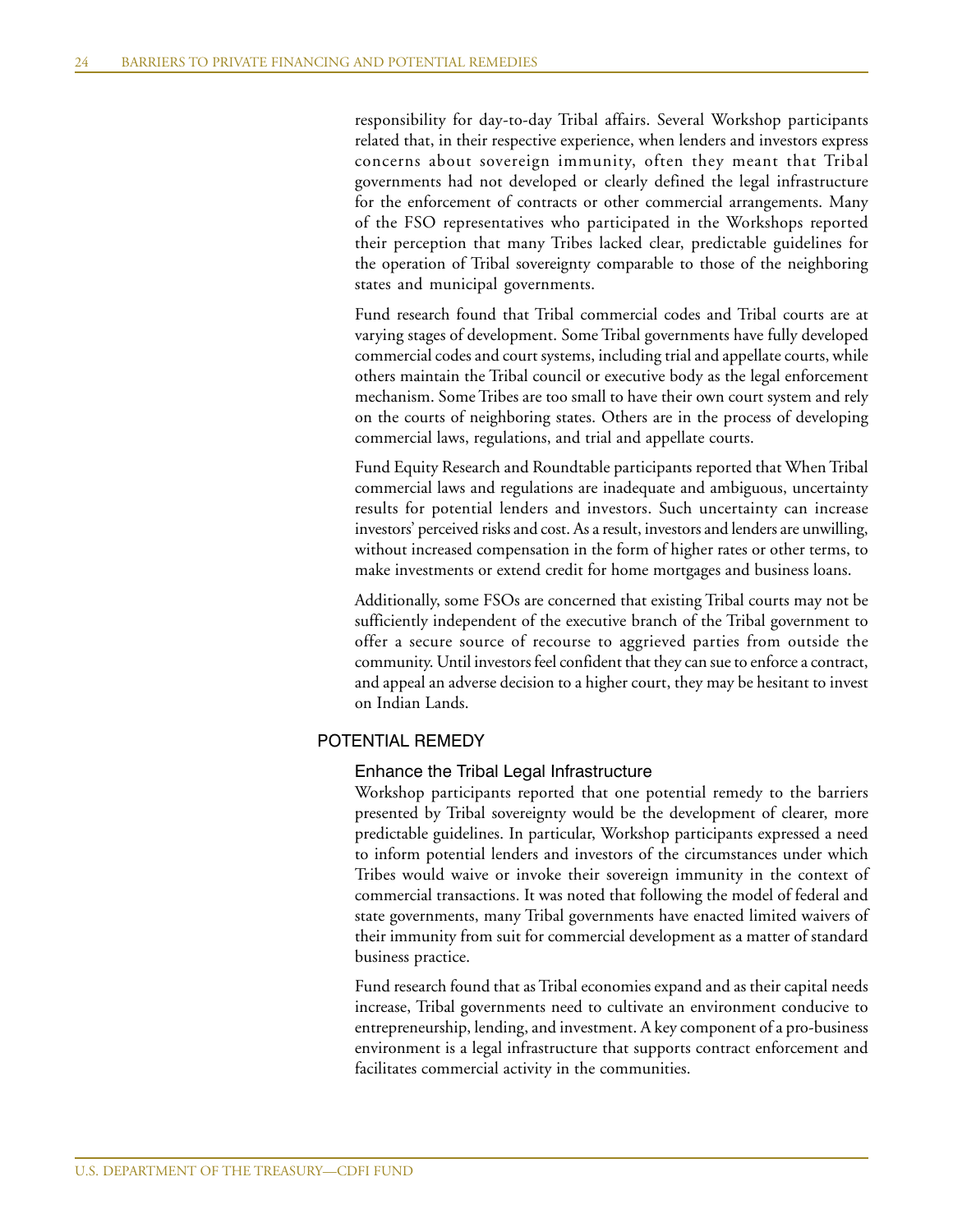responsibility for day-to-day Tribal affairs. Several Workshop participants related that, in their respective experience, when lenders and investors express concerns about sovereign immunity, often they meant that Tribal governments had not developed or clearly defined the legal infrastructure for the enforcement of contracts or other commercial arrangements. Many of the FSO representatives who participated in the Workshops reported their perception that many Tribes lacked clear, predictable guidelines for the operation of Tribal sovereignty comparable to those of the neighboring states and municipal governments.

Fund research found that Tribal commercial codes and Tribal courts are at varying stages of development. Some Tribal governments have fully developed commercial codes and court systems, including trial and appellate courts, while others maintain the Tribal council or executive body as the legal enforcement mechanism. Some Tribes are too small to have their own court system and rely on the courts of neighboring states. Others are in the process of developing commercial laws, regulations, and trial and appellate courts.

Fund Equity Research and Roundtable participants reported that When Tribal commercial laws and regulations are inadequate and ambiguous, uncertainty results for potential lenders and investors. Such uncertainty can increase investors' perceived risks and cost. As a result, investors and lenders are unwilling, without increased compensation in the form of higher rates or other terms, to make investments or extend credit for home mortgages and business loans.

Additionally, some FSOs are concerned that existing Tribal courts may not be sufficiently independent of the executive branch of the Tribal government to offer a secure source of recourse to aggrieved parties from outside the community. Until investors feel confident that they can sue to enforce a contract, and appeal an adverse decision to a higher court, they may be hesitant to invest on Indian Lands.

## POTENTIAL REMEDY

### Enhance the Tribal Legal Infrastructure

Workshop participants reported that one potential remedy to the barriers presented by Tribal sovereignty would be the development of clearer, more predictable guidelines. In particular, Workshop participants expressed a need to inform potential lenders and investors of the circumstances under which Tribes would waive or invoke their sovereign immunity in the context of commercial transactions. It was noted that following the model of federal and state governments, many Tribal governments have enacted limited waivers of their immunity from suit for commercial development as a matter of standard business practice.

Fund research found that as Tribal economies expand and as their capital needs increase, Tribal governments need to cultivate an environment conducive to entrepreneurship, lending, and investment. A key component of a pro-business environment is a legal infrastructure that supports contract enforcement and facilitates commercial activity in the communities.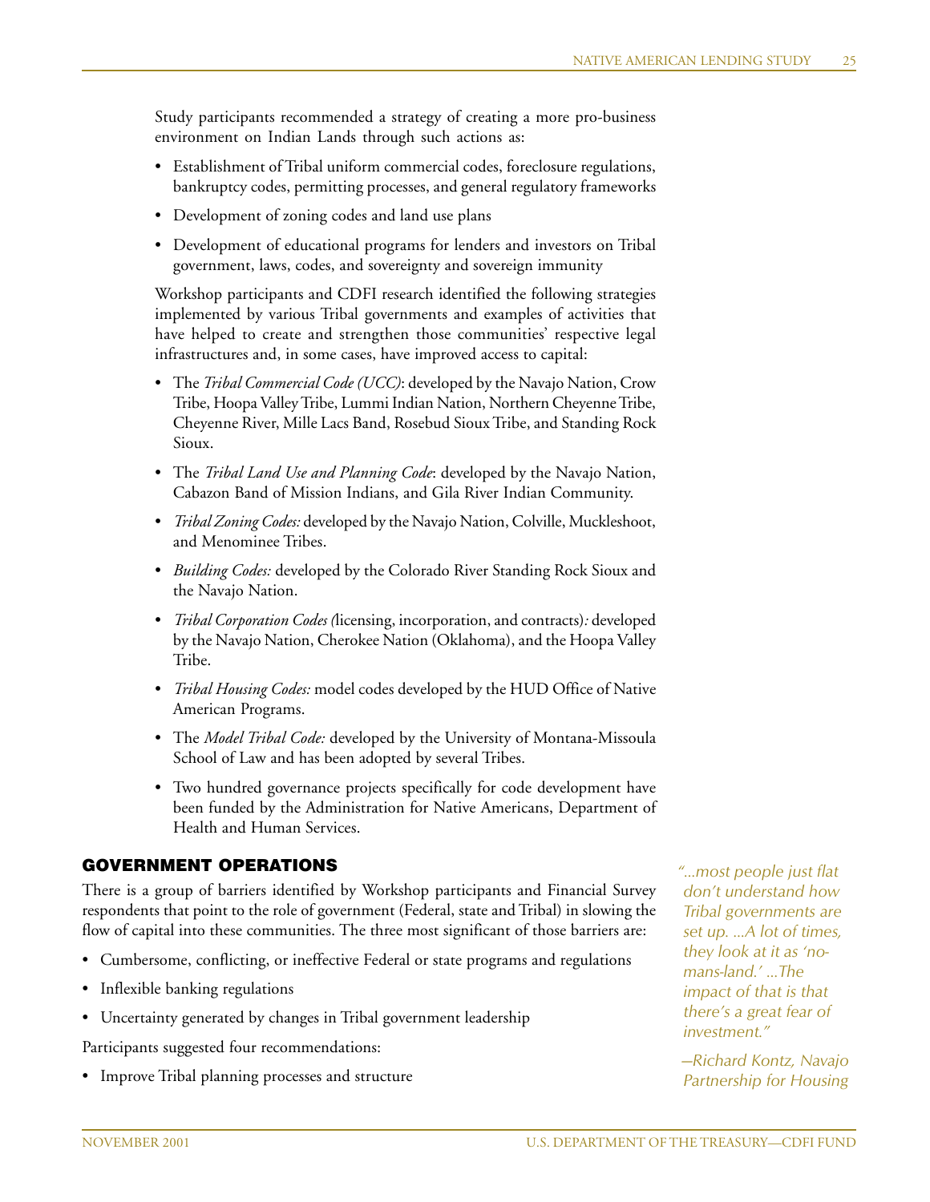Study participants recommended a strategy of creating a more pro-business environment on Indian Lands through such actions as:

- Establishment of Tribal uniform commercial codes, foreclosure regulations, bankruptcy codes, permitting processes, and general regulatory frameworks
- Development of zoning codes and land use plans
- Development of educational programs for lenders and investors on Tribal government, laws, codes, and sovereignty and sovereign immunity

Workshop participants and CDFI research identified the following strategies implemented by various Tribal governments and examples of activities that have helped to create and strengthen those communities' respective legal infrastructures and, in some cases, have improved access to capital:

- The *Tribal Commercial Code (UCC)*: developed by the Navajo Nation, Crow Tribe, Hoopa Valley Tribe, Lummi Indian Nation, Northern Cheyenne Tribe, Cheyenne River, Mille Lacs Band, Rosebud Sioux Tribe, and Standing Rock Sioux.
- The *Tribal Land Use and Planning Code*: developed by the Navajo Nation, Cabazon Band of Mission Indians, and Gila River Indian Community.
- *Tribal Zoning Codes:* developed by the Navajo Nation, Colville, Muckleshoot, and Menominee Tribes.
- *Building Codes:* developed by the Colorado River Standing Rock Sioux and the Navajo Nation.
- *Tribal Corporation Codes (*licensing, incorporation, and contracts)*:* developed by the Navajo Nation, Cherokee Nation (Oklahoma), and the Hoopa Valley Tribe.
- *Tribal Housing Codes:* model codes developed by the HUD Office of Native American Programs.
- The *Model Tribal Code:* developed by the University of Montana-Missoula School of Law and has been adopted by several Tribes.
- Two hundred governance projects specifically for code development have been funded by the Administration for Native Americans, Department of Health and Human Services.

## GOVERNMENT OPERATIONS

There is a group of barriers identified by Workshop participants and Financial Survey respondents that point to the role of government (Federal, state and Tribal) in slowing the flow of capital into these communities. The three most significant of those barriers are:

- Cumbersome, conflicting, or ineffective Federal or state programs and regulations
- Inflexible banking regulations
- Uncertainty generated by changes in Tribal government leadership

Participants suggested four recommendations:

- Improve Tribal planning processes and structure

> *"...most people just flat don't understand how Tribal governments are set up. ...A lot of times, they look at it as 'no-mans-land.' ...The impact of that is that there's a great fear of investment."*
>
> *—Richard Kontz, Navajo Partnership for Housing*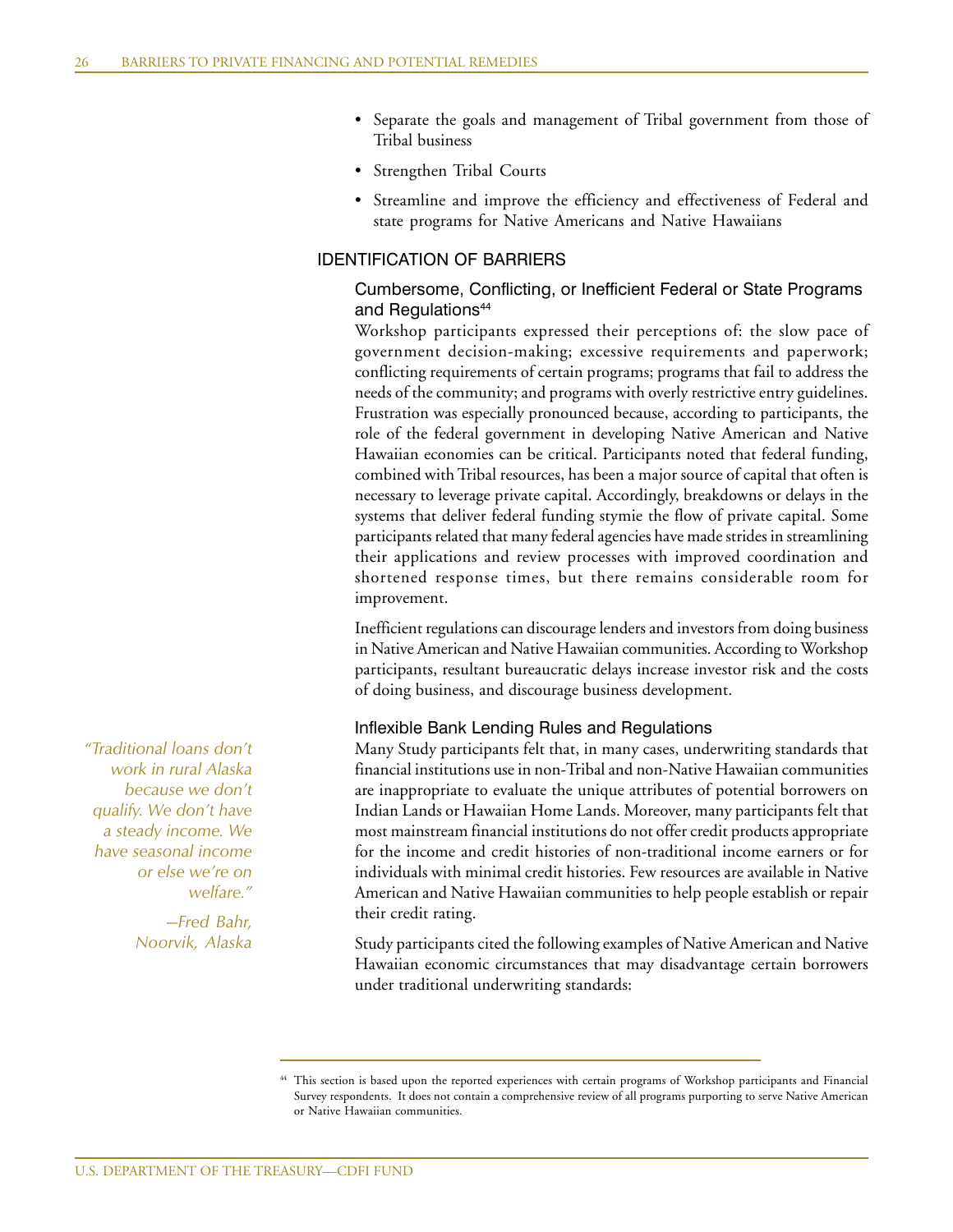- Separate the goals and management of Tribal government from those of Tribal business
- Strengthen Tribal Courts
- Streamline and improve the efficiency and effectiveness of Federal and state programs for Native Americans and Native Hawaiians

## IDENTIFICATION OF BARRIERS

### Cumbersome, Conflicting, or Inefficient Federal or State Programs and Regulations[44]

Workshop participants expressed their perceptions of: the slow pace of government decision-making; excessive requirements and paperwork; conflicting requirements of certain programs; programs that fail to address the needs of the community; and programs with overly restrictive entry guidelines. Frustration was especially pronounced because, according to participants, the role of the federal government in developing Native American and Native Hawaiian economies can be critical. Participants noted that federal funding, combined with Tribal resources, has been a major source of capital that often is necessary to leverage private capital. Accordingly, breakdowns or delays in the systems that deliver federal funding stymie the flow of private capital. Some participants related that many federal agencies have made strides in streamlining their applications and review processes with improved coordination and shortened response times, but there remains considerable room for improvement.

Inefficient regulations can discourage lenders and investors from doing business in Native American and Native Hawaiian communities. According to Workshop participants, resultant bureaucratic delays increase investor risk and the costs of doing business, and discourage business development.

### Inflexible Bank Lending Rules and Regulations

*"Traditional loans don't work in rural Alaska because we don't qualify. We don't have a steady income. We have seasonal income or else we're on welfare."*

*—Fred Bahr, Noorvik, Alaska*

Many Study participants felt that, in many cases, underwriting standards that financial institutions use in non-Tribal and non-Native Hawaiian communities are inappropriate to evaluate the unique attributes of potential borrowers on Indian Lands or Hawaiian Home Lands. Moreover, many participants felt that most mainstream financial institutions do not offer credit products appropriate for the income and credit histories of non-traditional income earners or for individuals with minimal credit histories. Few resources are available in Native American and Native Hawaiian communities to help people establish or repair their credit rating.

Study participants cited the following examples of Native American and Native Hawaiian economic circumstances that may disadvantage certain borrowers under traditional underwriting standards:

---

[44] This section is based upon the reported experiences with certain programs of Workshop participants and Financial Survey respondents. It does not contain a comprehensive review of all programs purporting to serve Native American or Native Hawaiian communities.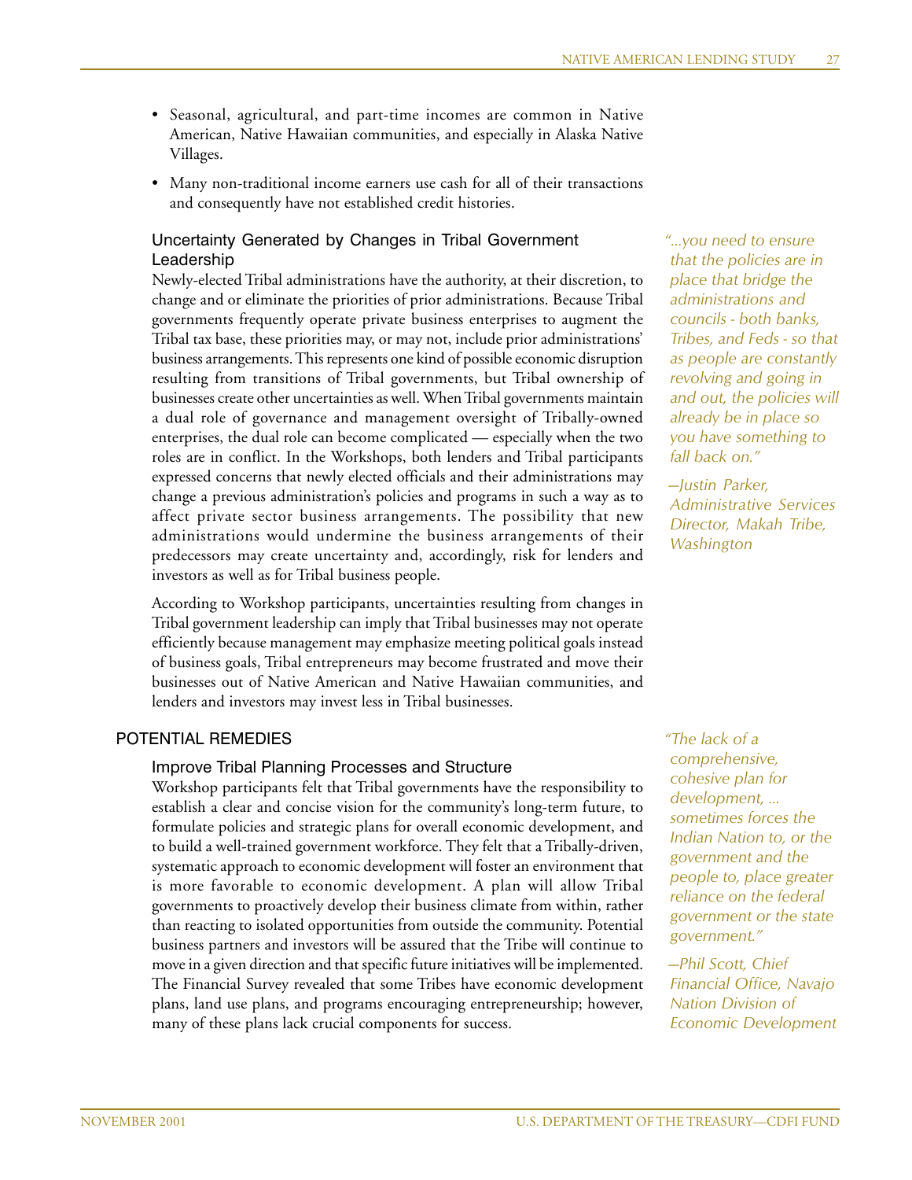- Seasonal, agricultural, and part-time incomes are common in Native American, Native Hawaiian communities, and especially in Alaska Native Villages.
- Many non-traditional income earners use cash for all of their transactions and consequently have not established credit histories.

### Uncertainty Generated by Changes in Tribal Government Leadership

Newly-elected Tribal administrations have the authority, at their discretion, to change and or eliminate the priorities of prior administrations. Because Tribal governments frequently operate private business enterprises to augment the Tribal tax base, these priorities may, or may not, include prior administrations' business arrangements. This represents one kind of possible economic disruption resulting from transitions of Tribal governments, but Tribal ownership of businesses create other uncertainties as well. When Tribal governments maintain a dual role of governance and management oversight of Tribally-owned enterprises, the dual role can become complicated — especially when the two roles are in conflict. In the Workshops, both lenders and Tribal participants expressed concerns that newly elected officials and their administrations may change a previous administration's policies and programs in such a way as to affect private sector business arrangements. The possibility that new administrations would undermine the business arrangements of their predecessors may create uncertainty and, accordingly, risk for lenders and investors as well as for Tribal business people.

*"...you need to ensure that the policies are in place that bridge the administrations and councils - both banks, Tribes, and Feds - so that as people are constantly revolving and going in and out, the policies will already be in place so you have something to fall back on."*

*—Justin Parker, Administrative Services Director, Makah Tribe, Washington*

According to Workshop participants, uncertainties resulting from changes in Tribal government leadership can imply that Tribal businesses may not operate efficiently because management may emphasize meeting political goals instead of business goals, Tribal entrepreneurs may become frustrated and move their businesses out of Native American and Native Hawaiian communities, and lenders and investors may invest less in Tribal businesses.

## POTENTIAL REMEDIES

### Improve Tribal Planning Processes and Structure

Workshop participants felt that Tribal governments have the responsibility to establish a clear and concise vision for the community's long-term future, to formulate policies and strategic plans for overall economic development, and to build a well-trained government workforce. They felt that a Tribally-driven, systematic approach to economic development will foster an environment that is more favorable to economic development. A plan will allow Tribal governments to proactively develop their business climate from within, rather than reacting to isolated opportunities from outside the community. Potential business partners and investors will be assured that the Tribe will continue to move in a given direction and that specific future initiatives will be implemented. The Financial Survey revealed that some Tribes have economic development plans, land use plans, and programs encouraging entrepreneurship; however, many of these plans lack crucial components for success.

*"The lack of a comprehensive, cohesive plan for development, ... sometimes forces the Indian Nation to, or the government and the people to, place greater reliance on the federal government or the state government."*

*—Phil Scott, Chief Financial Office, Navajo Nation Division of Economic Development*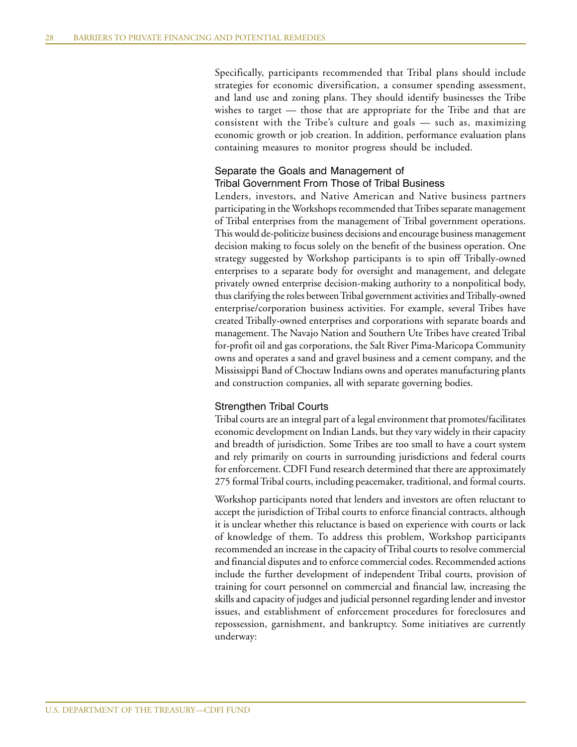Specifically, participants recommended that Tribal plans should include strategies for economic diversification, a consumer spending assessment, and land use and zoning plans. They should identify businesses the Tribe wishes to target — those that are appropriate for the Tribe and that are consistent with the Tribe's culture and goals — such as, maximizing economic growth or job creation. In addition, performance evaluation plans containing measures to monitor progress should be included.

### Separate the Goals and Management of Tribal Government From Those of Tribal Business

Lenders, investors, and Native American and Native business partners participating in the Workshops recommended that Tribes separate management of Tribal enterprises from the management of Tribal government operations. This would de-politicize business decisions and encourage business management decision making to focus solely on the benefit of the business operation. One strategy suggested by Workshop participants is to spin off Tribally-owned enterprises to a separate body for oversight and management, and delegate privately owned enterprise decision-making authority to a nonpolitical body, thus clarifying the roles between Tribal government activities and Tribally-owned enterprise/corporation business activities. For example, several Tribes have created Tribally-owned enterprises and corporations with separate boards and management. The Navajo Nation and Southern Ute Tribes have created Tribal for-profit oil and gas corporations, the Salt River Pima-Maricopa Community owns and operates a sand and gravel business and a cement company, and the Mississippi Band of Choctaw Indians owns and operates manufacturing plants and construction companies, all with separate governing bodies.

### Strengthen Tribal Courts

Tribal courts are an integral part of a legal environment that promotes/facilitates economic development on Indian Lands, but they vary widely in their capacity and breadth of jurisdiction. Some Tribes are too small to have a court system and rely primarily on courts in surrounding jurisdictions and federal courts for enforcement. CDFI Fund research determined that there are approximately 275 formal Tribal courts, including peacemaker, traditional, and formal courts.

Workshop participants noted that lenders and investors are often reluctant to accept the jurisdiction of Tribal courts to enforce financial contracts, although it is unclear whether this reluctance is based on experience with courts or lack of knowledge of them. To address this problem, Workshop participants recommended an increase in the capacity of Tribal courts to resolve commercial and financial disputes and to enforce commercial codes. Recommended actions include the further development of independent Tribal courts, provision of training for court personnel on commercial and financial law, increasing the skills and capacity of judges and judicial personnel regarding lender and investor issues, and establishment of enforcement procedures for foreclosures and repossession, garnishment, and bankruptcy. Some initiatives are currently underway: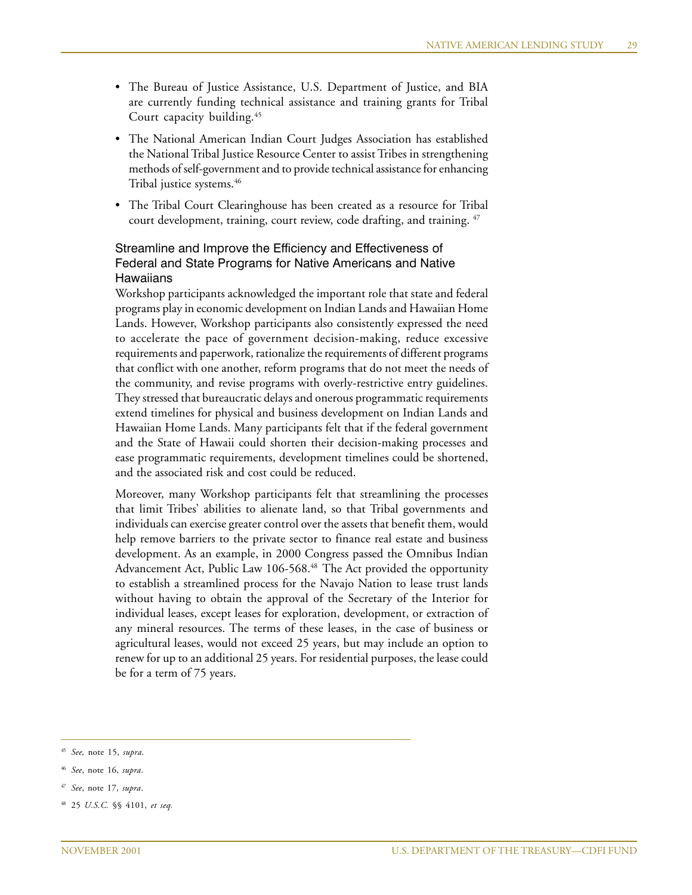- The Bureau of Justice Assistance, U.S. Department of Justice, and BIA are currently funding technical assistance and training grants for Tribal Court capacity building.[45]
- The National American Indian Court Judges Association has established the National Tribal Justice Resource Center to assist Tribes in strengthening methods of self-government and to provide technical assistance for enhancing Tribal justice systems.[46]
- The Tribal Court Clearinghouse has been created as a resource for Tribal court development, training, court review, code drafting, and training. [47]

### Streamline and Improve the Efficiency and Effectiveness of Federal and State Programs for Native Americans and Native Hawaiians

Workshop participants acknowledged the important role that state and federal programs play in economic development on Indian Lands and Hawaiian Home Lands. However, Workshop participants also consistently expressed the need to accelerate the pace of government decision-making, reduce excessive requirements and paperwork, rationalize the requirements of different programs that conflict with one another, reform programs that do not meet the needs of the community, and revise programs with overly-restrictive entry guidelines. They stressed that bureaucratic delays and onerous programmatic requirements extend timelines for physical and business development on Indian Lands and Hawaiian Home Lands. Many participants felt that if the federal government and the State of Hawaii could shorten their decision-making processes and ease programmatic requirements, development timelines could be shortened, and the associated risk and cost could be reduced.

Moreover, many Workshop participants felt that streamlining the processes that limit Tribes' abilities to alienate land, so that Tribal governments and individuals can exercise greater control over the assets that benefit them, would help remove barriers to the private sector to finance real estate and business development. As an example, in 2000 Congress passed the Omnibus Indian Advancement Act, Public Law 106-568.[48] The Act provided the opportunity to establish a streamlined process for the Navajo Nation to lease trust lands without having to obtain the approval of the Secretary of the Interior for individual leases, except leases for exploration, development, or extraction of any mineral resources. The terms of these leases, in the case of business or agricultural leases, would not exceed 25 years, but may include an option to renew for up to an additional 25 years. For residential purposes, the lease could be for a term of 75 years.

---

[45] *See,* note 15, *supra*.

[46] *See*, note 16, *supra*.

[47] *See*, note 17, *supra*.

[48] 25 *U.S.C.* §§ 4101, *et seq.*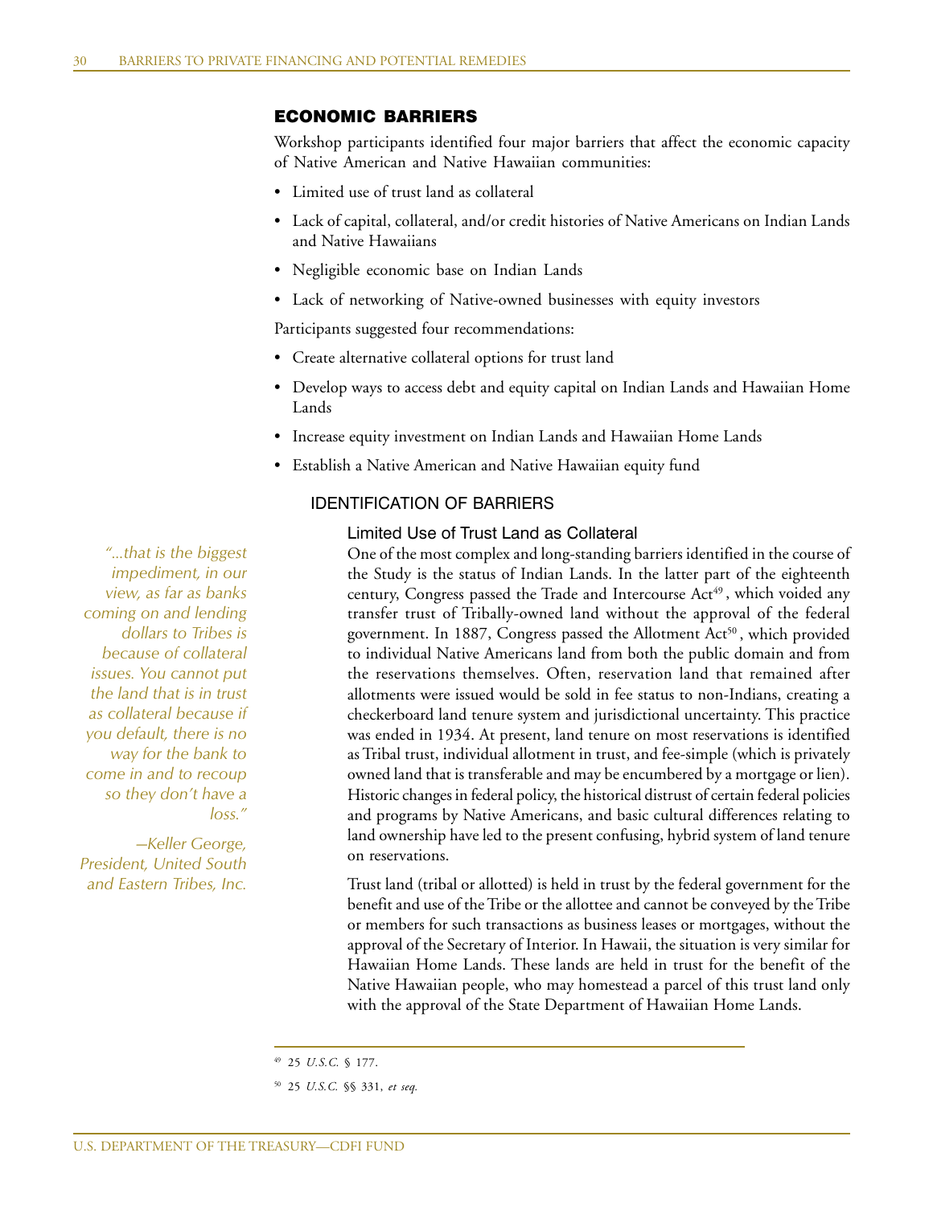## ECONOMIC BARRIERS

Workshop participants identified four major barriers that affect the economic capacity of Native American and Native Hawaiian communities:

- Limited use of trust land as collateral
- Lack of capital, collateral, and/or credit histories of Native Americans on Indian Lands and Native Hawaiians
- Negligible economic base on Indian Lands
- Lack of networking of Native-owned businesses with equity investors

Participants suggested four recommendations:

- Create alternative collateral options for trust land
- Develop ways to access debt and equity capital on Indian Lands and Hawaiian Home Lands
- Increase equity investment on Indian Lands and Hawaiian Home Lands
- Establish a Native American and Native Hawaiian equity fund

### IDENTIFICATION OF BARRIERS

#### Limited Use of Trust Land as Collateral

*"...that is the biggest impediment, in our view, as far as banks coming on and lending dollars to Tribes is because of collateral issues. You cannot put the land that is in trust as collateral because if you default, there is no way for the bank to come in and to recoup so they don't have a loss."*

*—Keller George, President, United South and Eastern Tribes, Inc.*

One of the most complex and long-standing barriers identified in the course of the Study is the status of Indian Lands. In the latter part of the eighteenth century, Congress passed the Trade and Intercourse Act[49], which voided any transfer trust of Tribally-owned land without the approval of the federal government. In 1887, Congress passed the Allotment Act[50], which provided to individual Native Americans land from both the public domain and from the reservations themselves. Often, reservation land that remained after allotments were issued would be sold in fee status to non-Indians, creating a checkerboard land tenure system and jurisdictional uncertainty. This practice was ended in 1934. At present, land tenure on most reservations is identified as Tribal trust, individual allotment in trust, and fee-simple (which is privately owned land that is transferable and may be encumbered by a mortgage or lien). Historic changes in federal policy, the historical distrust of certain federal policies and programs by Native Americans, and basic cultural differences relating to land ownership have led to the present confusing, hybrid system of land tenure on reservations.

Trust land (tribal or allotted) is held in trust by the federal government for the benefit and use of the Tribe or the allottee and cannot be conveyed by the Tribe or members for such transactions as business leases or mortgages, without the approval of the Secretary of Interior. In Hawaii, the situation is very similar for Hawaiian Home Lands. These lands are held in trust for the benefit of the Native Hawaiian people, who may homestead a parcel of this trust land only with the approval of the State Department of Hawaiian Home Lands.

---

[49] 25 *U.S.C.* § 177.

[50] 25 *U.S.C.* §§ 331, *et seq.*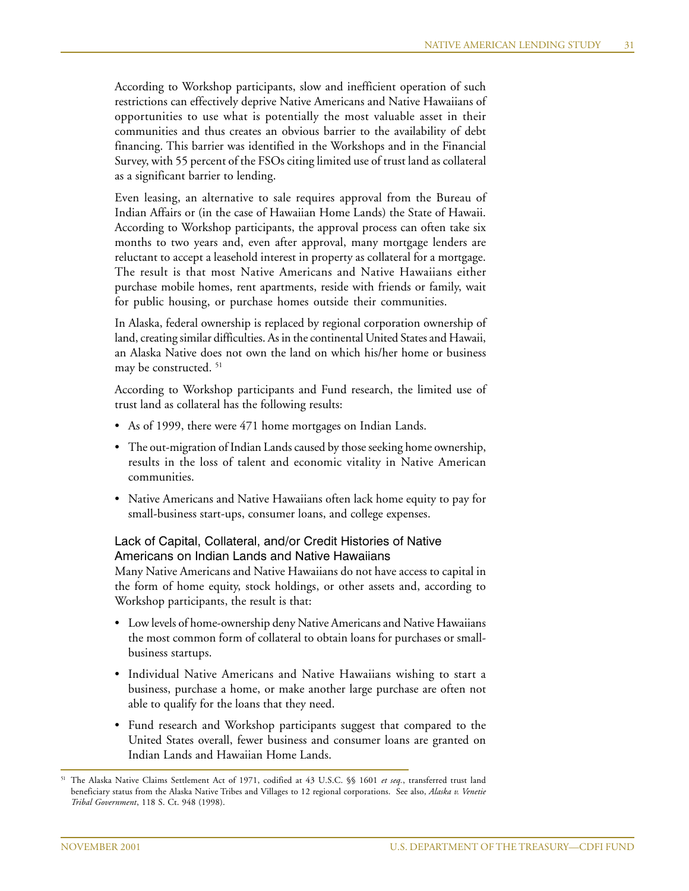According to Workshop participants, slow and inefficient operation of such restrictions can effectively deprive Native Americans and Native Hawaiians of opportunities to use what is potentially the most valuable asset in their communities and thus creates an obvious barrier to the availability of debt financing. This barrier was identified in the Workshops and in the Financial Survey, with 55 percent of the FSOs citing limited use of trust land as collateral as a significant barrier to lending.

Even leasing, an alternative to sale requires approval from the Bureau of Indian Affairs or (in the case of Hawaiian Home Lands) the State of Hawaii. According to Workshop participants, the approval process can often take six months to two years and, even after approval, many mortgage lenders are reluctant to accept a leasehold interest in property as collateral for a mortgage. The result is that most Native Americans and Native Hawaiians either purchase mobile homes, rent apartments, reside with friends or family, wait for public housing, or purchase homes outside their communities.

In Alaska, federal ownership is replaced by regional corporation ownership of land, creating similar difficulties. As in the continental United States and Hawaii, an Alaska Native does not own the land on which his/her home or business may be constructed. [51]

According to Workshop participants and Fund research, the limited use of trust land as collateral has the following results:

- As of 1999, there were 471 home mortgages on Indian Lands.
- The out-migration of Indian Lands caused by those seeking home ownership, results in the loss of talent and economic vitality in Native American communities.
- Native Americans and Native Hawaiians often lack home equity to pay for small-business start-ups, consumer loans, and college expenses.

### Lack of Capital, Collateral, and/or Credit Histories of Native Americans on Indian Lands and Native Hawaiians

Many Native Americans and Native Hawaiians do not have access to capital in the form of home equity, stock holdings, or other assets and, according to Workshop participants, the result is that:

- Low levels of home-ownership deny Native Americans and Native Hawaiians the most common form of collateral to obtain loans for purchases or small-business startups.
- Individual Native Americans and Native Hawaiians wishing to start a business, purchase a home, or make another large purchase are often not able to qualify for the loans that they need.
- Fund research and Workshop participants suggest that compared to the United States overall, fewer business and consumer loans are granted on Indian Lands and Hawaiian Home Lands.

---

[51] The Alaska Native Claims Settlement Act of 1971, codified at 43 U.S.C. §§ 1601 *et seq.*, transferred trust land beneficiary status from the Alaska Native Tribes and Villages to 12 regional corporations. See also, *Alaska v. Venetie Tribal Government*, 118 S. Ct. 948 (1998).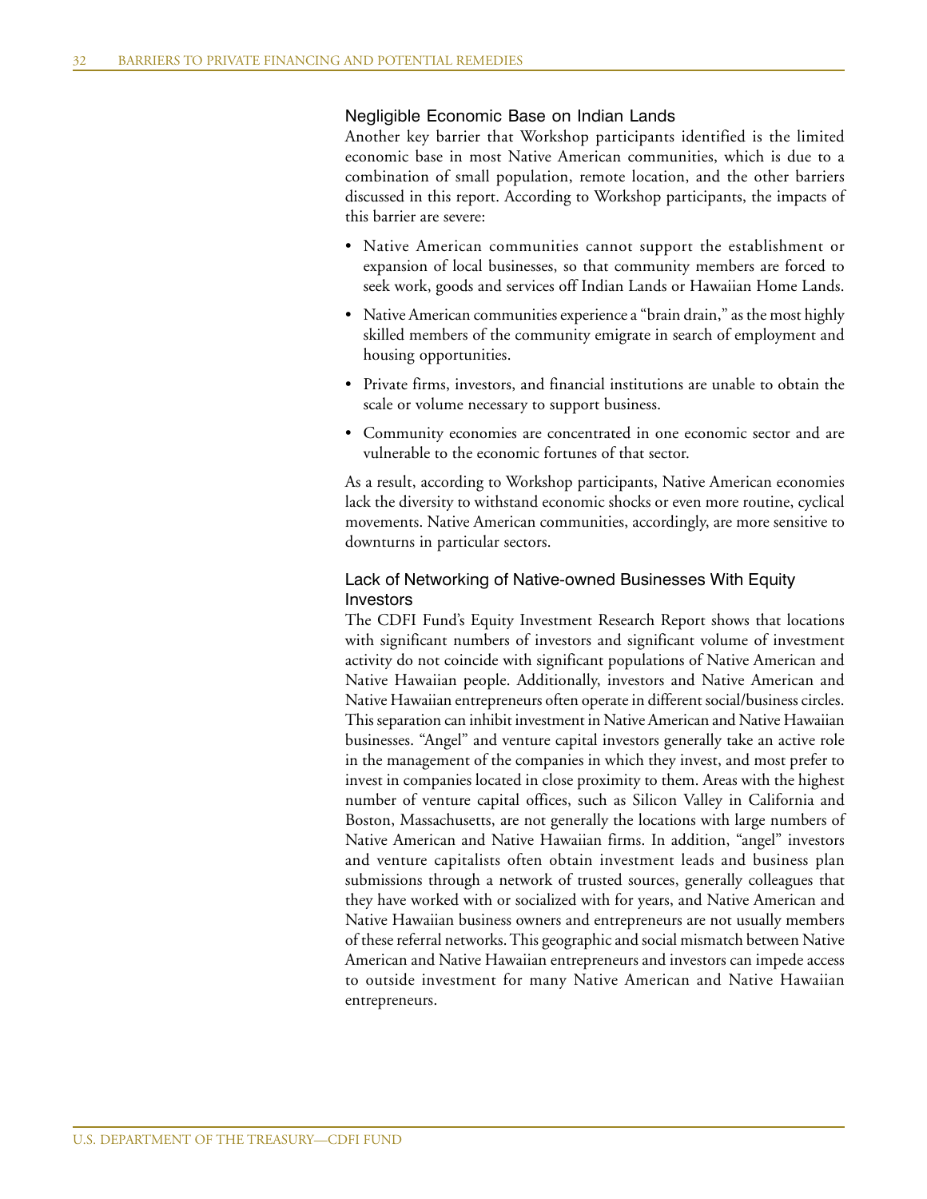### Negligible Economic Base on Indian Lands

Another key barrier that Workshop participants identified is the limited economic base in most Native American communities, which is due to a combination of small population, remote location, and the other barriers discussed in this report. According to Workshop participants, the impacts of this barrier are severe:

- Native American communities cannot support the establishment or expansion of local businesses, so that community members are forced to seek work, goods and services off Indian Lands or Hawaiian Home Lands.
- Native American communities experience a "brain drain," as the most highly skilled members of the community emigrate in search of employment and housing opportunities.
- Private firms, investors, and financial institutions are unable to obtain the scale or volume necessary to support business.
- Community economies are concentrated in one economic sector and are vulnerable to the economic fortunes of that sector.

As a result, according to Workshop participants, Native American economies lack the diversity to withstand economic shocks or even more routine, cyclical movements. Native American communities, accordingly, are more sensitive to downturns in particular sectors.

### Lack of Networking of Native-owned Businesses With Equity Investors

The CDFI Fund's Equity Investment Research Report shows that locations with significant numbers of investors and significant volume of investment activity do not coincide with significant populations of Native American and Native Hawaiian people. Additionally, investors and Native American and Native Hawaiian entrepreneurs often operate in different social/business circles. This separation can inhibit investment in Native American and Native Hawaiian businesses. "Angel" and venture capital investors generally take an active role in the management of the companies in which they invest, and most prefer to invest in companies located in close proximity to them. Areas with the highest number of venture capital offices, such as Silicon Valley in California and Boston, Massachusetts, are not generally the locations with large numbers of Native American and Native Hawaiian firms. In addition, "angel" investors and venture capitalists often obtain investment leads and business plan submissions through a network of trusted sources, generally colleagues that they have worked with or socialized with for years, and Native American and Native Hawaiian business owners and entrepreneurs are not usually members of these referral networks. This geographic and social mismatch between Native American and Native Hawaiian entrepreneurs and investors can impede access to outside investment for many Native American and Native Hawaiian entrepreneurs.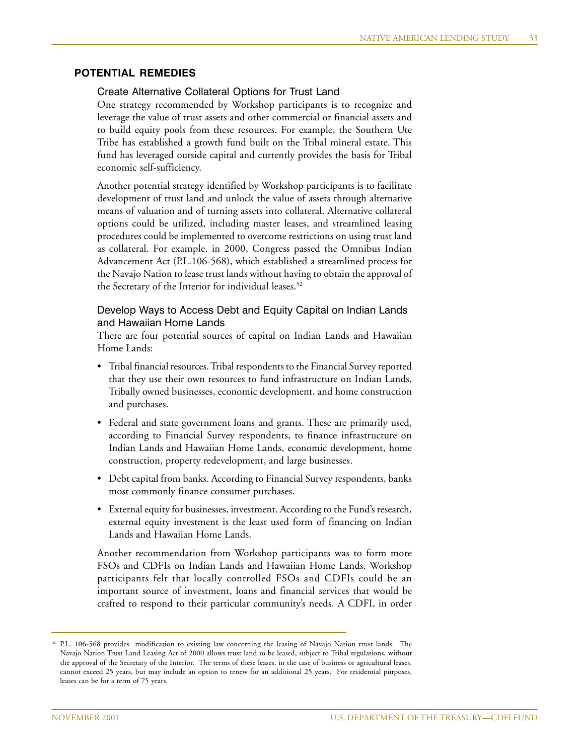## POTENTIAL REMEDIES

### Create Alternative Collateral Options for Trust Land

One strategy recommended by Workshop participants is to recognize and leverage the value of trust assets and other commercial or financial assets and to build equity pools from these resources. For example, the Southern Ute Tribe has established a growth fund built on the Tribal mineral estate. This fund has leveraged outside capital and currently provides the basis for Tribal economic self-sufficiency.

Another potential strategy identified by Workshop participants is to facilitate development of trust land and unlock the value of assets through alternative means of valuation and of turning assets into collateral. Alternative collateral options could be utilized, including master leases, and streamlined leasing procedures could be implemented to overcome restrictions on using trust land as collateral. For example, in 2000, Congress passed the Omnibus Indian Advancement Act (P.L.106-568), which established a streamlined process for the Navajo Nation to lease trust lands without having to obtain the approval of the Secretary of the Interior for individual leases.[52]

### Develop Ways to Access Debt and Equity Capital on Indian Lands and Hawaiian Home Lands

There are four potential sources of capital on Indian Lands and Hawaiian Home Lands:

- Tribal financial resources. Tribal respondents to the Financial Survey reported that they use their own resources to fund infrastructure on Indian Lands, Tribally owned businesses, economic development, and home construction and purchases.
- Federal and state government loans and grants. These are primarily used, according to Financial Survey respondents, to finance infrastructure on Indian Lands and Hawaiian Home Lands, economic development, home construction, property redevelopment, and large businesses.
- Debt capital from banks. According to Financial Survey respondents, banks most commonly finance consumer purchases.
- External equity for businesses, investment. According to the Fund's research, external equity investment is the least used form of financing on Indian Lands and Hawaiian Home Lands.

Another recommendation from Workshop participants was to form more FSOs and CDFIs on Indian Lands and Hawaiian Home Lands. Workshop participants felt that locally controlled FSOs and CDFIs could be an important source of investment, loans and financial services that would be crafted to respond to their particular community's needs. A CDFI, in order

---

[52] P.L. 106-568 provides modification to existing law concerning the leasing of Navajo Nation trust lands. The Navajo Nation Trust Land Leasing Act of 2000 allows trust land to be leased, subject to Tribal regulations, without the approval of the Secretary of the Interior. The terms of these leases, in the case of business or agricultural leases, cannot exceed 25 years, but may include an option to renew for an additional 25 years. For residential purposes, leases can be for a term of 75 years.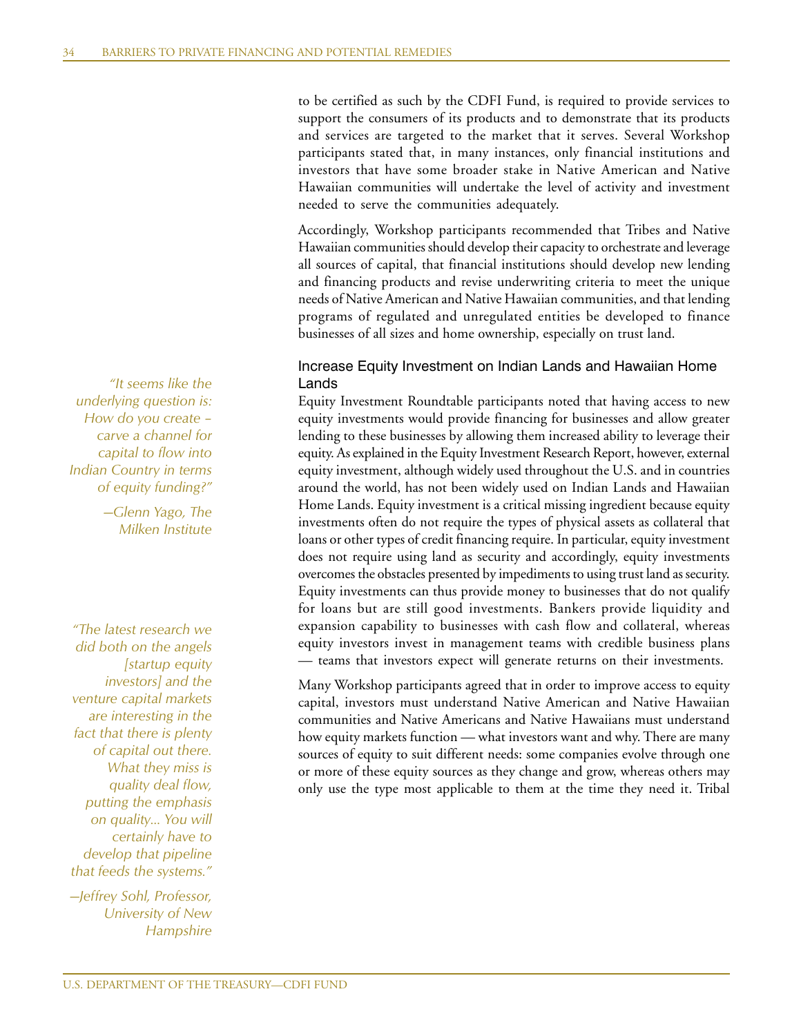to be certified as such by the CDFI Fund, is required to provide services to support the consumers of its products and to demonstrate that its products and services are targeted to the market that it serves. Several Workshop participants stated that, in many instances, only financial institutions and investors that have some broader stake in Native American and Native Hawaiian communities will undertake the level of activity and investment needed to serve the communities adequately.

Accordingly, Workshop participants recommended that Tribes and Native Hawaiian communities should develop their capacity to orchestrate and leverage all sources of capital, that financial institutions should develop new lending and financing products and revise underwriting criteria to meet the unique needs of Native American and Native Hawaiian communities, and that lending programs of regulated and unregulated entities be developed to finance businesses of all sizes and home ownership, especially on trust land.

### Increase Equity Investment on Indian Lands and Hawaiian Home Lands

*"It seems like the underlying question is: How do you create – carve a channel for capital to flow into Indian Country in terms of equity funding?"*

*—Glenn Yago, The Milken Institute*

Equity Investment Roundtable participants noted that having access to new equity investments would provide financing for businesses and allow greater lending to these businesses by allowing them increased ability to leverage their equity. As explained in the Equity Investment Research Report, however, external equity investment, although widely used throughout the U.S. and in countries around the world, has not been widely used on Indian Lands and Hawaiian Home Lands. Equity investment is a critical missing ingredient because equity investments often do not require the types of physical assets as collateral that loans or other types of credit financing require. In particular, equity investment does not require using land as security and accordingly, equity investments overcomes the obstacles presented by impediments to using trust land as security. Equity investments can thus provide money to businesses that do not qualify for loans but are still good investments. Bankers provide liquidity and expansion capability to businesses with cash flow and collateral, whereas equity investors invest in management teams with credible business plans — teams that investors expect will generate returns on their investments.

*"The latest research we did both on the angels [startup equity investors] and the venture capital markets are interesting in the fact that there is plenty of capital out there. What they miss is quality deal flow, putting the emphasis on quality... You will certainly have to develop that pipeline that feeds the systems."*

*—Jeffrey Sohl, Professor, University of New Hampshire*

Many Workshop participants agreed that in order to improve access to equity capital, investors must understand Native American and Native Hawaiian communities and Native Americans and Native Hawaiians must understand how equity markets function — what investors want and why. There are many sources of equity to suit different needs: some companies evolve through one or more of these equity sources as they change and grow, whereas others may only use the type most applicable to them at the time they need it. Tribal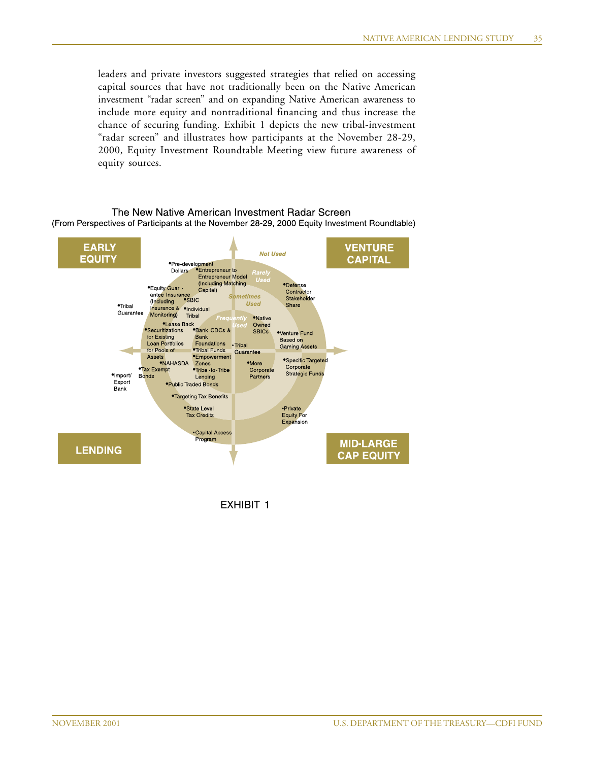leaders and private investors suggested strategies that relied on accessing capital sources that have not traditionally been on the Native American investment "radar screen" and on expanding Native American awareness to include more equity and nontraditional financing and thus increase the chance of securing funding. Exhibit 1 depicts the new tribal-investment "radar screen" and illustrates how participants at the November 28-29, 2000, Equity Investment Roundtable Meeting view future awareness of equity sources.

**The New Native American Investment Radar Screen**
(From Perspectives of Participants at the November 28-29, 2000 Equity Investment Roundtable)

**EARLY EQUITY** | **VENTURE CAPITAL** | **LENDING** | **MID-LARGE CAP EQUITY**

*Not Used* | *Rarely Used* | *Sometimes Used* | *Frequently Used*

- Pre-development Dollars
- Entrepreneur to Entrepreneur Model (Including Matching Capital)
- Equity Guarantee Insurance (Including Insurance & Monitoring)
- SBIC
- Individual Tribal
- Tribal Guarantee
- Lease Back
- Securitizations for Existing Loan Portfolios for Pools of Assets
- NAHASDA
- Tax Exempt Bonds
- Import/Export Bank
- Bank CDCs & Bank Foundations
- Tribal Funds
- Empowerment Zones
- Tribe-to-Tribe Lending
- Public Traded Bonds
- Targeting Tax Benefits
- State Level Tax Credits
- Capital Access Program
- Native Owned SBICs
- Tribal Guarantee
- More Corporate Partners
- Defense Contractor Stakeholder Share
- Venture Fund Based on Gaming Assets
- Specific Targeted Corporate Strategic Funds
- Private Equity For Expansion

EXHIBIT 1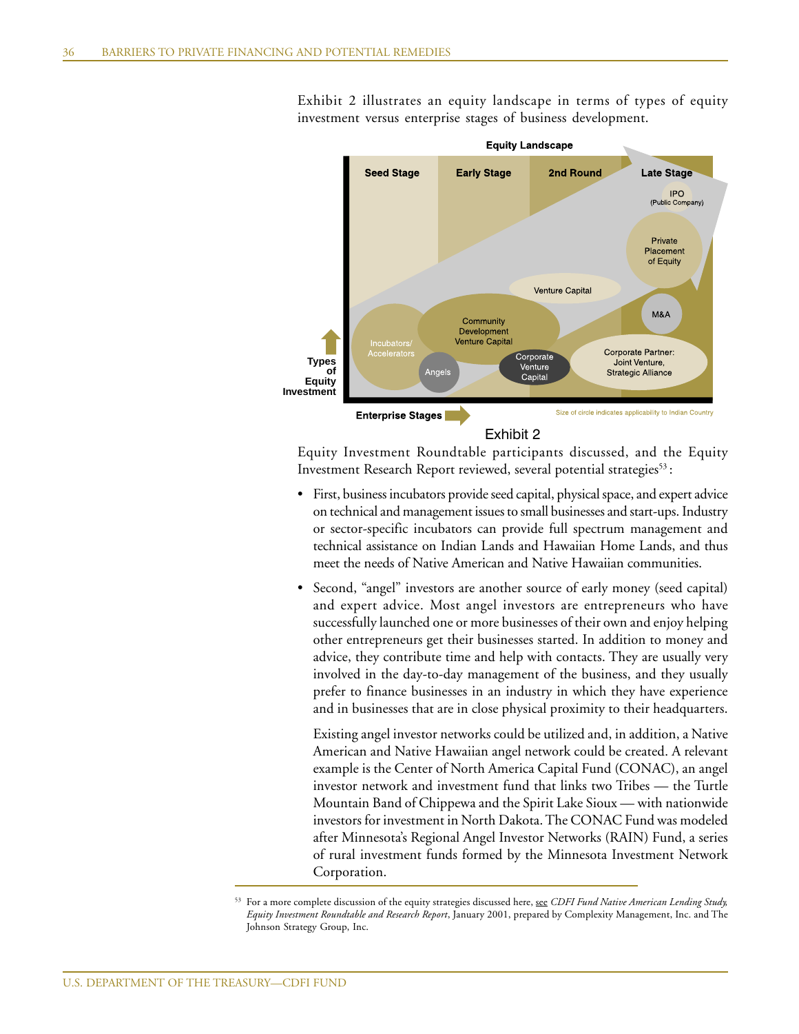Exhibit 2 illustrates an equity landscape in terms of types of equity investment versus enterprise stages of business development.

**Equity Landscape**

Seed Stage | Early Stage | 2nd Round | Late Stage

IPO (Public Company)

Private Placement of Equity

Venture Capital

M&A

Community Development Venture Capital

Incubators/ Accelerators

Angels

Corporate Venture Capital

Corporate Partner: Joint Venture, Strategic Alliance

Types of Equity Investment

Enterprise Stages

Size of circle indicates applicability to Indian Country

Exhibit 2

Equity Investment Roundtable participants discussed, and the Equity Investment Research Report reviewed, several potential strategies[53]:

- First, business incubators provide seed capital, physical space, and expert advice on technical and management issues to small businesses and start-ups. Industry or sector-specific incubators can provide full spectrum management and technical assistance on Indian Lands and Hawaiian Home Lands, and thus meet the needs of Native American and Native Hawaiian communities.

- Second, "angel" investors are another source of early money (seed capital) and expert advice. Most angel investors are entrepreneurs who have successfully launched one or more businesses of their own and enjoy helping other entrepreneurs get their businesses started. In addition to money and advice, they contribute time and help with contacts. They are usually very involved in the day-to-day management of the business, and they usually prefer to finance businesses in an industry in which they have experience and in businesses that are in close physical proximity to their headquarters.

  Existing angel investor networks could be utilized and, in addition, a Native American and Native Hawaiian angel network could be created. A relevant example is the Center of North America Capital Fund (CONAC), an angel investor network and investment fund that links two Tribes — the Turtle Mountain Band of Chippewa and the Spirit Lake Sioux — with nationwide investors for investment in North Dakota. The CONAC Fund was modeled after Minnesota's Regional Angel Investor Networks (RAIN) Fund, a series of rural investment funds formed by the Minnesota Investment Network Corporation.

---

[53] For a more complete discussion of the equity strategies discussed here, see *CDFI Fund Native American Lending Study, Equity Investment Roundtable and Research Report*, January 2001, prepared by Complexity Management, Inc. and The Johnson Strategy Group, Inc.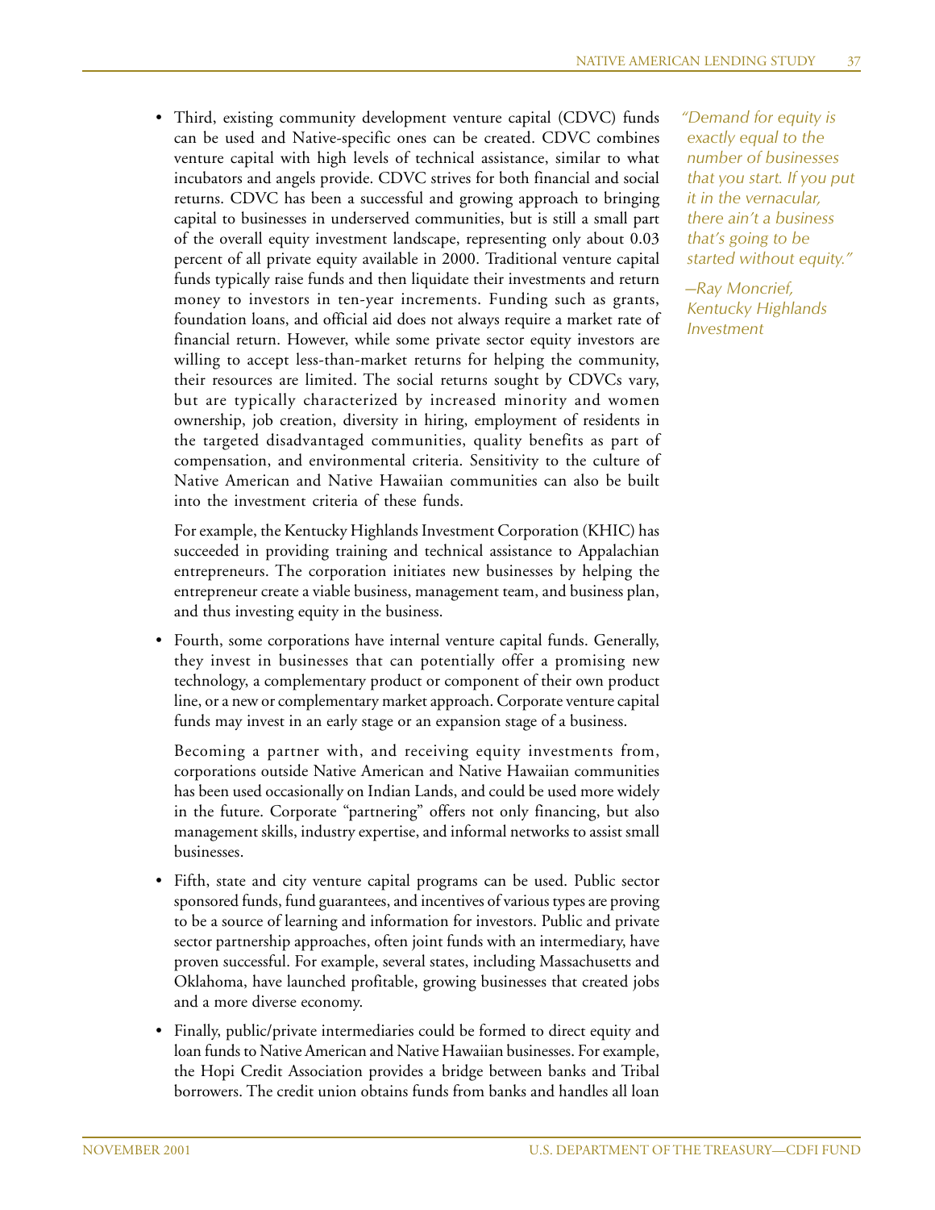- Third, existing community development venture capital (CDVC) funds can be used and Native-specific ones can be created. CDVC combines venture capital with high levels of technical assistance, similar to what incubators and angels provide. CDVC strives for both financial and social returns. CDVC has been a successful and growing approach to bringing capital to businesses in underserved communities, but is still a small part of the overall equity investment landscape, representing only about 0.03 percent of all private equity available in 2000. Traditional venture capital funds typically raise funds and then liquidate their investments and return money to investors in ten-year increments. Funding such as grants, foundation loans, and official aid does not always require a market rate of financial return. However, while some private sector equity investors are willing to accept less-than-market returns for helping the community, their resources are limited. The social returns sought by CDVCs vary, but are typically characterized by increased minority and women ownership, job creation, diversity in hiring, employment of residents in the targeted disadvantaged communities, quality benefits as part of compensation, and environmental criteria. Sensitivity to the culture of Native American and Native Hawaiian communities can also be built into the investment criteria of these funds.

  For example, the Kentucky Highlands Investment Corporation (KHIC) has succeeded in providing training and technical assistance to Appalachian entrepreneurs. The corporation initiates new businesses by helping the entrepreneur create a viable business, management team, and business plan, and thus investing equity in the business.

*"Demand for equity is exactly equal to the number of businesses that you start. If you put it in the vernacular, there ain't a business that's going to be started without equity."*

*—Ray Moncrief, Kentucky Highlands Investment*

- Fourth, some corporations have internal venture capital funds. Generally, they invest in businesses that can potentially offer a promising new technology, a complementary product or component of their own product line, or a new or complementary market approach. Corporate venture capital funds may invest in an early stage or an expansion stage of a business.

  Becoming a partner with, and receiving equity investments from, corporations outside Native American and Native Hawaiian communities has been used occasionally on Indian Lands, and could be used more widely in the future. Corporate "partnering" offers not only financing, but also management skills, industry expertise, and informal networks to assist small businesses.

- Fifth, state and city venture capital programs can be used. Public sector sponsored funds, fund guarantees, and incentives of various types are proving to be a source of learning and information for investors. Public and private sector partnership approaches, often joint funds with an intermediary, have proven successful. For example, several states, including Massachusetts and Oklahoma, have launched profitable, growing businesses that created jobs and a more diverse economy.

- Finally, public/private intermediaries could be formed to direct equity and loan funds to Native American and Native Hawaiian businesses. For example, the Hopi Credit Association provides a bridge between banks and Tribal borrowers. The credit union obtains funds from banks and handles all loan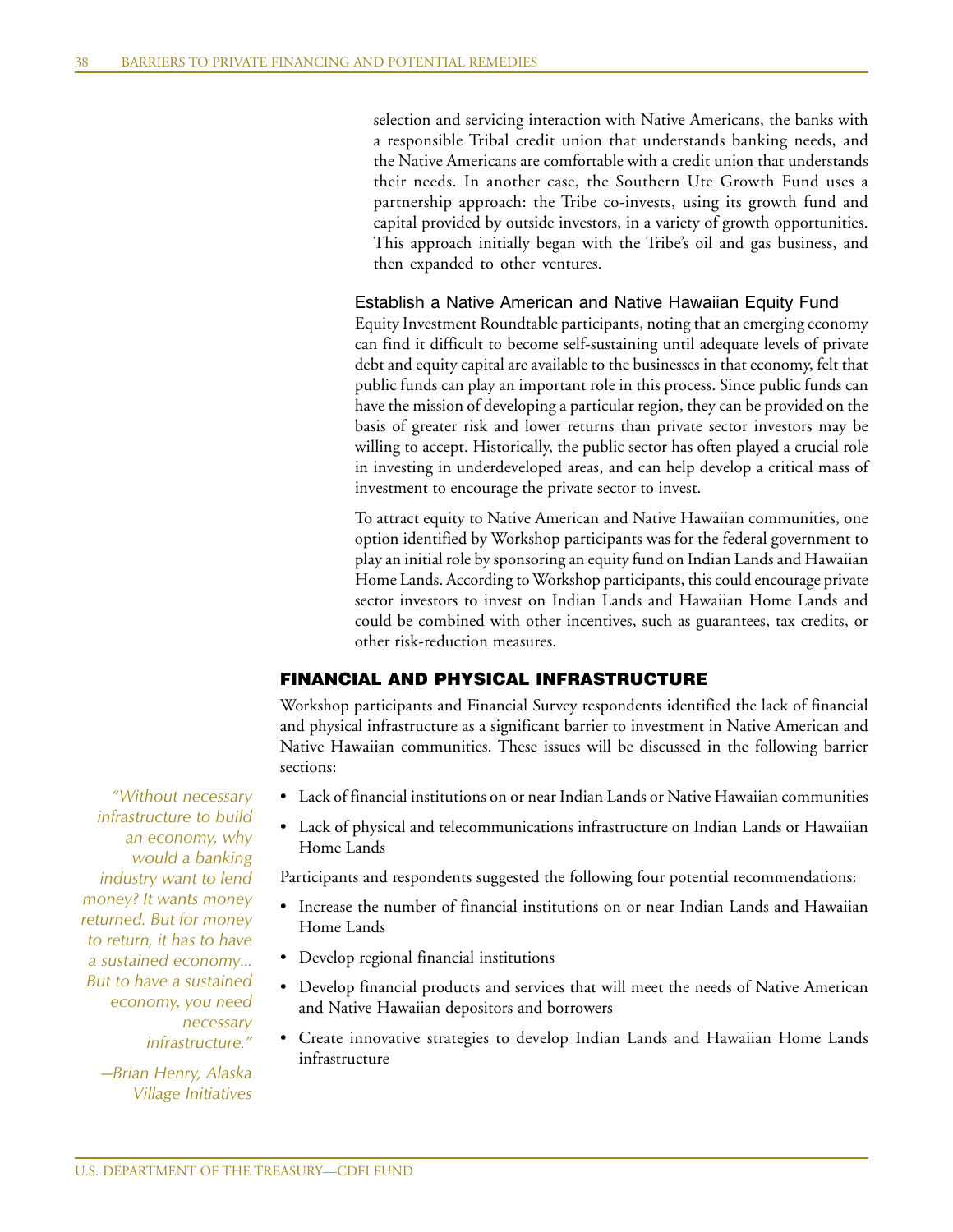selection and servicing interaction with Native Americans, the banks with a responsible Tribal credit union that understands banking needs, and the Native Americans are comfortable with a credit union that understands their needs. In another case, the Southern Ute Growth Fund uses a partnership approach: the Tribe co-invests, using its growth fund and capital provided by outside investors, in a variety of growth opportunities. This approach initially began with the Tribe's oil and gas business, and then expanded to other ventures.

### Establish a Native American and Native Hawaiian Equity Fund

Equity Investment Roundtable participants, noting that an emerging economy can find it difficult to become self-sustaining until adequate levels of private debt and equity capital are available to the businesses in that economy, felt that public funds can play an important role in this process. Since public funds can have the mission of developing a particular region, they can be provided on the basis of greater risk and lower returns than private sector investors may be willing to accept. Historically, the public sector has often played a crucial role in investing in underdeveloped areas, and can help develop a critical mass of investment to encourage the private sector to invest.

To attract equity to Native American and Native Hawaiian communities, one option identified by Workshop participants was for the federal government to play an initial role by sponsoring an equity fund on Indian Lands and Hawaiian Home Lands. According to Workshop participants, this could encourage private sector investors to invest on Indian Lands and Hawaiian Home Lands and could be combined with other incentives, such as guarantees, tax credits, or other risk-reduction measures.

## FINANCIAL AND PHYSICAL INFRASTRUCTURE

Workshop participants and Financial Survey respondents identified the lack of financial and physical infrastructure as a significant barrier to investment in Native American and Native Hawaiian communities. These issues will be discussed in the following barrier sections:

- Lack of financial institutions on or near Indian Lands or Native Hawaiian communities
- Lack of physical and telecommunications infrastructure on Indian Lands or Hawaiian Home Lands

Participants and respondents suggested the following four potential recommendations:

- Increase the number of financial institutions on or near Indian Lands and Hawaiian Home Lands
- Develop regional financial institutions
- Develop financial products and services that will meet the needs of Native American and Native Hawaiian depositors and borrowers
- Create innovative strategies to develop Indian Lands and Hawaiian Home Lands infrastructure

*"Without necessary infrastructure to build an economy, why would a banking industry want to lend money? It wants money returned. But for money to return, it has to have a sustained economy... But to have a sustained economy, you need necessary infrastructure."*

*—Brian Henry, Alaska Village Initiatives*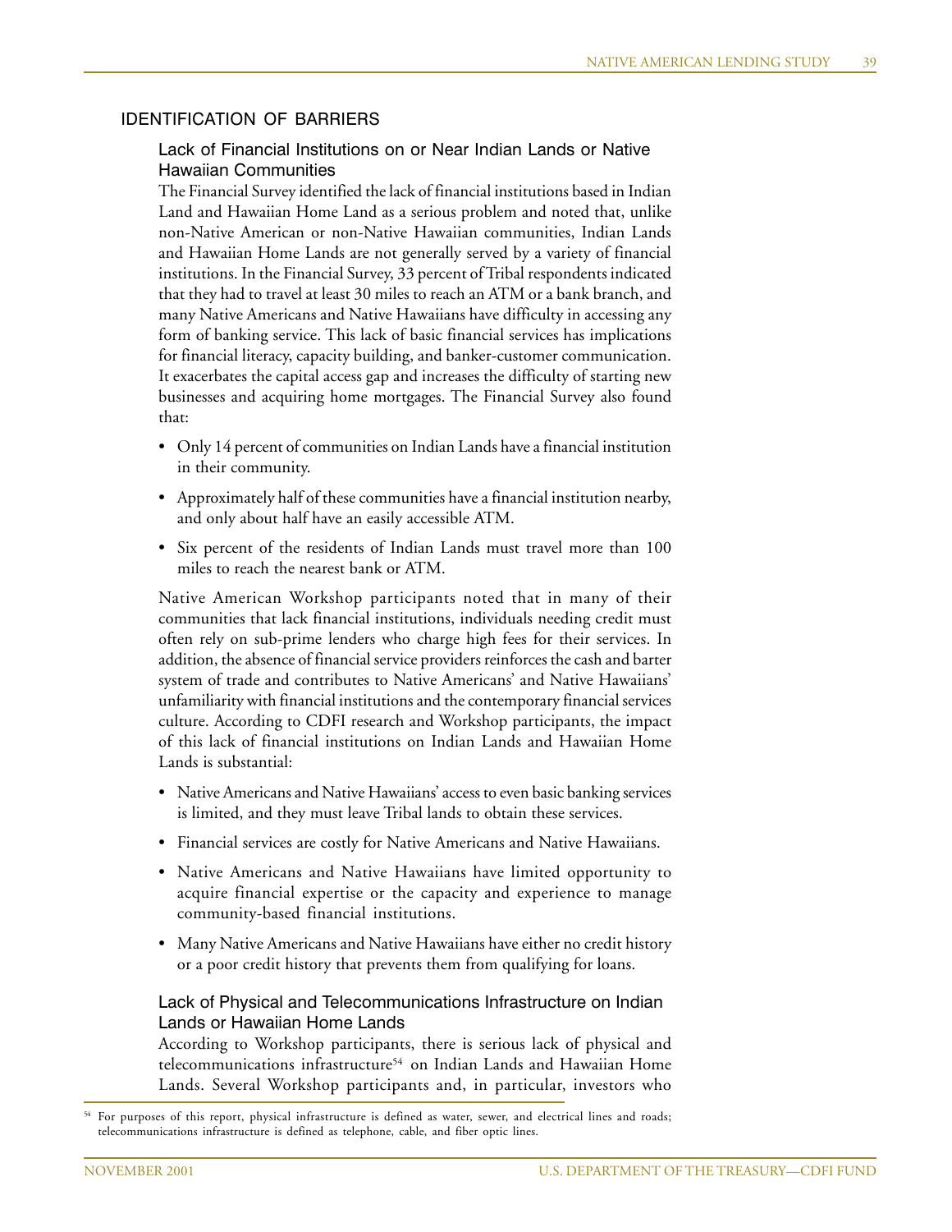## IDENTIFICATION OF BARRIERS

### Lack of Financial Institutions on or Near Indian Lands or Native Hawaiian Communities

The Financial Survey identified the lack of financial institutions based in Indian Land and Hawaiian Home Land as a serious problem and noted that, unlike non-Native American or non-Native Hawaiian communities, Indian Lands and Hawaiian Home Lands are not generally served by a variety of financial institutions. In the Financial Survey, 33 percent of Tribal respondents indicated that they had to travel at least 30 miles to reach an ATM or a bank branch, and many Native Americans and Native Hawaiians have difficulty in accessing any form of banking service. This lack of basic financial services has implications for financial literacy, capacity building, and banker-customer communication. It exacerbates the capital access gap and increases the difficulty of starting new businesses and acquiring home mortgages. The Financial Survey also found that:

- Only 14 percent of communities on Indian Lands have a financial institution in their community.
- Approximately half of these communities have a financial institution nearby, and only about half have an easily accessible ATM.
- Six percent of the residents of Indian Lands must travel more than 100 miles to reach the nearest bank or ATM.

Native American Workshop participants noted that in many of their communities that lack financial institutions, individuals needing credit must often rely on sub-prime lenders who charge high fees for their services. In addition, the absence of financial service providers reinforces the cash and barter system of trade and contributes to Native Americans' and Native Hawaiians' unfamiliarity with financial institutions and the contemporary financial services culture. According to CDFI research and Workshop participants, the impact of this lack of financial institutions on Indian Lands and Hawaiian Home Lands is substantial:

- Native Americans and Native Hawaiians' access to even basic banking services is limited, and they must leave Tribal lands to obtain these services.
- Financial services are costly for Native Americans and Native Hawaiians.
- Native Americans and Native Hawaiians have limited opportunity to acquire financial expertise or the capacity and experience to manage community-based financial institutions.
- Many Native Americans and Native Hawaiians have either no credit history or a poor credit history that prevents them from qualifying for loans.

### Lack of Physical and Telecommunications Infrastructure on Indian Lands or Hawaiian Home Lands

According to Workshop participants, there is serious lack of physical and telecommunications infrastructure[54] on Indian Lands and Hawaiian Home Lands. Several Workshop participants and, in particular, investors who

[54] For purposes of this report, physical infrastructure is defined as water, sewer, and electrical lines and roads; telecommunications infrastructure is defined as telephone, cable, and fiber optic lines.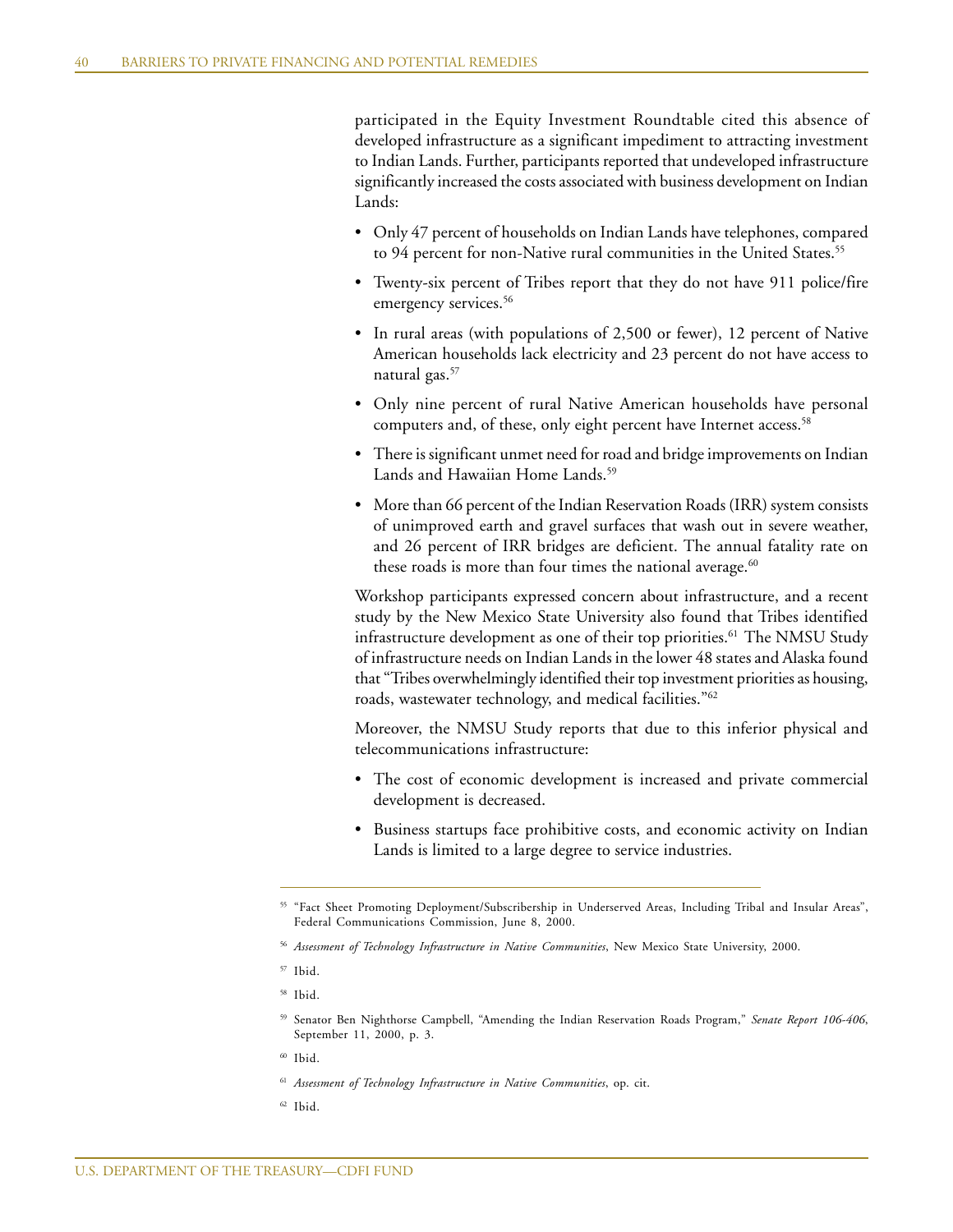participated in the Equity Investment Roundtable cited this absence of developed infrastructure as a significant impediment to attracting investment to Indian Lands. Further, participants reported that undeveloped infrastructure significantly increased the costs associated with business development on Indian Lands:

- Only 47 percent of households on Indian Lands have telephones, compared to 94 percent for non-Native rural communities in the United States.[55]
- Twenty-six percent of Tribes report that they do not have 911 police/fire emergency services.[56]
- In rural areas (with populations of 2,500 or fewer), 12 percent of Native American households lack electricity and 23 percent do not have access to natural gas.[57]
- Only nine percent of rural Native American households have personal computers and, of these, only eight percent have Internet access.[58]
- There is significant unmet need for road and bridge improvements on Indian Lands and Hawaiian Home Lands.[59]
- More than 66 percent of the Indian Reservation Roads (IRR) system consists of unimproved earth and gravel surfaces that wash out in severe weather, and 26 percent of IRR bridges are deficient. The annual fatality rate on these roads is more than four times the national average.[60]

Workshop participants expressed concern about infrastructure, and a recent study by the New Mexico State University also found that Tribes identified infrastructure development as one of their top priorities.[61] The NMSU Study of infrastructure needs on Indian Lands in the lower 48 states and Alaska found that "Tribes overwhelmingly identified their top investment priorities as housing, roads, wastewater technology, and medical facilities."[62]

Moreover, the NMSU Study reports that due to this inferior physical and telecommunications infrastructure:

- The cost of economic development is increased and private commercial development is decreased.
- Business startups face prohibitive costs, and economic activity on Indian Lands is limited to a large degree to service industries.

---

[55] "Fact Sheet Promoting Deployment/Subscribership in Underserved Areas, Including Tribal and Insular Areas", Federal Communications Commission, June 8, 2000.

[56] *Assessment of Technology Infrastructure in Native Communities*, New Mexico State University, 2000.

[57] Ibid.

[58] Ibid.

[59] Senator Ben Nighthorse Campbell, "Amending the Indian Reservation Roads Program," *Senate Report 106-406*, September 11, 2000, p. 3.

[60] Ibid.

[61] *Assessment of Technology Infrastructure in Native Communities*, op. cit.

[62] Ibid.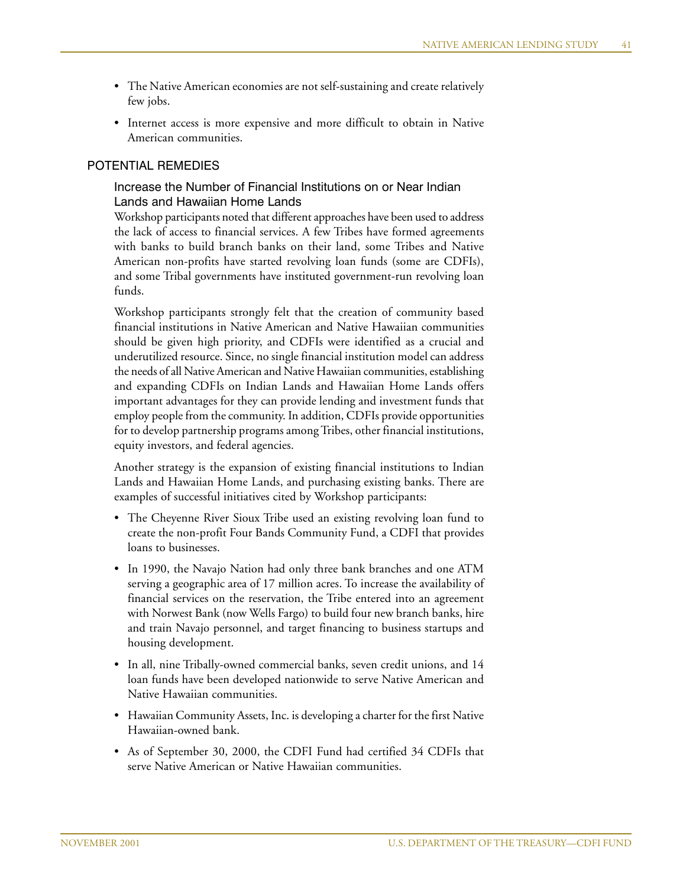- The Native American economies are not self-sustaining and create relatively few jobs.
- Internet access is more expensive and more difficult to obtain in Native American communities.

## POTENTIAL REMEDIES

### Increase the Number of Financial Institutions on or Near Indian Lands and Hawaiian Home Lands

Workshop participants noted that different approaches have been used to address the lack of access to financial services. A few Tribes have formed agreements with banks to build branch banks on their land, some Tribes and Native American non-profits have started revolving loan funds (some are CDFIs), and some Tribal governments have instituted government-run revolving loan funds.

Workshop participants strongly felt that the creation of community based financial institutions in Native American and Native Hawaiian communities should be given high priority, and CDFIs were identified as a crucial and underutilized resource. Since, no single financial institution model can address the needs of all Native American and Native Hawaiian communities, establishing and expanding CDFIs on Indian Lands and Hawaiian Home Lands offers important advantages for they can provide lending and investment funds that employ people from the community. In addition, CDFIs provide opportunities for to develop partnership programs among Tribes, other financial institutions, equity investors, and federal agencies.

Another strategy is the expansion of existing financial institutions to Indian Lands and Hawaiian Home Lands, and purchasing existing banks. There are examples of successful initiatives cited by Workshop participants:

- The Cheyenne River Sioux Tribe used an existing revolving loan fund to create the non-profit Four Bands Community Fund, a CDFI that provides loans to businesses.
- In 1990, the Navajo Nation had only three bank branches and one ATM serving a geographic area of 17 million acres. To increase the availability of financial services on the reservation, the Tribe entered into an agreement with Norwest Bank (now Wells Fargo) to build four new branch banks, hire and train Navajo personnel, and target financing to business startups and housing development.
- In all, nine Tribally-owned commercial banks, seven credit unions, and 14 loan funds have been developed nationwide to serve Native American and Native Hawaiian communities.
- Hawaiian Community Assets, Inc. is developing a charter for the first Native Hawaiian-owned bank.
- As of September 30, 2000, the CDFI Fund had certified 34 CDFIs that serve Native American or Native Hawaiian communities.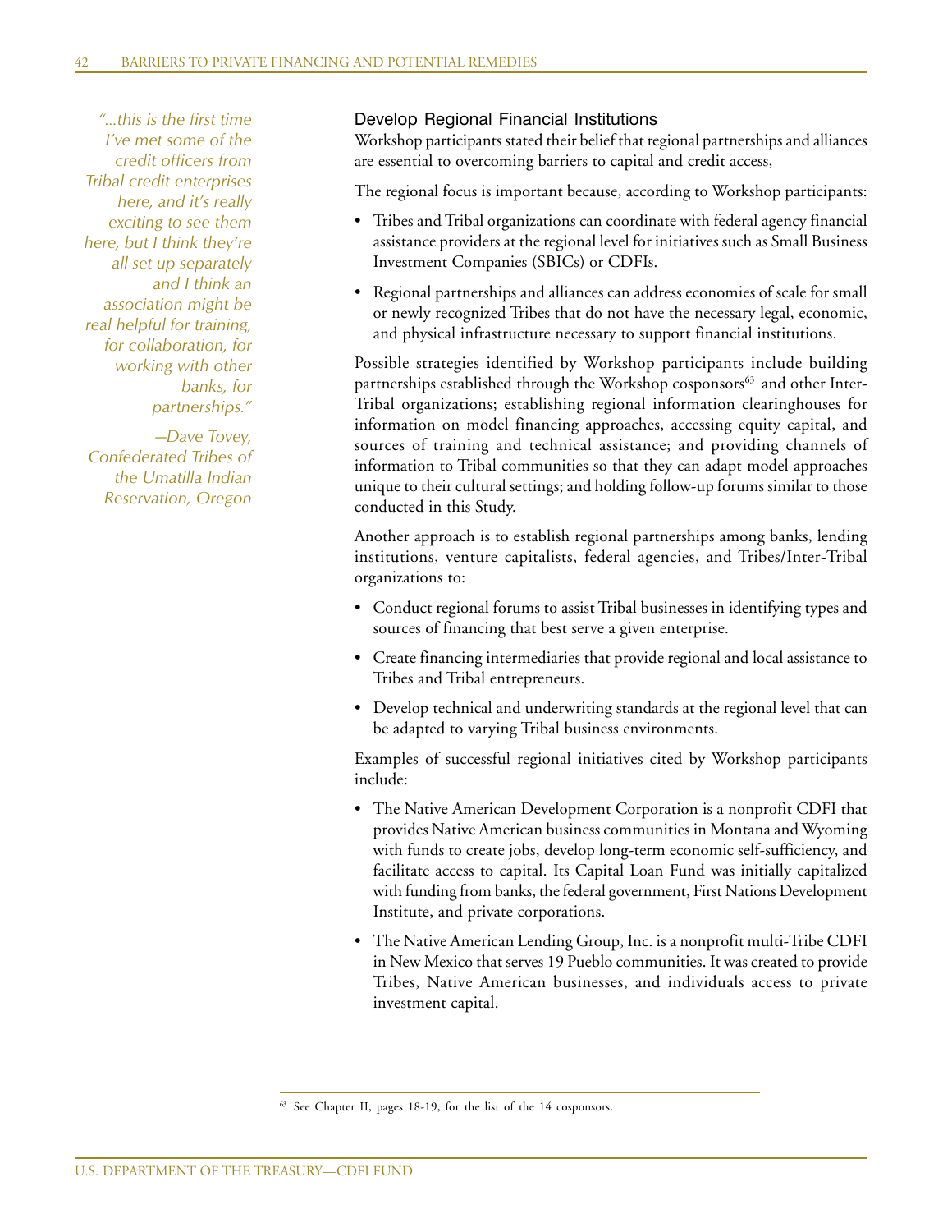*"...this is the first time I've met some of the credit officers from Tribal credit enterprises here, and it's really exciting to see them here, but I think they're all set up separately and I think an association might be real helpful for training, for collaboration, for working with other banks, for partnerships."*

*—Dave Tovey, Confederated Tribes of the Umatilla Indian Reservation, Oregon*

### Develop Regional Financial Institutions

Workshop participants stated their belief that regional partnerships and alliances are essential to overcoming barriers to capital and credit access,

The regional focus is important because, according to Workshop participants:

- Tribes and Tribal organizations can coordinate with federal agency financial assistance providers at the regional level for initiatives such as Small Business Investment Companies (SBICs) or CDFIs.
- Regional partnerships and alliances can address economies of scale for small or newly recognized Tribes that do not have the necessary legal, economic, and physical infrastructure necessary to support financial institutions.

Possible strategies identified by Workshop participants include building partnerships established through the Workshop cosponsors[63] and other Inter-Tribal organizations; establishing regional information clearinghouses for information on model financing approaches, accessing equity capital, and sources of training and technical assistance; and providing channels of information to Tribal communities so that they can adapt model approaches unique to their cultural settings; and holding follow-up forums similar to those conducted in this Study.

Another approach is to establish regional partnerships among banks, lending institutions, venture capitalists, federal agencies, and Tribes/Inter-Tribal organizations to:

- Conduct regional forums to assist Tribal businesses in identifying types and sources of financing that best serve a given enterprise.
- Create financing intermediaries that provide regional and local assistance to Tribes and Tribal entrepreneurs.
- Develop technical and underwriting standards at the regional level that can be adapted to varying Tribal business environments.

Examples of successful regional initiatives cited by Workshop participants include:

- The Native American Development Corporation is a nonprofit CDFI that provides Native American business communities in Montana and Wyoming with funds to create jobs, develop long-term economic self-sufficiency, and facilitate access to capital. Its Capital Loan Fund was initially capitalized with funding from banks, the federal government, First Nations Development Institute, and private corporations.
- The Native American Lending Group, Inc. is a nonprofit multi-Tribe CDFI in New Mexico that serves 19 Pueblo communities. It was created to provide Tribes, Native American businesses, and individuals access to private investment capital.

---

[63] See Chapter II, pages 18-19, for the list of the 14 cosponsors.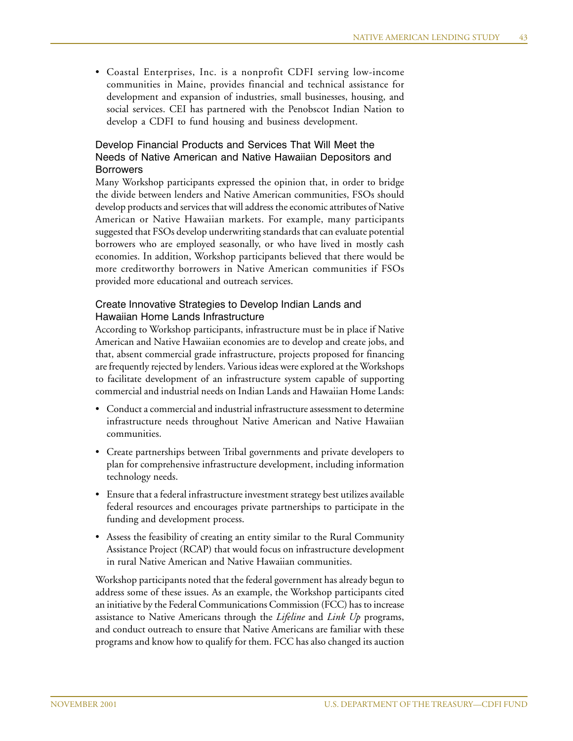- Coastal Enterprises, Inc. is a nonprofit CDFI serving low-income communities in Maine, provides financial and technical assistance for development and expansion of industries, small businesses, housing, and social services. CEI has partnered with the Penobscot Indian Nation to develop a CDFI to fund housing and business development.

### Develop Financial Products and Services That Will Meet the Needs of Native American and Native Hawaiian Depositors and Borrowers

Many Workshop participants expressed the opinion that, in order to bridge the divide between lenders and Native American communities, FSOs should develop products and services that will address the economic attributes of Native American or Native Hawaiian markets. For example, many participants suggested that FSOs develop underwriting standards that can evaluate potential borrowers who are employed seasonally, or who have lived in mostly cash economies. In addition, Workshop participants believed that there would be more creditworthy borrowers in Native American communities if FSOs provided more educational and outreach services.

### Create Innovative Strategies to Develop Indian Lands and Hawaiian Home Lands Infrastructure

According to Workshop participants, infrastructure must be in place if Native American and Native Hawaiian economies are to develop and create jobs, and that, absent commercial grade infrastructure, projects proposed for financing are frequently rejected by lenders. Various ideas were explored at the Workshops to facilitate development of an infrastructure system capable of supporting commercial and industrial needs on Indian Lands and Hawaiian Home Lands:

- Conduct a commercial and industrial infrastructure assessment to determine infrastructure needs throughout Native American and Native Hawaiian communities.
- Create partnerships between Tribal governments and private developers to plan for comprehensive infrastructure development, including information technology needs.
- Ensure that a federal infrastructure investment strategy best utilizes available federal resources and encourages private partnerships to participate in the funding and development process.
- Assess the feasibility of creating an entity similar to the Rural Community Assistance Project (RCAP) that would focus on infrastructure development in rural Native American and Native Hawaiian communities.

Workshop participants noted that the federal government has already begun to address some of these issues. As an example, the Workshop participants cited an initiative by the Federal Communications Commission (FCC) has to increase assistance to Native Americans through the *Lifeline* and *Link Up* programs, and conduct outreach to ensure that Native Americans are familiar with these programs and know how to qualify for them. FCC has also changed its auction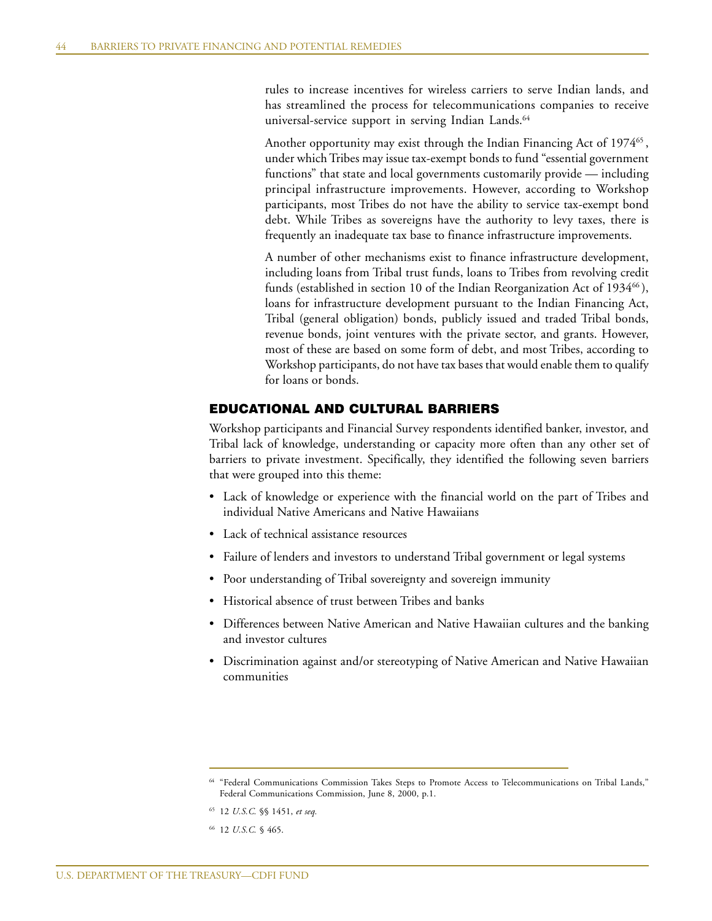rules to increase incentives for wireless carriers to serve Indian lands, and has streamlined the process for telecommunications companies to receive universal-service support in serving Indian Lands.[64]

Another opportunity may exist through the Indian Financing Act of 1974[65], under which Tribes may issue tax-exempt bonds to fund "essential government functions" that state and local governments customarily provide — including principal infrastructure improvements. However, according to Workshop participants, most Tribes do not have the ability to service tax-exempt bond debt. While Tribes as sovereigns have the authority to levy taxes, there is frequently an inadequate tax base to finance infrastructure improvements.

A number of other mechanisms exist to finance infrastructure development, including loans from Tribal trust funds, loans to Tribes from revolving credit funds (established in section 10 of the Indian Reorganization Act of 1934[66]), loans for infrastructure development pursuant to the Indian Financing Act, Tribal (general obligation) bonds, publicly issued and traded Tribal bonds, revenue bonds, joint ventures with the private sector, and grants. However, most of these are based on some form of debt, and most Tribes, according to Workshop participants, do not have tax bases that would enable them to qualify for loans or bonds.

## EDUCATIONAL AND CULTURAL BARRIERS

Workshop participants and Financial Survey respondents identified banker, investor, and Tribal lack of knowledge, understanding or capacity more often than any other set of barriers to private investment. Specifically, they identified the following seven barriers that were grouped into this theme:

- Lack of knowledge or experience with the financial world on the part of Tribes and individual Native Americans and Native Hawaiians
- Lack of technical assistance resources
- Failure of lenders and investors to understand Tribal government or legal systems
- Poor understanding of Tribal sovereignty and sovereign immunity
- Historical absence of trust between Tribes and banks
- Differences between Native American and Native Hawaiian cultures and the banking and investor cultures
- Discrimination against and/or stereotyping of Native American and Native Hawaiian communities

---

[64] "Federal Communications Commission Takes Steps to Promote Access to Telecommunications on Tribal Lands," Federal Communications Commission, June 8, 2000, p.1.

[65] 12 *U.S.C.* §§ 1451, *et seq.*

[66] 12 *U.S.C.* § 465.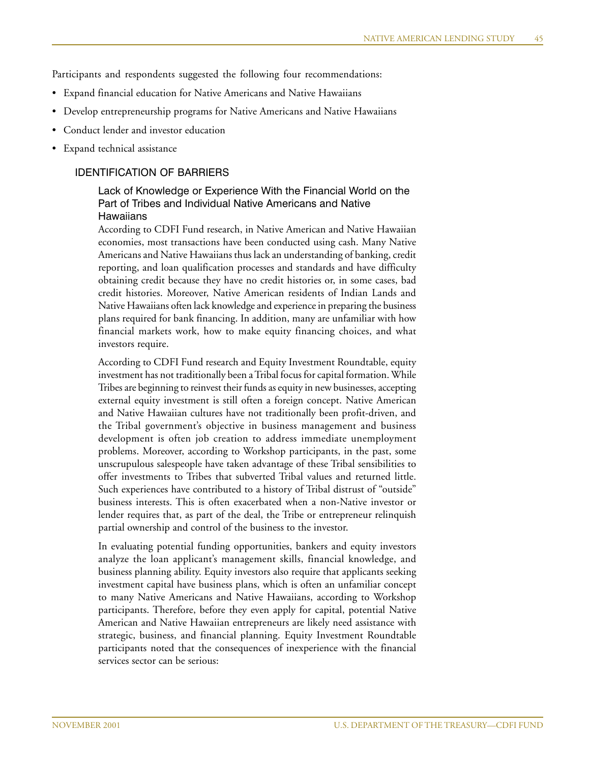Participants and respondents suggested the following four recommendations:

- Expand financial education for Native Americans and Native Hawaiians
- Develop entrepreneurship programs for Native Americans and Native Hawaiians
- Conduct lender and investor education
- Expand technical assistance

## IDENTIFICATION OF BARRIERS

### Lack of Knowledge or Experience With the Financial World on the Part of Tribes and Individual Native Americans and Native Hawaiians

According to CDFI Fund research, in Native American and Native Hawaiian economies, most transactions have been conducted using cash. Many Native Americans and Native Hawaiians thus lack an understanding of banking, credit reporting, and loan qualification processes and standards and have difficulty obtaining credit because they have no credit histories or, in some cases, bad credit histories. Moreover, Native American residents of Indian Lands and Native Hawaiians often lack knowledge and experience in preparing the business plans required for bank financing. In addition, many are unfamiliar with how financial markets work, how to make equity financing choices, and what investors require.

According to CDFI Fund research and Equity Investment Roundtable, equity investment has not traditionally been a Tribal focus for capital formation. While Tribes are beginning to reinvest their funds as equity in new businesses, accepting external equity investment is still often a foreign concept. Native American and Native Hawaiian cultures have not traditionally been profit-driven, and the Tribal government's objective in business management and business development is often job creation to address immediate unemployment problems. Moreover, according to Workshop participants, in the past, some unscrupulous salespeople have taken advantage of these Tribal sensibilities to offer investments to Tribes that subverted Tribal values and returned little. Such experiences have contributed to a history of Tribal distrust of "outside" business interests. This is often exacerbated when a non-Native investor or lender requires that, as part of the deal, the Tribe or entrepreneur relinquish partial ownership and control of the business to the investor.

In evaluating potential funding opportunities, bankers and equity investors analyze the loan applicant's management skills, financial knowledge, and business planning ability. Equity investors also require that applicants seeking investment capital have business plans, which is often an unfamiliar concept to many Native Americans and Native Hawaiians, according to Workshop participants. Therefore, before they even apply for capital, potential Native American and Native Hawaiian entrepreneurs are likely need assistance with strategic, business, and financial planning. Equity Investment Roundtable participants noted that the consequences of inexperience with the financial services sector can be serious: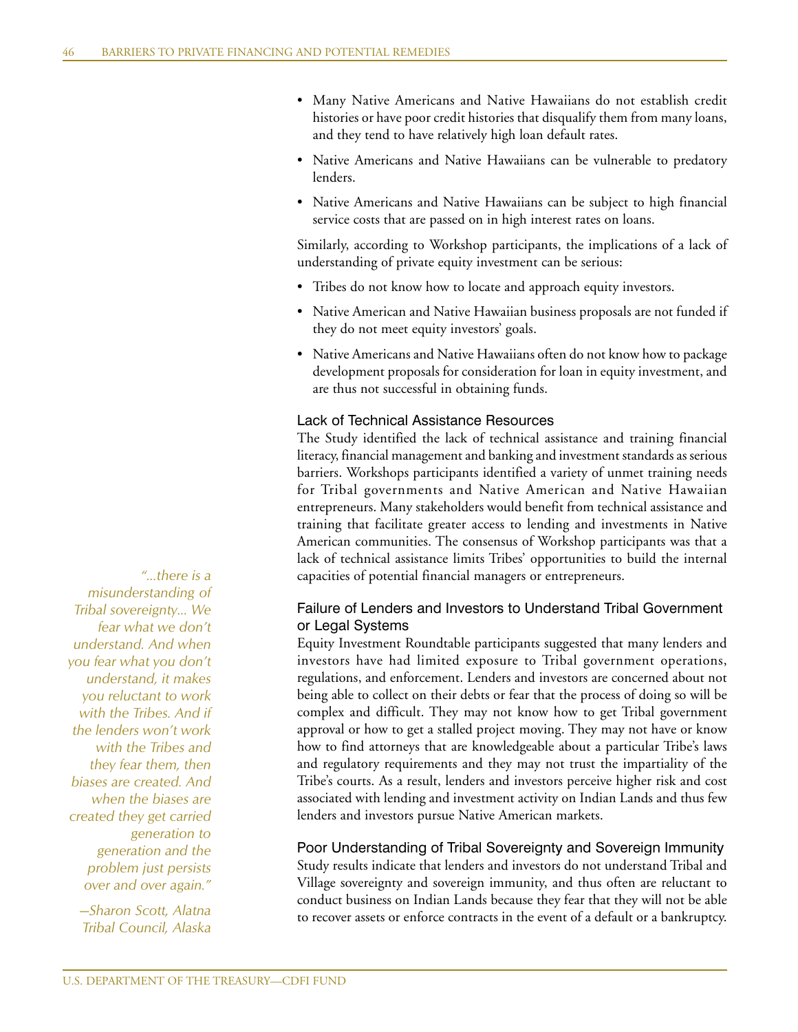- Many Native Americans and Native Hawaiians do not establish credit histories or have poor credit histories that disqualify them from many loans, and they tend to have relatively high loan default rates.
- Native Americans and Native Hawaiians can be vulnerable to predatory lenders.
- Native Americans and Native Hawaiians can be subject to high financial service costs that are passed on in high interest rates on loans.

Similarly, according to Workshop participants, the implications of a lack of understanding of private equity investment can be serious:

- Tribes do not know how to locate and approach equity investors.
- Native American and Native Hawaiian business proposals are not funded if they do not meet equity investors' goals.
- Native Americans and Native Hawaiians often do not know how to package development proposals for consideration for loan in equity investment, and are thus not successful in obtaining funds.

### Lack of Technical Assistance Resources

The Study identified the lack of technical assistance and training financial literacy, financial management and banking and investment standards as serious barriers. Workshops participants identified a variety of unmet training needs for Tribal governments and Native American and Native Hawaiian entrepreneurs. Many stakeholders would benefit from technical assistance and training that facilitate greater access to lending and investments in Native American communities. The consensus of Workshop participants was that a lack of technical assistance limits Tribes' opportunities to build the internal capacities of potential financial managers or entrepreneurs.

*"...there is a misunderstanding of Tribal sovereignty... We fear what we don't understand. And when you fear what you don't understand, it makes you reluctant to work with the Tribes. And if the lenders won't work with the Tribes and they fear them, then biases are created. And when the biases are created they get carried generation to generation and the problem just persists over and over again."*

*—Sharon Scott, Alatna Tribal Council, Alaska*

### Failure of Lenders and Investors to Understand Tribal Government or Legal Systems

Equity Investment Roundtable participants suggested that many lenders and investors have had limited exposure to Tribal government operations, regulations, and enforcement. Lenders and investors are concerned about not being able to collect on their debts or fear that the process of doing so will be complex and difficult. They may not know how to get Tribal government approval or how to get a stalled project moving. They may not have or know how to find attorneys that are knowledgeable about a particular Tribe's laws and regulatory requirements and they may not trust the impartiality of the Tribe's courts. As a result, lenders and investors perceive higher risk and cost associated with lending and investment activity on Indian Lands and thus few lenders and investors pursue Native American markets.

### Poor Understanding of Tribal Sovereignty and Sovereign Immunity

Study results indicate that lenders and investors do not understand Tribal and Village sovereignty and sovereign immunity, and thus often are reluctant to conduct business on Indian Lands because they fear that they will not be able to recover assets or enforce contracts in the event of a default or a bankruptcy.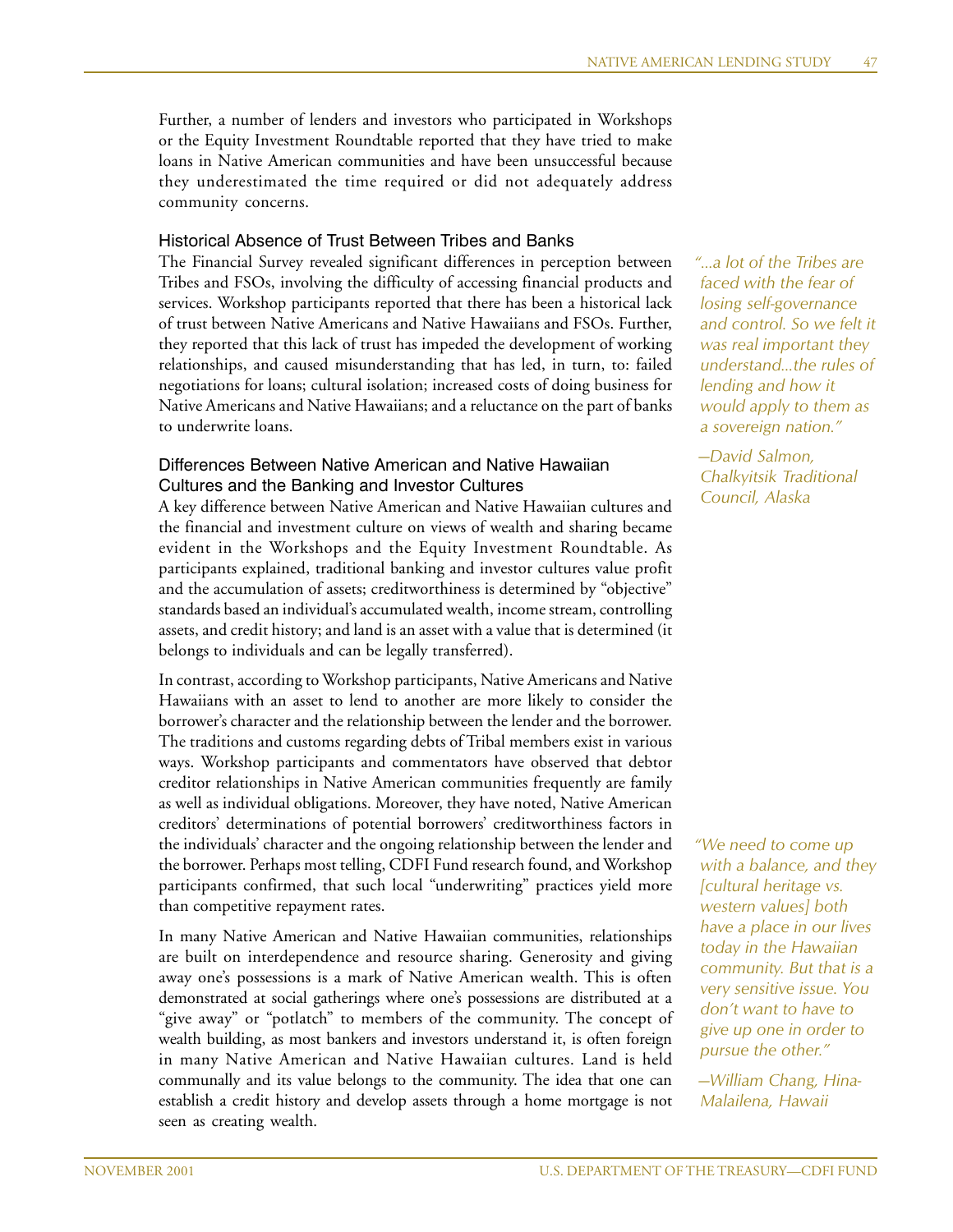Further, a number of lenders and investors who participated in Workshops or the Equity Investment Roundtable reported that they have tried to make loans in Native American communities and have been unsuccessful because they underestimated the time required or did not adequately address community concerns.

### Historical Absence of Trust Between Tribes and Banks

The Financial Survey revealed significant differences in perception between Tribes and FSOs, involving the difficulty of accessing financial products and services. Workshop participants reported that there has been a historical lack of trust between Native Americans and Native Hawaiians and FSOs. Further, they reported that this lack of trust has impeded the development of working relationships, and caused misunderstanding that has led, in turn, to: failed negotiations for loans; cultural isolation; increased costs of doing business for Native Americans and Native Hawaiians; and a reluctance on the part of banks to underwrite loans.

*"...a lot of the Tribes are faced with the fear of losing self-governance and control. So we felt it was real important they understand...the rules of lending and how it would apply to them as a sovereign nation."*

*—David Salmon, Chalkyitsik Traditional Council, Alaska*

### Differences Between Native American and Native Hawaiian Cultures and the Banking and Investor Cultures

A key difference between Native American and Native Hawaiian cultures and the financial and investment culture on views of wealth and sharing became evident in the Workshops and the Equity Investment Roundtable. As participants explained, traditional banking and investor cultures value profit and the accumulation of assets; creditworthiness is determined by "objective" standards based an individual's accumulated wealth, income stream, controlling assets, and credit history; and land is an asset with a value that is determined (it belongs to individuals and can be legally transferred).

In contrast, according to Workshop participants, Native Americans and Native Hawaiians with an asset to lend to another are more likely to consider the borrower's character and the relationship between the lender and the borrower. The traditions and customs regarding debts of Tribal members exist in various ways. Workshop participants and commentators have observed that debtor creditor relationships in Native American communities frequently are family as well as individual obligations. Moreover, they have noted, Native American creditors' determinations of potential borrowers' creditworthiness factors in the individuals' character and the ongoing relationship between the lender and the borrower. Perhaps most telling, CDFI Fund research found, and Workshop participants confirmed, that such local "underwriting" practices yield more than competitive repayment rates.

*"We need to come up with a balance, and they [cultural heritage vs. western values] both have a place in our lives today in the Hawaiian community. But that is a very sensitive issue. You don't want to have to give up one in order to pursue the other."*

*—William Chang, Hina-Malailena, Hawaii*

In many Native American and Native Hawaiian communities, relationships are built on interdependence and resource sharing. Generosity and giving away one's possessions is a mark of Native American wealth. This is often demonstrated at social gatherings where one's possessions are distributed at a "give away" or "potlatch" to members of the community. The concept of wealth building, as most bankers and investors understand it, is often foreign in many Native American and Native Hawaiian cultures. Land is held communally and its value belongs to the community. The idea that one can establish a credit history and develop assets through a home mortgage is not seen as creating wealth.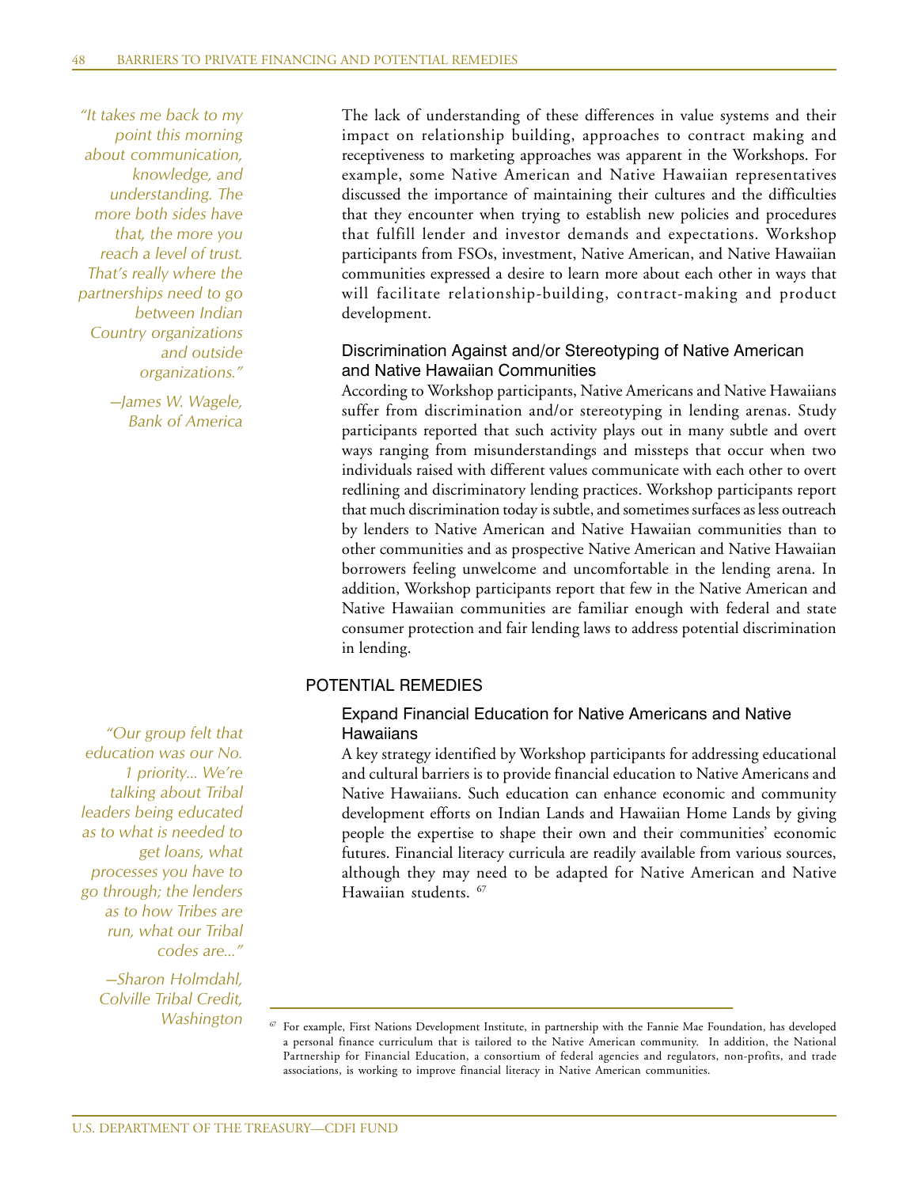> *"It takes me back to my point this morning about communication, knowledge, and understanding. The more both sides have that, the more you reach a level of trust. That's really where the partnerships need to go between Indian Country organizations and outside organizations."*
>
> *—James W. Wagele, Bank of America*

The lack of understanding of these differences in value systems and their impact on relationship building, approaches to contract making and receptiveness to marketing approaches was apparent in the Workshops. For example, some Native American and Native Hawaiian representatives discussed the importance of maintaining their cultures and the difficulties that they encounter when trying to establish new policies and procedures that fulfill lender and investor demands and expectations. Workshop participants from FSOs, investment, Native American, and Native Hawaiian communities expressed a desire to learn more about each other in ways that will facilitate relationship-building, contract-making and product development.

### Discrimination Against and/or Stereotyping of Native American and Native Hawaiian Communities

According to Workshop participants, Native Americans and Native Hawaiians suffer from discrimination and/or stereotyping in lending arenas. Study participants reported that such activity plays out in many subtle and overt ways ranging from misunderstandings and missteps that occur when two individuals raised with different values communicate with each other to overt redlining and discriminatory lending practices. Workshop participants report that much discrimination today is subtle, and sometimes surfaces as less outreach by lenders to Native American and Native Hawaiian communities than to other communities and as prospective Native American and Native Hawaiian borrowers feeling unwelcome and uncomfortable in the lending arena. In addition, Workshop participants report that few in the Native American and Native Hawaiian communities are familiar enough with federal and state consumer protection and fair lending laws to address potential discrimination in lending.

## POTENTIAL REMEDIES

### Expand Financial Education for Native Americans and Native Hawaiians

> *"Our group felt that education was our No. 1 priority... We're talking about Tribal leaders being educated as to what is needed to get loans, what processes you have to go through; the lenders as to how Tribes are run, what our Tribal codes are..."*
>
> *—Sharon Holmdahl, Colville Tribal Credit, Washington*

A key strategy identified by Workshop participants for addressing educational and cultural barriers is to provide financial education to Native Americans and Native Hawaiians. Such education can enhance economic and community development efforts on Indian Lands and Hawaiian Home Lands by giving people the expertise to shape their own and their communities' economic futures. Financial literacy curricula are readily available from various sources, although they may need to be adapted for Native American and Native Hawaiian students. [67]

---

[67] For example, First Nations Development Institute, in partnership with the Fannie Mae Foundation, has developed a personal finance curriculum that is tailored to the Native American community. In addition, the National Partnership for Financial Education, a consortium of federal agencies and regulators, non-profits, and trade associations, is working to improve financial literacy in Native American communities.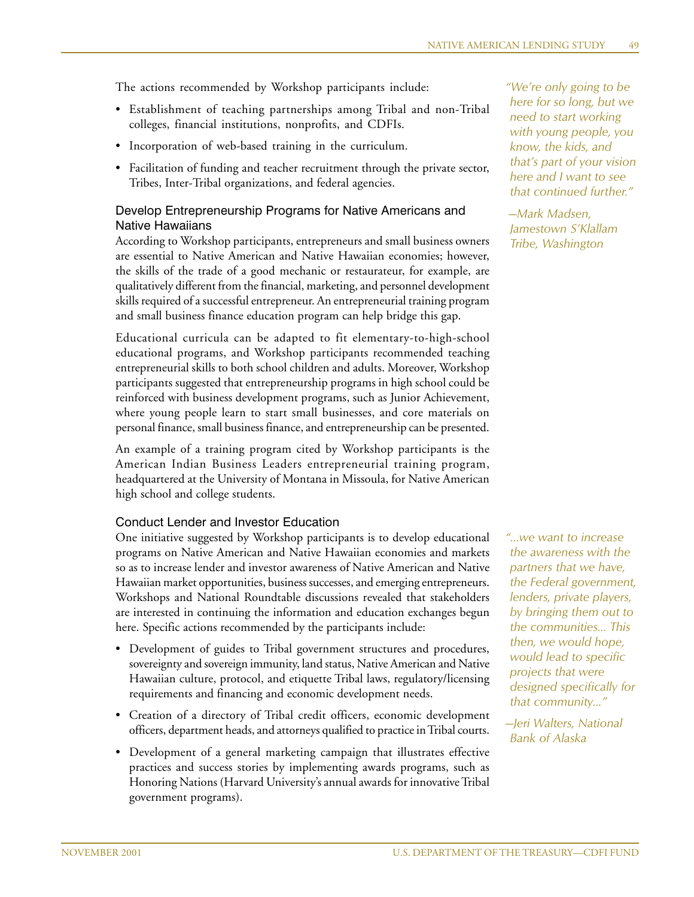The actions recommended by Workshop participants include:

- Establishment of teaching partnerships among Tribal and non-Tribal colleges, financial institutions, nonprofits, and CDFIs.
- Incorporation of web-based training in the curriculum.
- Facilitation of funding and teacher recruitment through the private sector, Tribes, Inter-Tribal organizations, and federal agencies.

*"We're only going to be here for so long, but we need to start working with young people, you know, the kids, and that's part of your vision here and I want to see that continued further."*

*—Mark Madsen, Jamestown S'Klallam Tribe, Washington*

### Develop Entrepreneurship Programs for Native Americans and Native Hawaiians

According to Workshop participants, entrepreneurs and small business owners are essential to Native American and Native Hawaiian economies; however, the skills of the trade of a good mechanic or restaurateur, for example, are qualitatively different from the financial, marketing, and personnel development skills required of a successful entrepreneur. An entrepreneurial training program and small business finance education program can help bridge this gap.

Educational curricula can be adapted to fit elementary-to-high-school educational programs, and Workshop participants recommended teaching entrepreneurial skills to both school children and adults. Moreover, Workshop participants suggested that entrepreneurship programs in high school could be reinforced with business development programs, such as Junior Achievement, where young people learn to start small businesses, and core materials on personal finance, small business finance, and entrepreneurship can be presented.

An example of a training program cited by Workshop participants is the American Indian Business Leaders entrepreneurial training program, headquartered at the University of Montana in Missoula, for Native American high school and college students.

### Conduct Lender and Investor Education

One initiative suggested by Workshop participants is to develop educational programs on Native American and Native Hawaiian economies and markets so as to increase lender and investor awareness of Native American and Native Hawaiian market opportunities, business successes, and emerging entrepreneurs. Workshops and National Roundtable discussions revealed that stakeholders are interested in continuing the information and education exchanges begun here. Specific actions recommended by the participants include:

- Development of guides to Tribal government structures and procedures, sovereignty and sovereign immunity, land status, Native American and Native Hawaiian culture, protocol, and etiquette Tribal laws, regulatory/licensing requirements and financing and economic development needs.
- Creation of a directory of Tribal credit officers, economic development officers, department heads, and attorneys qualified to practice in Tribal courts.
- Development of a general marketing campaign that illustrates effective practices and success stories by implementing awards programs, such as Honoring Nations (Harvard University's annual awards for innovative Tribal government programs).

*"...we want to increase the awareness with the partners that we have, the Federal government, lenders, private players, by bringing them out to the communities... This then, we would hope, would lead to specific projects that were designed specifically for that community..."*

*—Jeri Walters, National Bank of Alaska*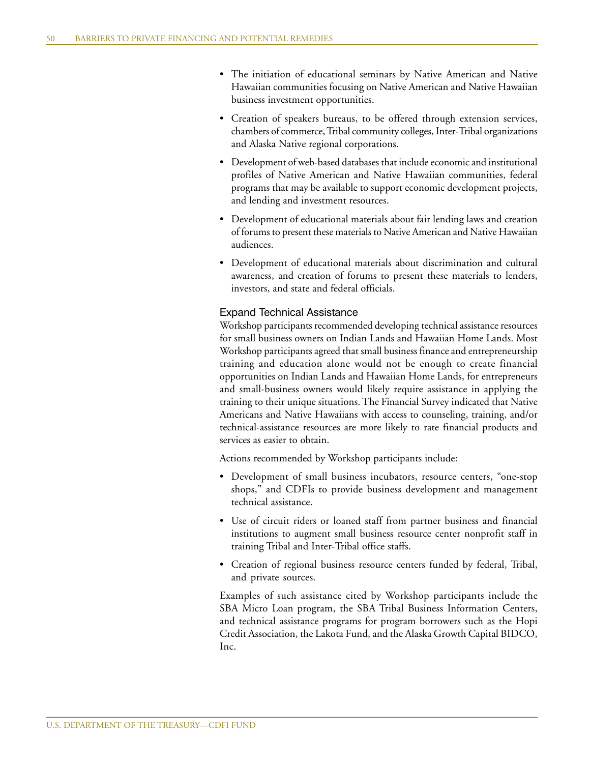- The initiation of educational seminars by Native American and Native Hawaiian communities focusing on Native American and Native Hawaiian business investment opportunities.
- Creation of speakers bureaus, to be offered through extension services, chambers of commerce, Tribal community colleges, Inter-Tribal organizations and Alaska Native regional corporations.
- Development of web-based databases that include economic and institutional profiles of Native American and Native Hawaiian communities, federal programs that may be available to support economic development projects, and lending and investment resources.
- Development of educational materials about fair lending laws and creation of forums to present these materials to Native American and Native Hawaiian audiences.
- Development of educational materials about discrimination and cultural awareness, and creation of forums to present these materials to lenders, investors, and state and federal officials.

### Expand Technical Assistance

Workshop participants recommended developing technical assistance resources for small business owners on Indian Lands and Hawaiian Home Lands. Most Workshop participants agreed that small business finance and entrepreneurship training and education alone would not be enough to create financial opportunities on Indian Lands and Hawaiian Home Lands, for entrepreneurs and small-business owners would likely require assistance in applying the training to their unique situations. The Financial Survey indicated that Native Americans and Native Hawaiians with access to counseling, training, and/or technical-assistance resources are more likely to rate financial products and services as easier to obtain.

Actions recommended by Workshop participants include:

- Development of small business incubators, resource centers, "one-stop shops," and CDFIs to provide business development and management technical assistance.
- Use of circuit riders or loaned staff from partner business and financial institutions to augment small business resource center nonprofit staff in training Tribal and Inter-Tribal office staffs.
- Creation of regional business resource centers funded by federal, Tribal, and private sources.

Examples of such assistance cited by Workshop participants include the SBA Micro Loan program, the SBA Tribal Business Information Centers, and technical assistance programs for program borrowers such as the Hopi Credit Association, the Lakota Fund, and the Alaska Growth Capital BIDCO, Inc.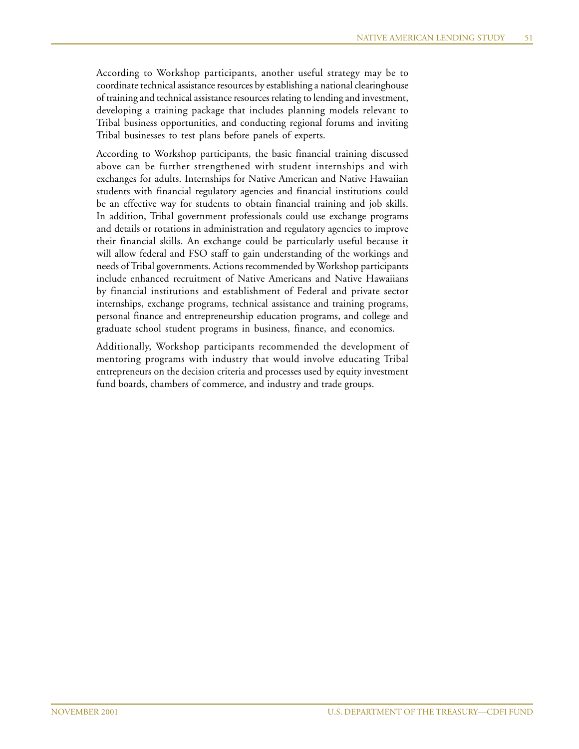According to Workshop participants, another useful strategy may be to coordinate technical assistance resources by establishing a national clearinghouse of training and technical assistance resources relating to lending and investment, developing a training package that includes planning models relevant to Tribal business opportunities, and conducting regional forums and inviting Tribal businesses to test plans before panels of experts.

According to Workshop participants, the basic financial training discussed above can be further strengthened with student internships and with exchanges for adults. Internships for Native American and Native Hawaiian students with financial regulatory agencies and financial institutions could be an effective way for students to obtain financial training and job skills. In addition, Tribal government professionals could use exchange programs and details or rotations in administration and regulatory agencies to improve their financial skills. An exchange could be particularly useful because it will allow federal and FSO staff to gain understanding of the workings and needs of Tribal governments. Actions recommended by Workshop participants include enhanced recruitment of Native Americans and Native Hawaiians by financial institutions and establishment of Federal and private sector internships, exchange programs, technical assistance and training programs, personal finance and entrepreneurship education programs, and college and graduate school student programs in business, finance, and economics.

Additionally, Workshop participants recommended the development of mentoring programs with industry that would involve educating Tribal entrepreneurs on the decision criteria and processes used by equity investment fund boards, chambers of commerce, and industry and trade groups.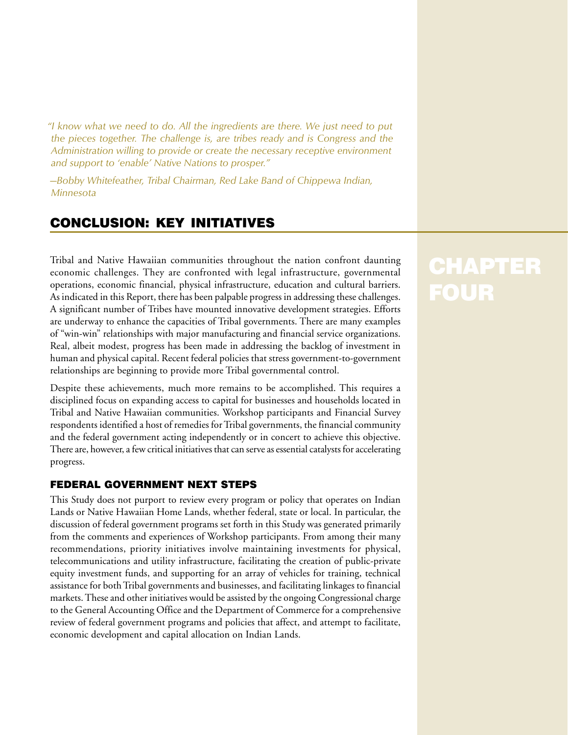*"I know what we need to do. All the ingredients are there. We just need to put the pieces together. The challenge is, are tribes ready and is Congress and the Administration willing to provide or create the necessary receptive environment and support to 'enable' Native Nations to prosper."*

*—Bobby Whitefeather, Tribal Chairman, Red Lake Band of Chippewa Indian, Minnesota*

# CHAPTER FOUR

## CONCLUSION: KEY INITIATIVES

Tribal and Native Hawaiian communities throughout the nation confront daunting economic challenges. They are confronted with legal infrastructure, governmental operations, economic financial, physical infrastructure, education and cultural barriers. As indicated in this Report, there has been palpable progress in addressing these challenges. A significant number of Tribes have mounted innovative development strategies. Efforts are underway to enhance the capacities of Tribal governments. There are many examples of "win-win" relationships with major manufacturing and financial service organizations. Real, albeit modest, progress has been made in addressing the backlog of investment in human and physical capital. Recent federal policies that stress government-to-government relationships are beginning to provide more Tribal governmental control.

Despite these achievements, much more remains to be accomplished. This requires a disciplined focus on expanding access to capital for businesses and households located in Tribal and Native Hawaiian communities. Workshop participants and Financial Survey respondents identified a host of remedies for Tribal governments, the financial community and the federal government acting independently or in concert to achieve this objective. There are, however, a few critical initiatives that can serve as essential catalysts for accelerating progress.

### FEDERAL GOVERNMENT NEXT STEPS

This Study does not purport to review every program or policy that operates on Indian Lands or Native Hawaiian Home Lands, whether federal, state or local. In particular, the discussion of federal government programs set forth in this Study was generated primarily from the comments and experiences of Workshop participants. From among their many recommendations, priority initiatives involve maintaining investments for physical, telecommunications and utility infrastructure, facilitating the creation of public-private equity investment funds, and supporting for an array of vehicles for training, technical assistance for both Tribal governments and businesses, and facilitating linkages to financial markets. These and other initiatives would be assisted by the ongoing Congressional charge to the General Accounting Office and the Department of Commerce for a comprehensive review of federal government programs and policies that affect, and attempt to facilitate, economic development and capital allocation on Indian Lands.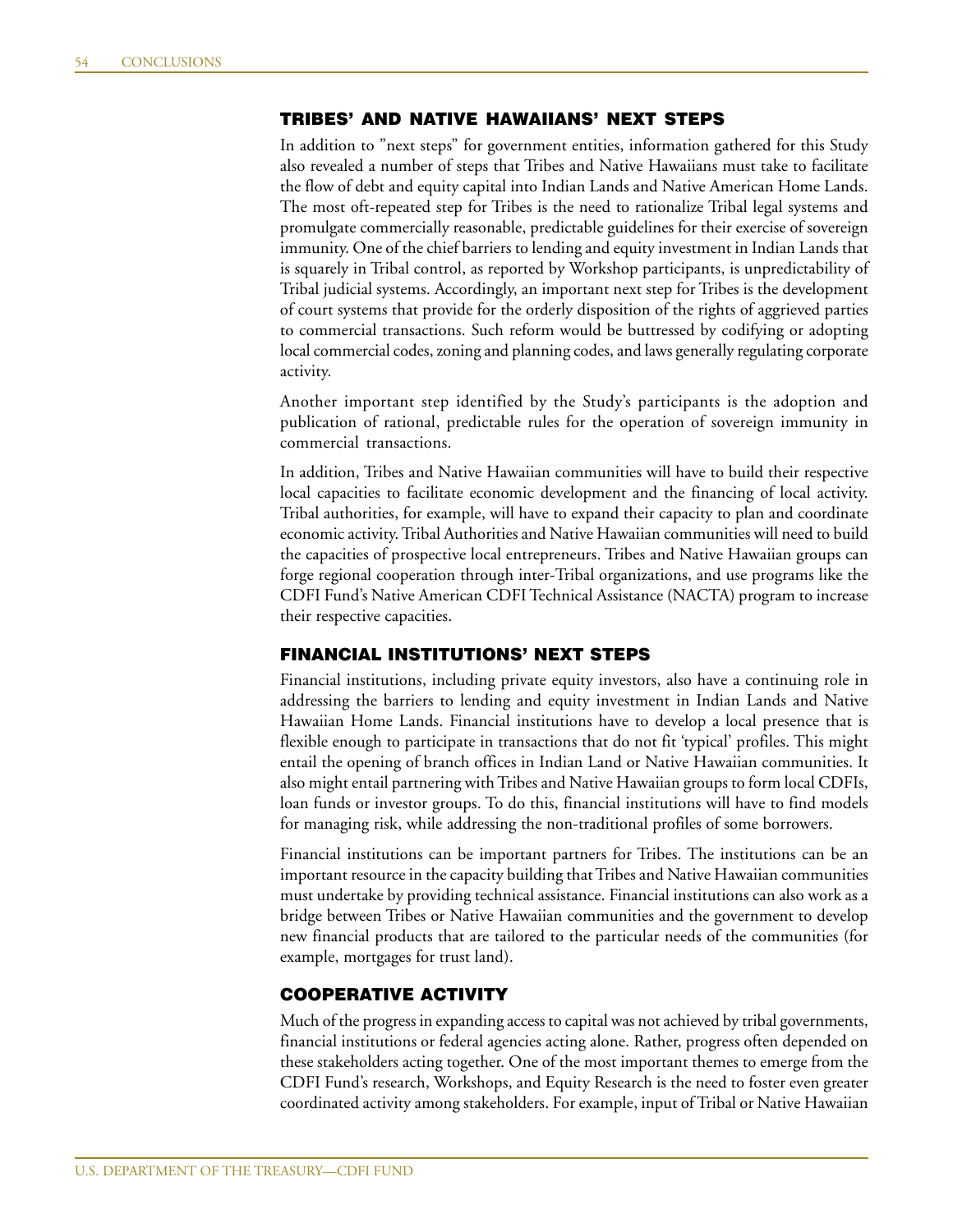## TRIBES' AND NATIVE HAWAIIANS' NEXT STEPS

In addition to "next steps" for government entities, information gathered for this Study also revealed a number of steps that Tribes and Native Hawaiians must take to facilitate the flow of debt and equity capital into Indian Lands and Native American Home Lands. The most oft-repeated step for Tribes is the need to rationalize Tribal legal systems and promulgate commercially reasonable, predictable guidelines for their exercise of sovereign immunity. One of the chief barriers to lending and equity investment in Indian Lands that is squarely in Tribal control, as reported by Workshop participants, is unpredictability of Tribal judicial systems. Accordingly, an important next step for Tribes is the development of court systems that provide for the orderly disposition of the rights of aggrieved parties to commercial transactions. Such reform would be buttressed by codifying or adopting local commercial codes, zoning and planning codes, and laws generally regulating corporate activity.

Another important step identified by the Study's participants is the adoption and publication of rational, predictable rules for the operation of sovereign immunity in commercial transactions.

In addition, Tribes and Native Hawaiian communities will have to build their respective local capacities to facilitate economic development and the financing of local activity. Tribal authorities, for example, will have to expand their capacity to plan and coordinate economic activity. Tribal Authorities and Native Hawaiian communities will need to build the capacities of prospective local entrepreneurs. Tribes and Native Hawaiian groups can forge regional cooperation through inter-Tribal organizations, and use programs like the CDFI Fund's Native American CDFI Technical Assistance (NACTA) program to increase their respective capacities.

## FINANCIAL INSTITUTIONS' NEXT STEPS

Financial institutions, including private equity investors, also have a continuing role in addressing the barriers to lending and equity investment in Indian Lands and Native Hawaiian Home Lands. Financial institutions have to develop a local presence that is flexible enough to participate in transactions that do not fit 'typical' profiles. This might entail the opening of branch offices in Indian Land or Native Hawaiian communities. It also might entail partnering with Tribes and Native Hawaiian groups to form local CDFIs, loan funds or investor groups. To do this, financial institutions will have to find models for managing risk, while addressing the non-traditional profiles of some borrowers.

Financial institutions can be important partners for Tribes. The institutions can be an important resource in the capacity building that Tribes and Native Hawaiian communities must undertake by providing technical assistance. Financial institutions can also work as a bridge between Tribes or Native Hawaiian communities and the government to develop new financial products that are tailored to the particular needs of the communities (for example, mortgages for trust land).

## COOPERATIVE ACTIVITY

Much of the progress in expanding access to capital was not achieved by tribal governments, financial institutions or federal agencies acting alone. Rather, progress often depended on these stakeholders acting together. One of the most important themes to emerge from the CDFI Fund's research, Workshops, and Equity Research is the need to foster even greater coordinated activity among stakeholders. For example, input of Tribal or Native Hawaiian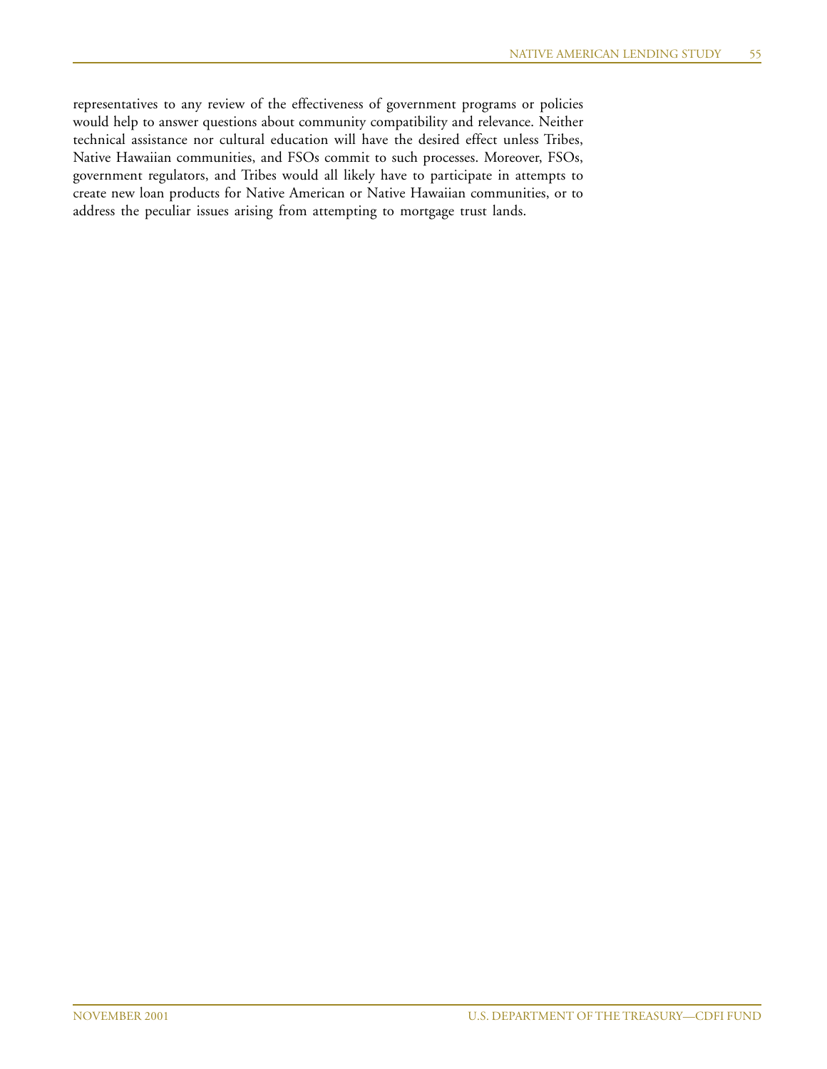representatives to any review of the effectiveness of government programs or policies would help to answer questions about community compatibility and relevance. Neither technical assistance nor cultural education will have the desired effect unless Tribes, Native Hawaiian communities, and FSOs commit to such processes. Moreover, FSOs, government regulators, and Tribes would all likely have to participate in attempts to create new loan products for Native American or Native Hawaiian communities, or to address the peculiar issues arising from attempting to mortgage trust lands.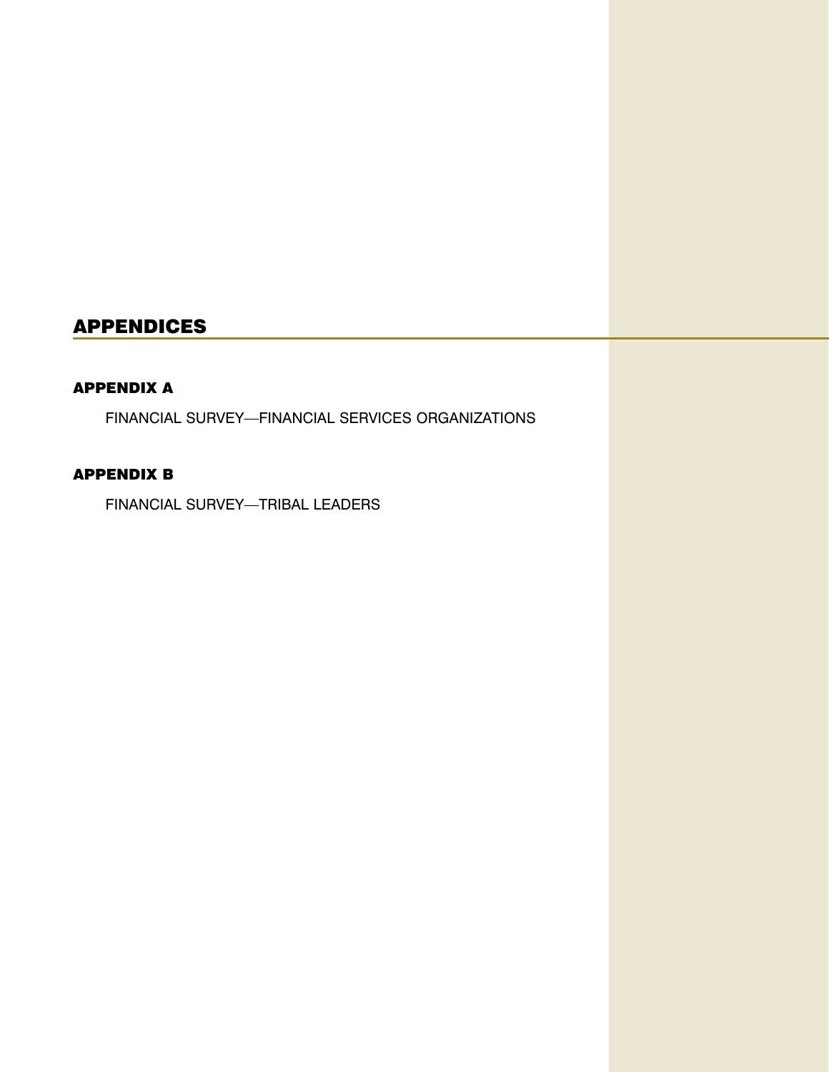# APPENDICES

## APPENDIX A

FINANCIAL SURVEY—FINANCIAL SERVICES ORGANIZATIONS

## APPENDIX B

FINANCIAL SURVEY—TRIBAL LEADERS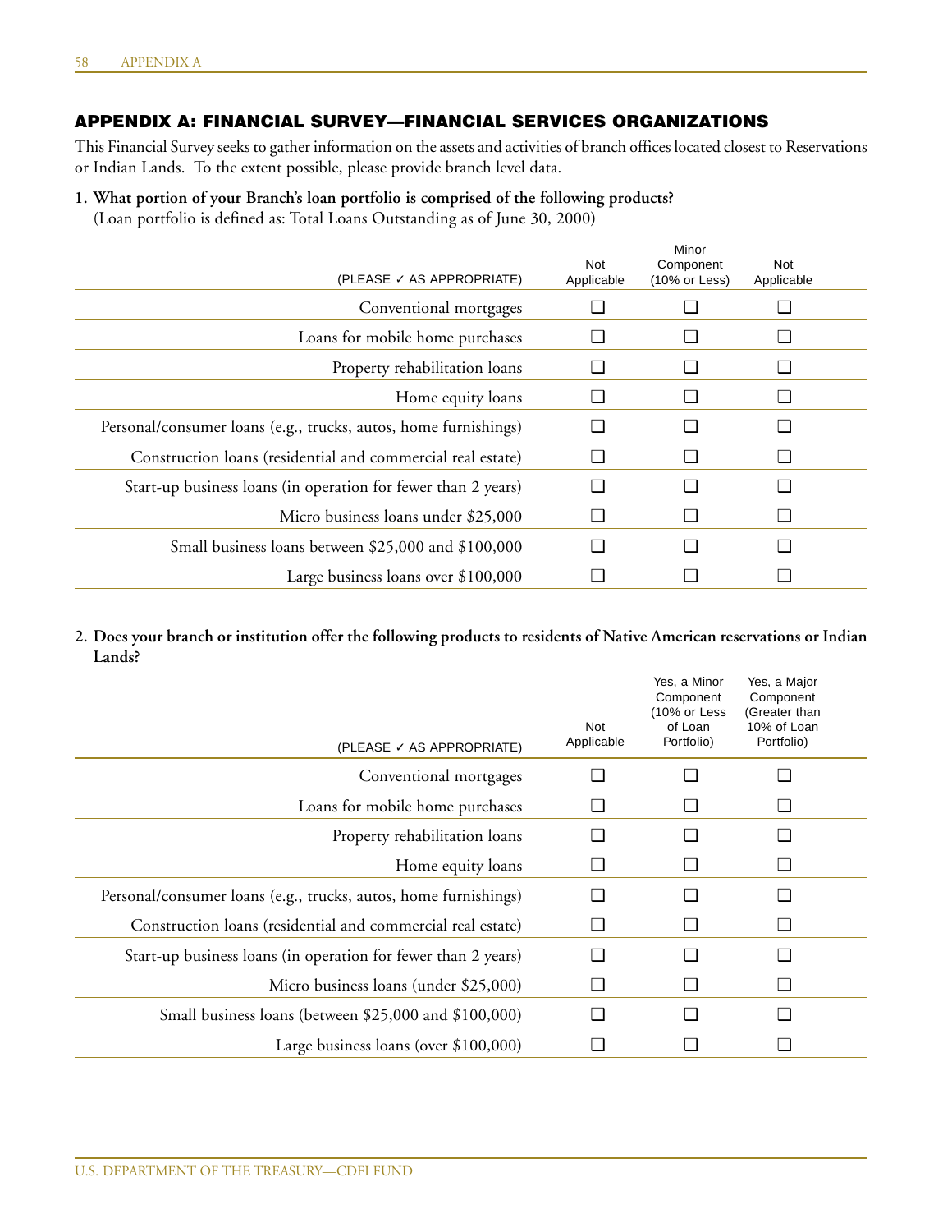## APPENDIX A: FINANCIAL SURVEY—FINANCIAL SERVICES ORGANIZATIONS

This Financial Survey seeks to gather information on the assets and activities of branch offices located closest to Reservations or Indian Lands. To the extent possible, please provide branch level data.

**1. What portion of your Branch's loan portfolio is comprised of the following products?**
(Loan portfolio is defined as: Total Loans Outstanding as of June 30, 2000)

| (PLEASE ✓ AS APPROPRIATE) | Not Applicable | Minor Component (10% or Less) | Not Applicable |
|---|---|---|---|
| Conventional mortgages | ☐ | ☐ | ☐ |
| Loans for mobile home purchases | ☐ | ☐ | ☐ |
| Property rehabilitation loans | ☐ | ☐ | ☐ |
| Home equity loans | ☐ | ☐ | ☐ |
| Personal/consumer loans (e.g., trucks, autos, home furnishings) | ☐ | ☐ | ☐ |
| Construction loans (residential and commercial real estate) | ☐ | ☐ | ☐ |
| Start-up business loans (in operation for fewer than 2 years) | ☐ | ☐ | ☐ |
| Micro business loans under $25,000 | ☐ | ☐ | ☐ |
| Small business loans between $25,000 and $100,000 | ☐ | ☐ | ☐ |
| Large business loans over $100,000 | ☐ | ☐ | ☐ |

**2. Does your branch or institution offer the following products to residents of Native American reservations or Indian Lands?**

| (PLEASE ✓ AS APPROPRIATE) | Not Applicable | Yes, a Minor Component (10% or Less of Loan Portfolio) | Yes, a Major Component (Greater than 10% of Loan Portfolio) |
|---|---|---|---|
| Conventional mortgages | ☐ | ☐ | ☐ |
| Loans for mobile home purchases | ☐ | ☐ | ☐ |
| Property rehabilitation loans | ☐ | ☐ | ☐ |
| Home equity loans | ☐ | ☐ | ☐ |
| Personal/consumer loans (e.g., trucks, autos, home furnishings) | ☐ | ☐ | ☐ |
| Construction loans (residential and commercial real estate) | ☐ | ☐ | ☐ |
| Start-up business loans (in operation for fewer than 2 years) | ☐ | ☐ | ☐ |
| Micro business loans (under $25,000) | ☐ | ☐ | ☐ |
| Small business loans (between $25,000 and $100,000) | ☐ | ☐ | ☐ |
| Large business loans (over $100,000) | ☐ | ☐ | ☐ |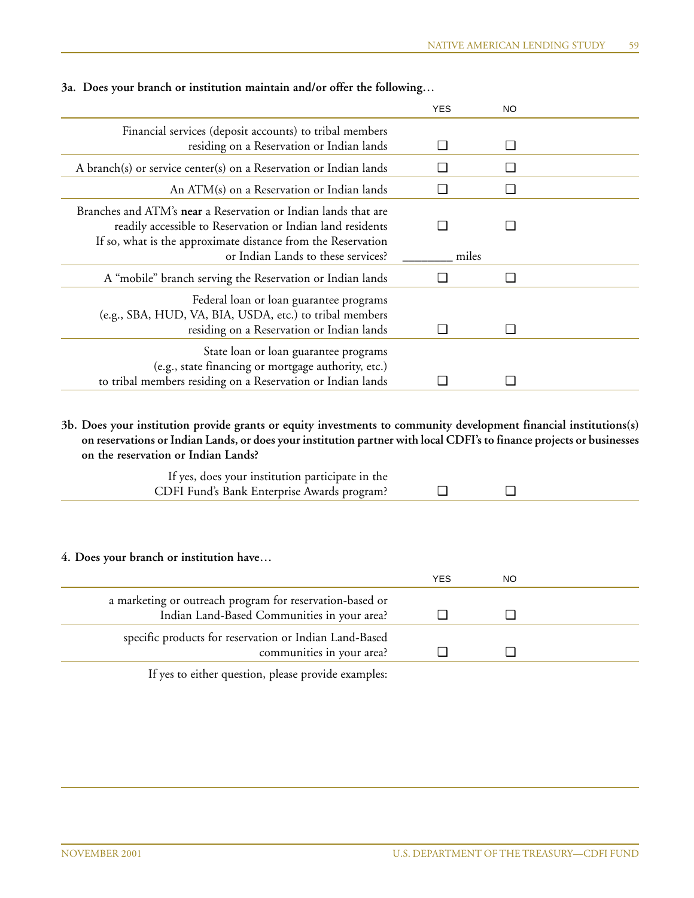**3a. Does your branch or institution maintain and/or offer the following…**

| | YES | NO |
|---|---|---|
| Financial services (deposit accounts) to tribal members residing on a Reservation or Indian lands | ☐ | ☐ |
| A branch(s) or service center(s) on a Reservation or Indian lands | ☐ | ☐ |
| An ATM(s) on a Reservation or Indian lands | ☐ | ☐ |
| Branches and ATM's **near** a Reservation or Indian lands that are readily accessible to Reservation or Indian land residents<br>If so, what is the approximate distance from the Reservation or Indian Lands to these services? | ☐<br>________ miles | ☐ |
| A "mobile" branch serving the Reservation or Indian lands | ☐ | ☐ |
| Federal loan or loan guarantee programs (e.g., SBA, HUD, VA, BIA, USDA, etc.) to tribal members residing on a Reservation or Indian lands | ☐ | ☐ |
| State loan or loan guarantee programs (e.g., state financing or mortgage authority, etc.) to tribal members residing on a Reservation or Indian lands | ☐ | ☐ |

**3b. Does your institution provide grants or equity investments to community development financial institutions(s) on reservations or Indian Lands, or does your institution partner with local CDFI's to finance projects or businesses on the reservation or Indian Lands?**

| | | |
|---|---|---|
| If yes, does your institution participate in the CDFI Fund's Bank Enterprise Awards program? | ☐ | ☐ |

**4. Does your branch or institution have…**

| | YES | NO |
|---|---|---|
| a marketing or outreach program for reservation-based or Indian Land-Based Communities in your area? | ☐ | ☐ |
| specific products for reservation or Indian Land-Based communities in your area? | ☐ | ☐ |

If yes to either question, please provide examples: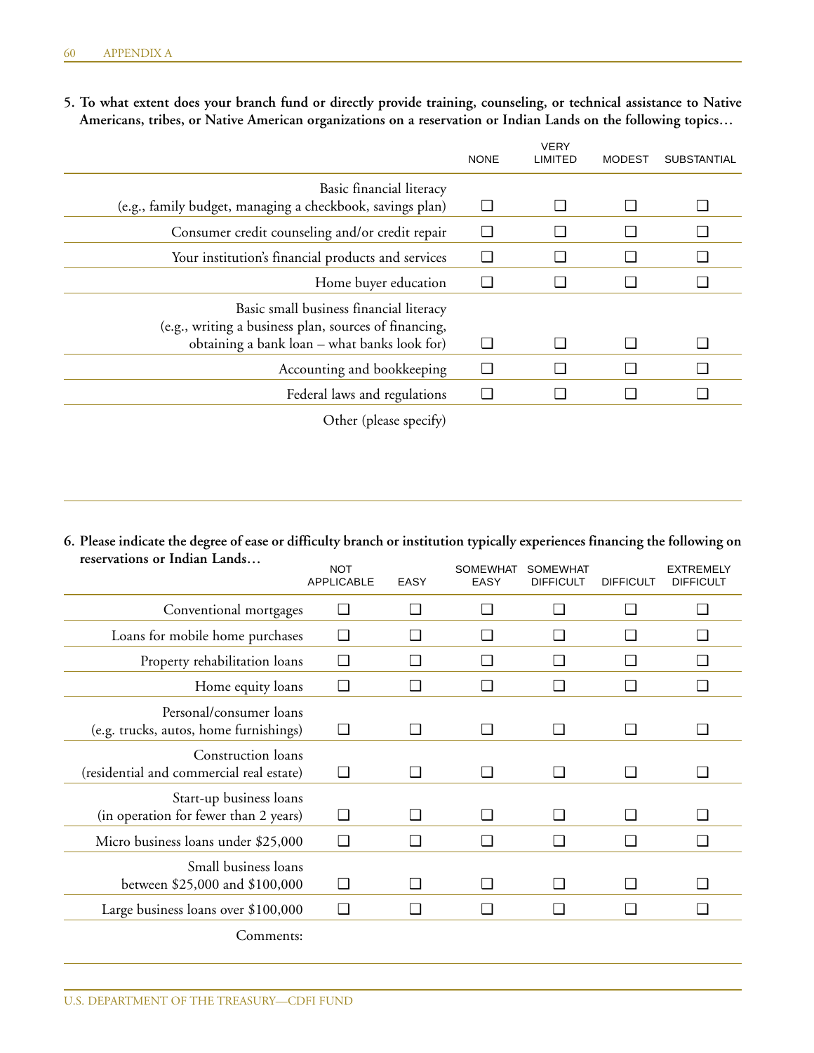**5. To what extent does your branch fund or directly provide training, counseling, or technical assistance to Native Americans, tribes, or Native American organizations on a reservation or Indian Lands on the following topics…**

| | NONE | VERY LIMITED | MODEST | SUBSTANTIAL |
|---|---|---|---|---|
| Basic financial literacy (e.g., family budget, managing a checkbook, savings plan) | ❑ | ❑ | ❑ | ❑ |
| Consumer credit counseling and/or credit repair | ❑ | ❑ | ❑ | ❑ |
| Your institution's financial products and services | ❑ | ❑ | ❑ | ❑ |
| Home buyer education | ❑ | ❑ | ❑ | ❑ |
| Basic small business financial literacy (e.g., writing a business plan, sources of financing, obtaining a bank loan – what banks look for) | ❑ | ❑ | ❑ | ❑ |
| Accounting and bookkeeping | ❑ | ❑ | ❑ | ❑ |
| Federal laws and regulations | ❑ | ❑ | ❑ | ❑ |

Other (please specify)

**6. Please indicate the degree of ease or difficulty branch or institution typically experiences financing the following on reservations or Indian Lands…**

| | NOT APPLICABLE | EASY | SOMEWHAT EASY | SOMEWHAT DIFFICULT | DIFFICULT | EXTREMELY DIFFICULT |
|---|---|---|---|---|---|---|
| Conventional mortgages | ❑ | ❑ | ❑ | ❑ | ❑ | ❑ |
| Loans for mobile home purchases | ❑ | ❑ | ❑ | ❑ | ❑ | ❑ |
| Property rehabilitation loans | ❑ | ❑ | ❑ | ❑ | ❑ | ❑ |
| Home equity loans | ❑ | ❑ | ❑ | ❑ | ❑ | ❑ |
| Personal/consumer loans (e.g. trucks, autos, home furnishings) | ❑ | ❑ | ❑ | ❑ | ❑ | ❑ |
| Construction loans (residential and commercial real estate) | ❑ | ❑ | ❑ | ❑ | ❑ | ❑ |
| Start-up business loans (in operation for fewer than 2 years) | ❑ | ❑ | ❑ | ❑ | ❑ | ❑ |
| Micro business loans under $25,000 | ❑ | ❑ | ❑ | ❑ | ❑ | ❑ |
| Small business loans between $25,000 and $100,000 | ❑ | ❑ | ❑ | ❑ | ❑ | ❑ |
| Large business loans over $100,000 | ❑ | ❑ | ❑ | ❑ | ❑ | ❑ |

Comments: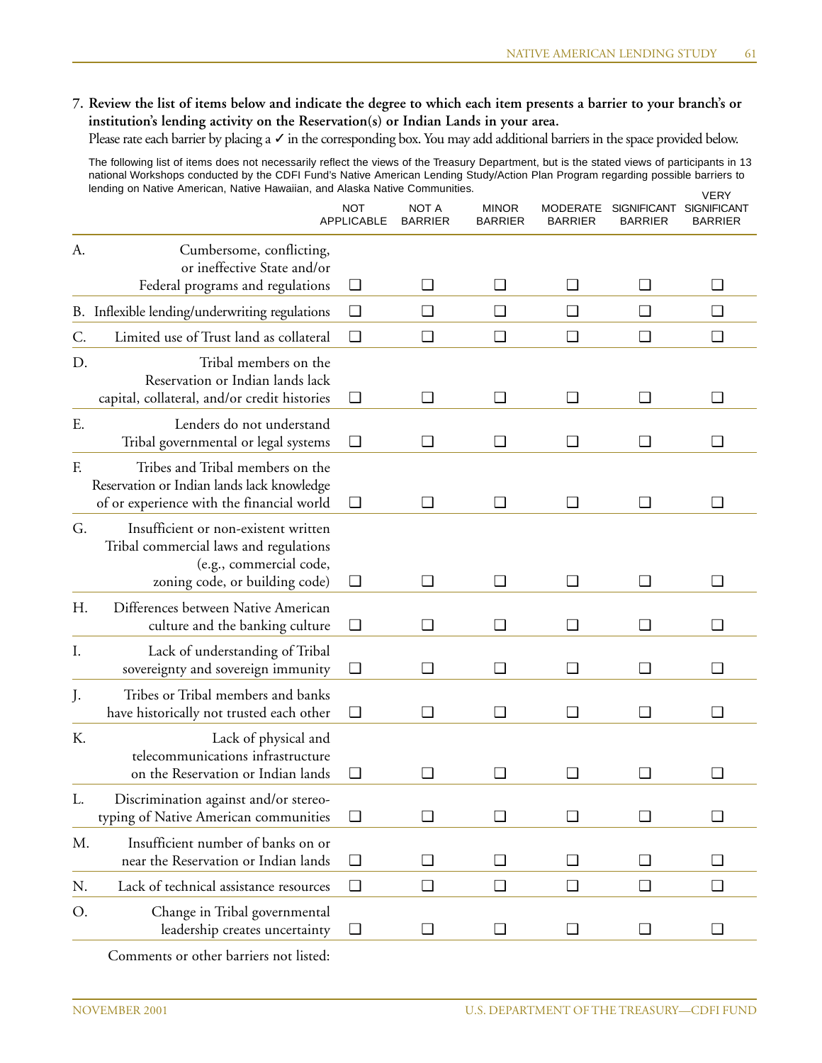**7. Review the list of items below and indicate the degree to which each item presents a barrier to your branch's or institution's lending activity on the Reservation(s) or Indian Lands in your area.**

Please rate each barrier by placing a ✓ in the corresponding box. You may add additional barriers in the space provided below.

The following list of items does not necessarily reflect the views of the Treasury Department, but is the stated views of participants in 13 national Workshops conducted by the CDFI Fund's Native American Lending Study/Action Plan Program regarding possible barriers to lending on Native American, Native Hawaiian, and Alaska Native Communities.

| | NOT APPLICABLE | NOT A BARRIER | MINOR BARRIER | MODERATE BARRIER | SIGNIFICANT BARRIER | VERY SIGNIFICANT BARRIER |
|---|---|---|---|---|---|---|
| A. Cumbersome, conflicting, or ineffective State and/or Federal programs and regulations | ☐ | ☐ | ☐ | ☐ | ☐ | ☐ |
| B. Inflexible lending/underwriting regulations | ☐ | ☐ | ☐ | ☐ | ☐ | ☐ |
| C. Limited use of Trust land as collateral | ☐ | ☐ | ☐ | ☐ | ☐ | ☐ |
| D. Tribal members on the Reservation or Indian lands lack capital, collateral, and/or credit histories | ☐ | ☐ | ☐ | ☐ | ☐ | ☐ |
| E. Lenders do not understand Tribal governmental or legal systems | ☐ | ☐ | ☐ | ☐ | ☐ | ☐ |
| F. Tribes and Tribal members on the Reservation or Indian lands lack knowledge of or experience with the financial world | ☐ | ☐ | ☐ | ☐ | ☐ | ☐ |
| G. Insufficient or non-existent written Tribal commercial laws and regulations (e.g., commercial code, zoning code, or building code) | ☐ | ☐ | ☐ | ☐ | ☐ | ☐ |
| H. Differences between Native American culture and the banking culture | ☐ | ☐ | ☐ | ☐ | ☐ | ☐ |
| I. Lack of understanding of Tribal sovereignty and sovereign immunity | ☐ | ☐ | ☐ | ☐ | ☐ | ☐ |
| J. Tribes or Tribal members and banks have historically not trusted each other | ☐ | ☐ | ☐ | ☐ | ☐ | ☐ |
| K. Lack of physical and telecommunications infrastructure on the Reservation or Indian lands | ☐ | ☐ | ☐ | ☐ | ☐ | ☐ |
| L. Discrimination against and/or stereotyping of Native American communities | ☐ | ☐ | ☐ | ☐ | ☐ | ☐ |
| M. Insufficient number of banks on or near the Reservation or Indian lands | ☐ | ☐ | ☐ | ☐ | ☐ | ☐ |
| N. Lack of technical assistance resources | ☐ | ☐ | ☐ | ☐ | ☐ | ☐ |
| O. Change in Tribal governmental leadership creates uncertainty | ☐ | ☐ | ☐ | ☐ | ☐ | ☐ |

Comments or other barriers not listed: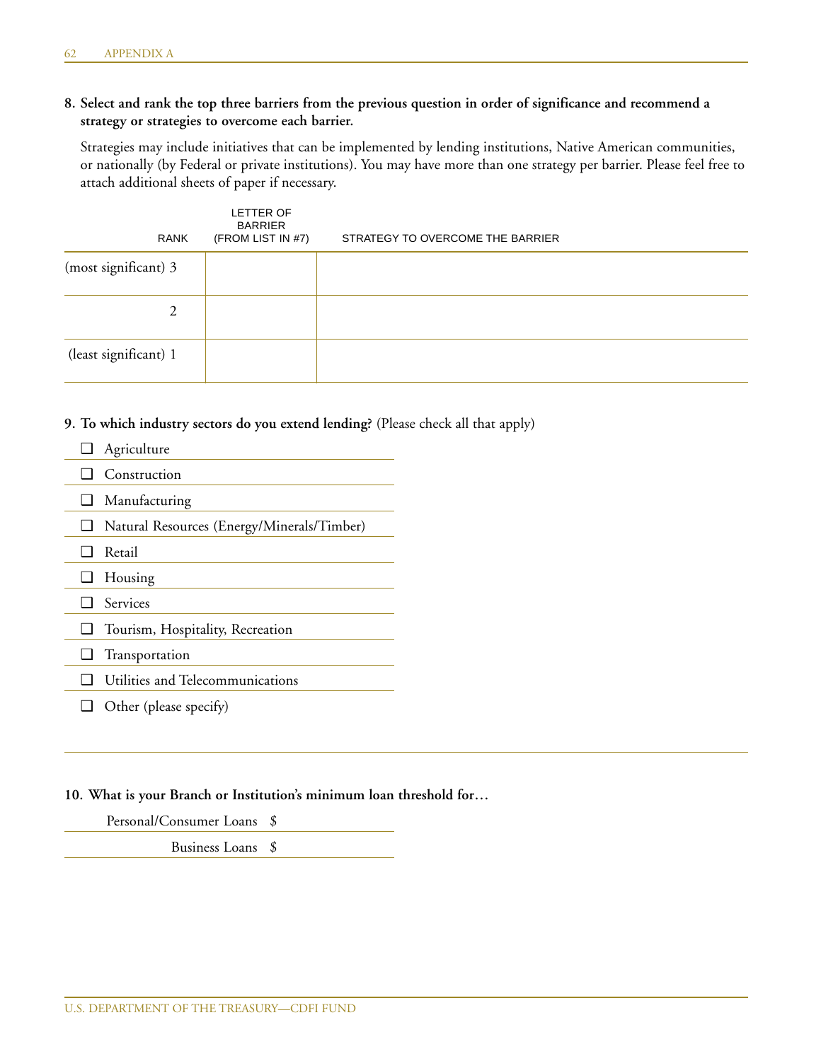**8. Select and rank the top three barriers from the previous question in order of significance and recommend a strategy or strategies to overcome each barrier.**

Strategies may include initiatives that can be implemented by lending institutions, Native American communities, or nationally (by Federal or private institutions). You may have more than one strategy per barrier. Please feel free to attach additional sheets of paper if necessary.

| RANK | LETTER OF BARRIER (FROM LIST IN #7) | STRATEGY TO OVERCOME THE BARRIER |
|---|---|---|
| (most significant) 3 | | |
| 2 | | |
| (least significant) 1 | | |

**9. To which industry sectors do you extend lending?** (Please check all that apply)

- ❑ Agriculture
- ❑ Construction
- ❑ Manufacturing
- ❑ Natural Resources (Energy/Minerals/Timber)
- ❑ Retail
- ❑ Housing
- ❑ Services
- ❑ Tourism, Hospitality, Recreation
- ❑ Transportation
- ❑ Utilities and Telecommunications
- ❑ Other (please specify)

**10. What is your Branch or Institution's minimum loan threshold for…**

Personal/Consumer Loans $

Business Loans $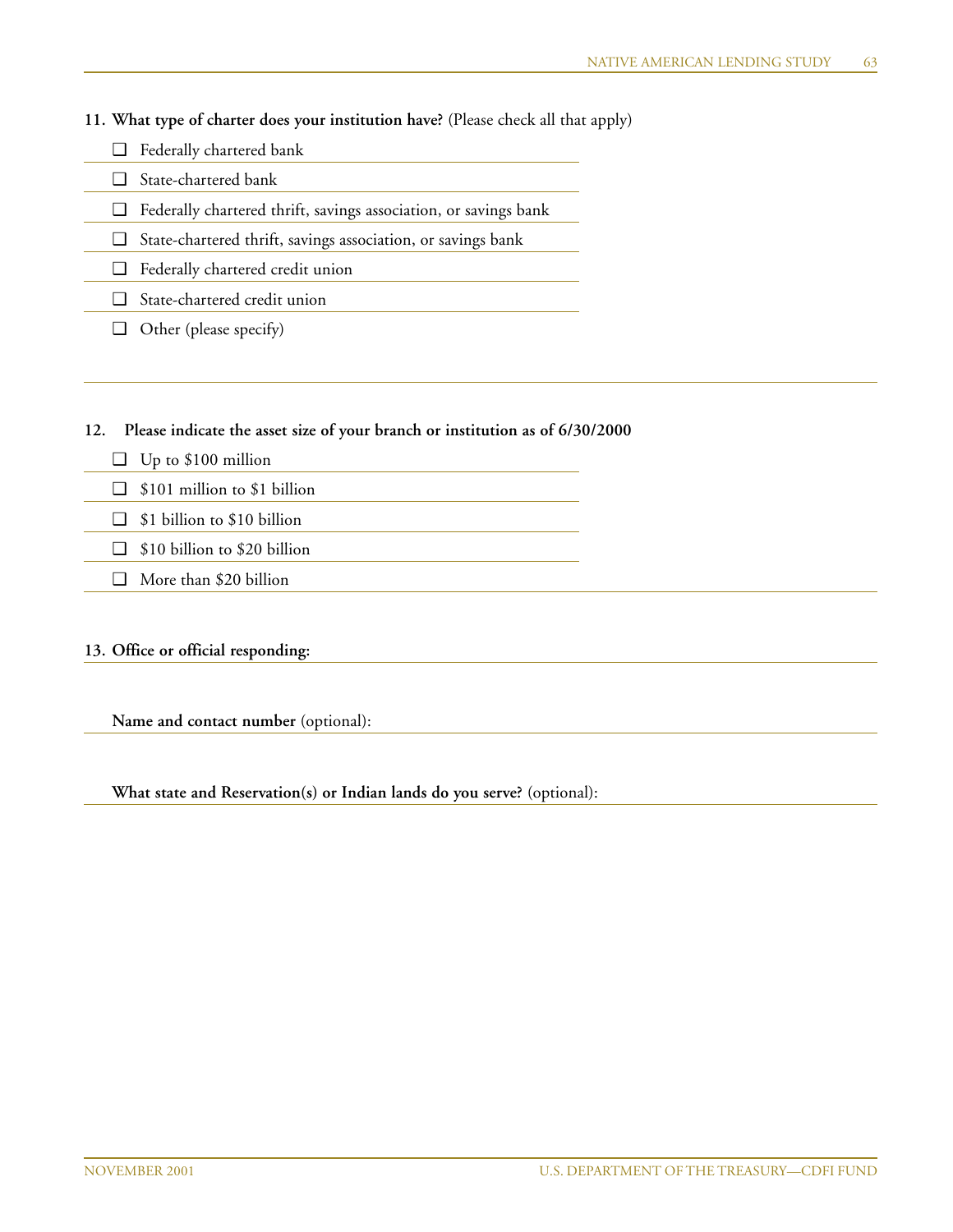**11. What type of charter does your institution have?** (Please check all that apply)

- ❑ Federally chartered bank
- ❑ State-chartered bank
- ❑ Federally chartered thrift, savings association, or savings bank
- ❑ State-chartered thrift, savings association, or savings bank
- ❑ Federally chartered credit union
- ❑ State-chartered credit union
- ❑ Other (please specify)

**12. Please indicate the asset size of your branch or institution as of 6/30/2000**

- ❑ Up to $100 million
- ❑ $101 million to $1 billion
- ❑ $1 billion to $10 billion
- ❑ $10 billion to $20 billion
- ❑ More than $20 billion

**13. Office or official responding:**

**Name and contact number** (optional):

**What state and Reservation(s) or Indian lands do you serve?** (optional):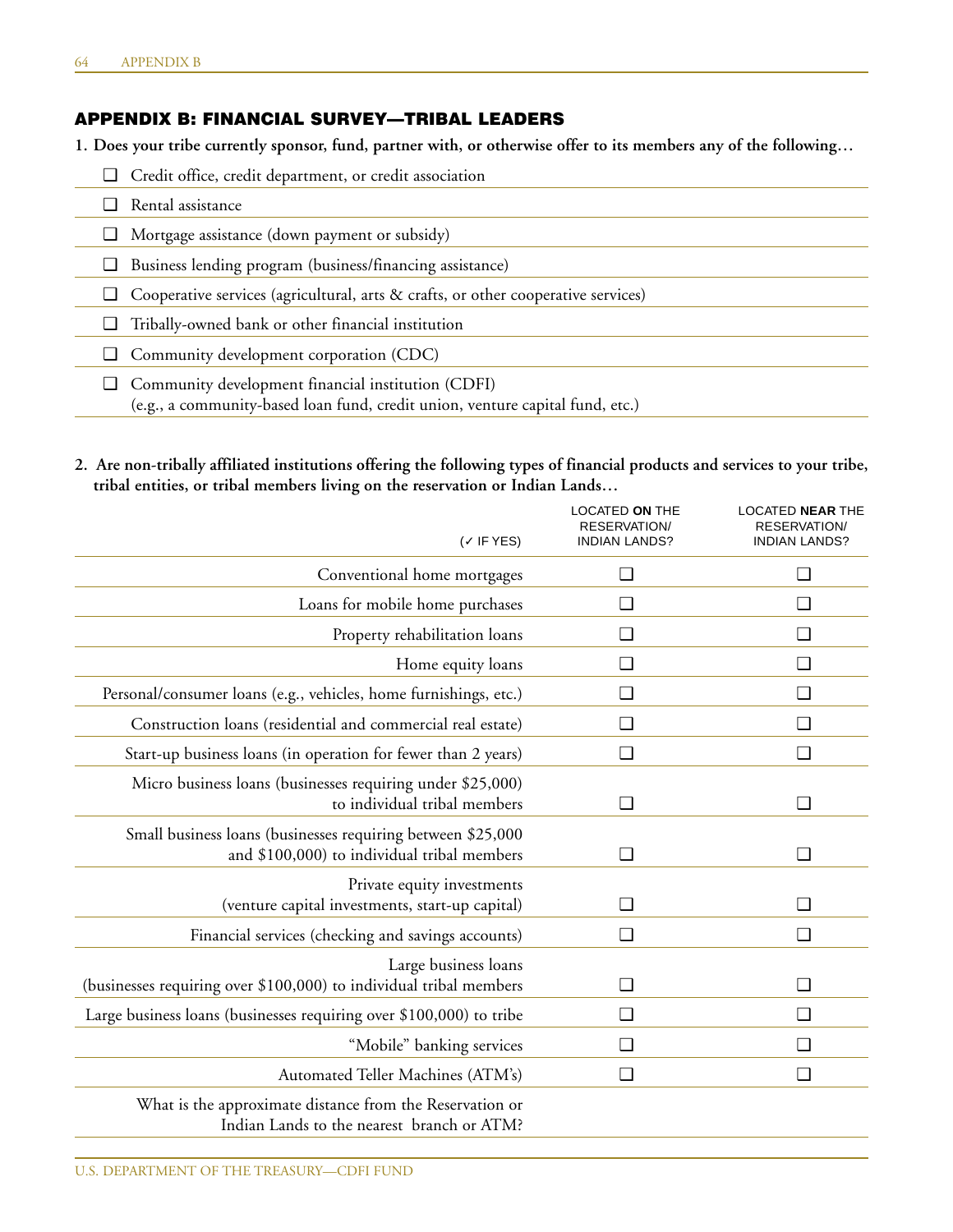## APPENDIX B: FINANCIAL SURVEY—TRIBAL LEADERS

**1. Does your tribe currently sponsor, fund, partner with, or otherwise offer to its members any of the following…**

- ❑ Credit office, credit department, or credit association
- ❑ Rental assistance
- ❑ Mortgage assistance (down payment or subsidy)
- ❑ Business lending program (business/financing assistance)
- ❑ Cooperative services (agricultural, arts & crafts, or other cooperative services)
- ❑ Tribally-owned bank or other financial institution
- ❑ Community development corporation (CDC)
- ❑ Community development financial institution (CDFI)
  (e.g., a community-based loan fund, credit union, venture capital fund, etc.)

**2. Are non-tribally affiliated institutions offering the following types of financial products and services to your tribe, tribal entities, or tribal members living on the reservation or Indian Lands…**

| (✓ IF YES) | LOCATED **ON** THE RESERVATION/ INDIAN LANDS? | LOCATED **NEAR** THE RESERVATION/ INDIAN LANDS? |
|---|---|---|
| Conventional home mortgages | ❑ | ❑ |
| Loans for mobile home purchases | ❑ | ❑ |
| Property rehabilitation loans | ❑ | ❑ |
| Home equity loans | ❑ | ❑ |
| Personal/consumer loans (e.g., vehicles, home furnishings, etc.) | ❑ | ❑ |
| Construction loans (residential and commercial real estate) | ❑ | ❑ |
| Start-up business loans (in operation for fewer than 2 years) | ❑ | ❑ |
| Micro business loans (businesses requiring under $25,000) to individual tribal members | ❑ | ❑ |
| Small business loans (businesses requiring between $25,000 and $100,000) to individual tribal members | ❑ | ❑ |
| Private equity investments (venture capital investments, start-up capital) | ❑ | ❑ |
| Financial services (checking and savings accounts) | ❑ | ❑ |
| Large business loans (businesses requiring over $100,000) to individual tribal members | ❑ | ❑ |
| Large business loans (businesses requiring over $100,000) to tribe | ❑ | ❑ |
| "Mobile" banking services | ❑ | ❑ |
| Automated Teller Machines (ATM's) | ❑ | ❑ |
| What is the approximate distance from the Reservation or Indian Lands to the nearest branch or ATM? | | |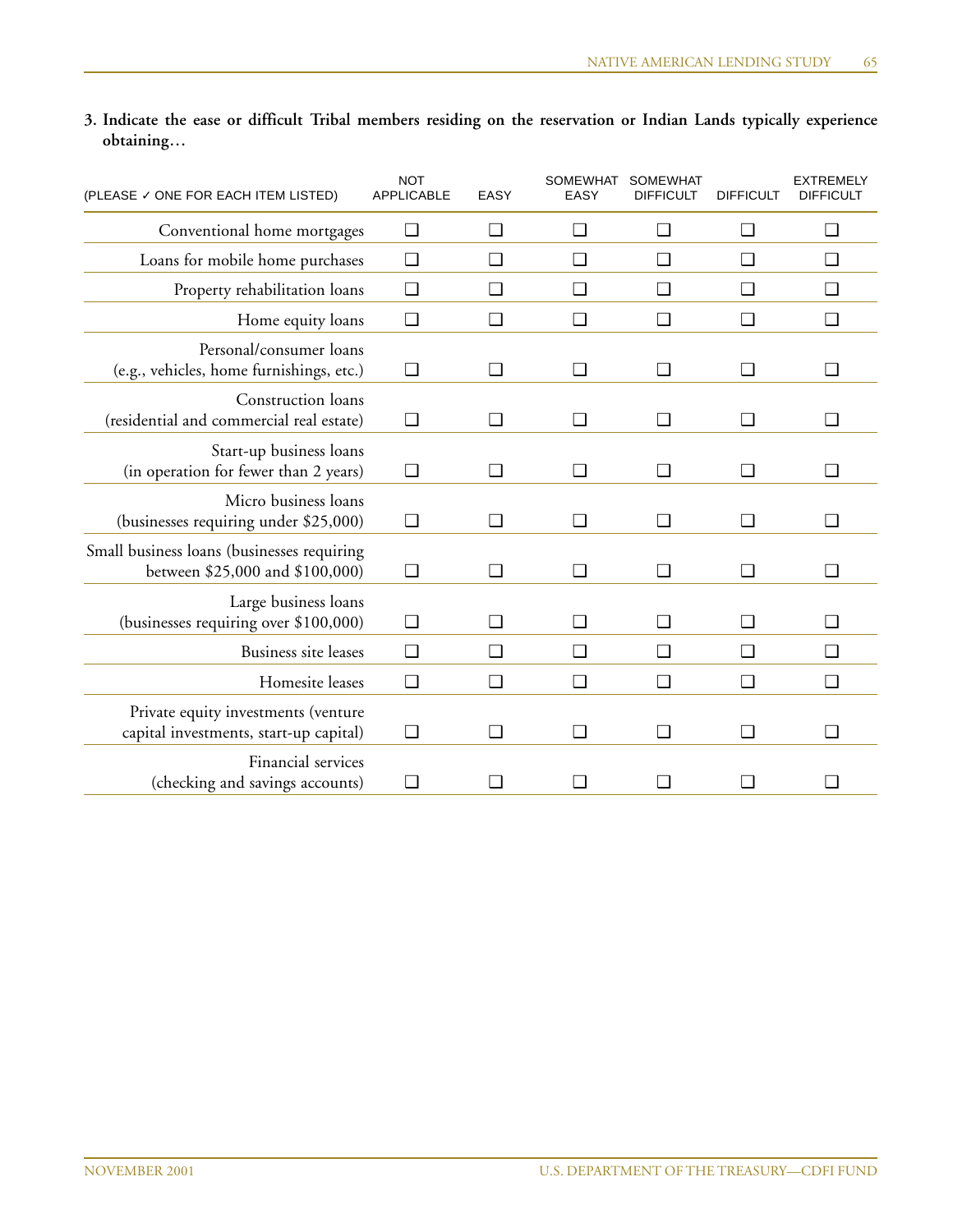**3. Indicate the ease or difficult Tribal members residing on the reservation or Indian Lands typically experience obtaining…**

| (PLEASE ✓ ONE FOR EACH ITEM LISTED) | NOT APPLICABLE | EASY | SOMEWHAT EASY | SOMEWHAT DIFFICULT | DIFFICULT | EXTREMELY DIFFICULT |
|---|---|---|---|---|---|---|
| Conventional home mortgages | ❑ | ❑ | ❑ | ❑ | ❑ | ❑ |
| Loans for mobile home purchases | ❑ | ❑ | ❑ | ❑ | ❑ | ❑ |
| Property rehabilitation loans | ❑ | ❑ | ❑ | ❑ | ❑ | ❑ |
| Home equity loans | ❑ | ❑ | ❑ | ❑ | ❑ | ❑ |
| Personal/consumer loans (e.g., vehicles, home furnishings, etc.) | ❑ | ❑ | ❑ | ❑ | ❑ | ❑ |
| Construction loans (residential and commercial real estate) | ❑ | ❑ | ❑ | ❑ | ❑ | ❑ |
| Start-up business loans (in operation for fewer than 2 years) | ❑ | ❑ | ❑ | ❑ | ❑ | ❑ |
| Micro business loans (businesses requiring under $25,000) | ❑ | ❑ | ❑ | ❑ | ❑ | ❑ |
| Small business loans (businesses requiring between $25,000 and $100,000) | ❑ | ❑ | ❑ | ❑ | ❑ | ❑ |
| Large business loans (businesses requiring over $100,000) | ❑ | ❑ | ❑ | ❑ | ❑ | ❑ |
| Business site leases | ❑ | ❑ | ❑ | ❑ | ❑ | ❑ |
| Homesite leases | ❑ | ❑ | ❑ | ❑ | ❑ | ❑ |
| Private equity investments (venture capital investments, start-up capital) | ❑ | ❑ | ❑ | ❑ | ❑ | ❑ |
| Financial services (checking and savings accounts) | ❑ | ❑ | ❑ | ❑ | ❑ | ❑ |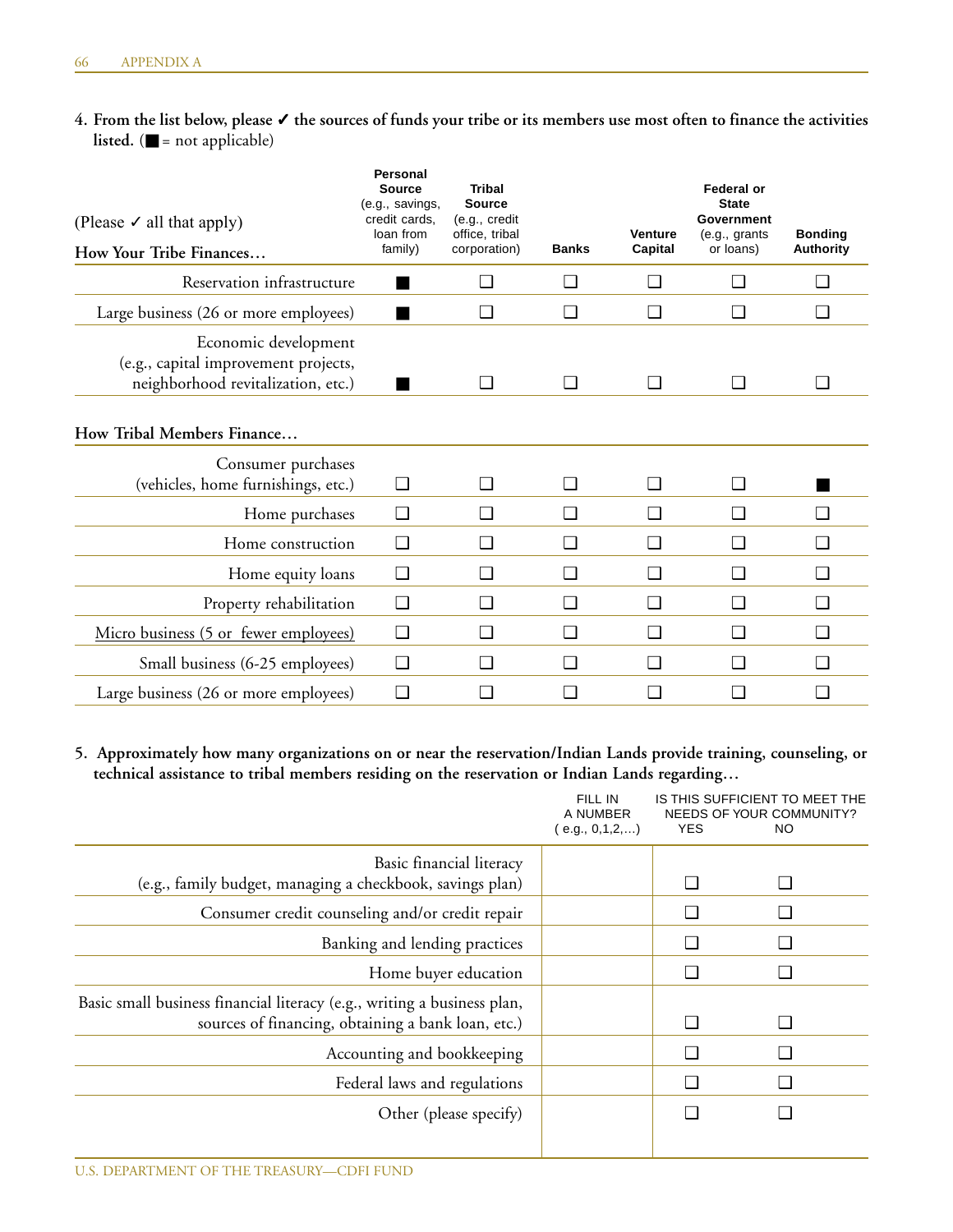4. **From the list below, please ✓ the sources of funds your tribe or its members use most often to finance the activities listed.** (■ = not applicable)

| (Please ✓ all that apply) | Personal Source (e.g., savings, credit cards, loan from family) | Tribal Source (e.g., credit office, tribal corporation) | Banks | Venture Capital | Federal or State Government (e.g., grants or loans) | Bonding Authority |
|---|---|---|---|---|---|---|
| **How Your Tribe Finances…** | | | | | | |
| Reservation infrastructure | ■ | ❑ | ❑ | ❑ | ❑ | ❑ |
| Large business (26 or more employees) | ■ | ❑ | ❑ | ❑ | ❑ | ❑ |
| Economic development (e.g., capital improvement projects, neighborhood revitalization, etc.) | ■ | ❑ | ❑ | ❑ | ❑ | ❑ |
| **How Tribal Members Finance…** | | | | | | |
| Consumer purchases (vehicles, home furnishings, etc.) | ❑ | ❑ | ❑ | ❑ | ❑ | ■ |
| Home purchases | ❑ | ❑ | ❑ | ❑ | ❑ | ❑ |
| Home construction | ❑ | ❑ | ❑ | ❑ | ❑ | ❑ |
| Home equity loans | ❑ | ❑ | ❑ | ❑ | ❑ | ❑ |
| Property rehabilitation | ❑ | ❑ | ❑ | ❑ | ❑ | ❑ |
| Micro business (5 or fewer employees) | ❑ | ❑ | ❑ | ❑ | ❑ | ❑ |
| Small business (6-25 employees) | ❑ | ❑ | ❑ | ❑ | ❑ | ❑ |
| Large business (26 or more employees) | ❑ | ❑ | ❑ | ❑ | ❑ | ❑ |

5. **Approximately how many organizations on or near the reservation/Indian Lands provide training, counseling, or technical assistance to tribal members residing on the reservation or Indian Lands regarding…**

| | FILL IN A NUMBER (e.g., 0,1,2,…) | IS THIS SUFFICIENT TO MEET THE NEEDS OF YOUR COMMUNITY? YES | NO |
|---|---|---|---|
| Basic financial literacy (e.g., family budget, managing a checkbook, savings plan) | | ❑ | ❑ |
| Consumer credit counseling and/or credit repair | | ❑ | ❑ |
| Banking and lending practices | | ❑ | ❑ |
| Home buyer education | | ❑ | ❑ |
| Basic small business financial literacy (e.g., writing a business plan, sources of financing, obtaining a bank loan, etc.) | | ❑ | ❑ |
| Accounting and bookkeeping | | ❑ | ❑ |
| Federal laws and regulations | | ❑ | ❑ |
| Other (please specify) | | ❑ | ❑ |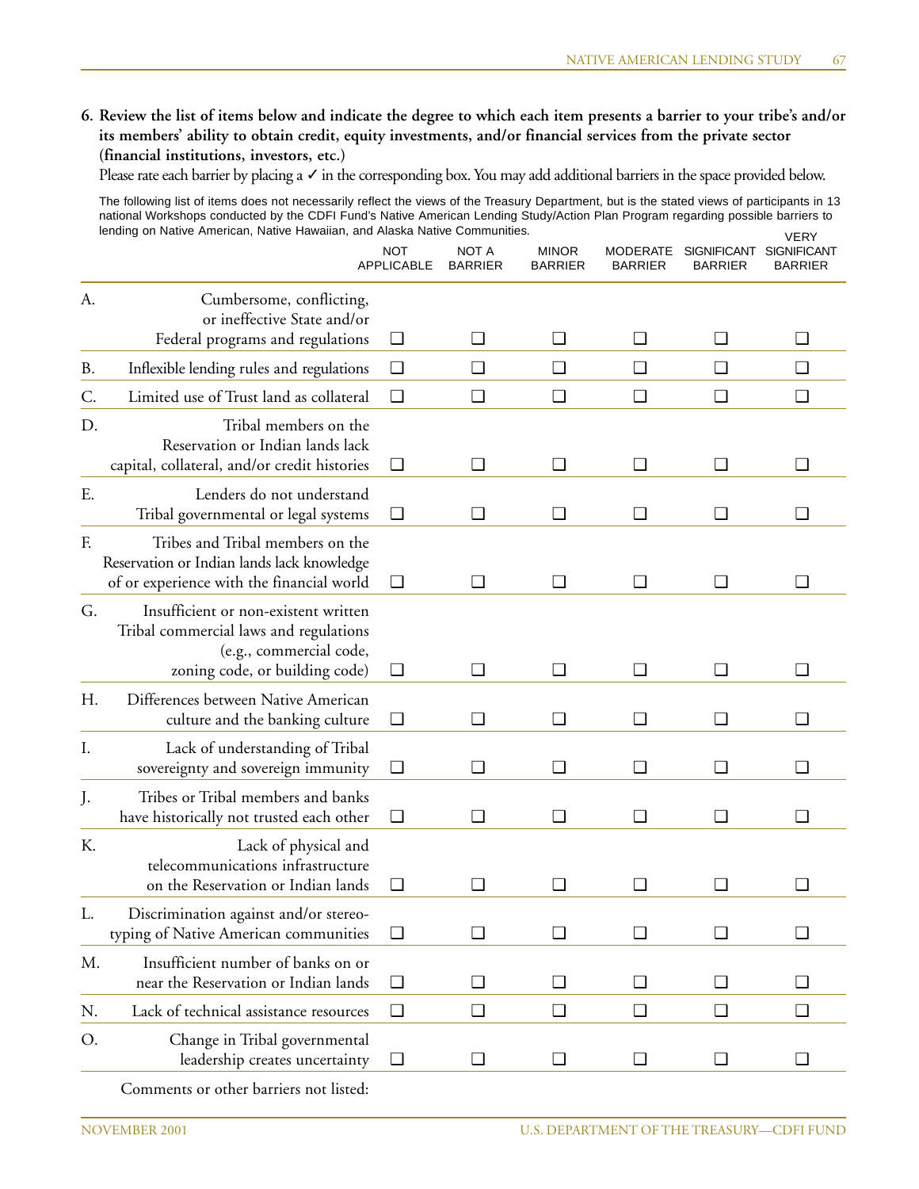**6. Review the list of items below and indicate the degree to which each item presents a barrier to your tribe's and/or its members' ability to obtain credit, equity investments, and/or financial services from the private sector (financial institutions, investors, etc.)**

Please rate each barrier by placing a ✓ in the corresponding box. You may add additional barriers in the space provided below.

The following list of items does not necessarily reflect the views of the Treasury Department, but is the stated views of participants in 13 national Workshops conducted by the CDFI Fund's Native American Lending Study/Action Plan Program regarding possible barriers to lending on Native American, Native Hawaiian, and Alaska Native Communities.

| | | NOT APPLICABLE | NOT A BARRIER | MINOR BARRIER | MODERATE BARRIER | SIGNIFICANT BARRIER | VERY SIGNIFICANT BARRIER |
|---|---|---|---|---|---|---|---|
| A. | Cumbersome, conflicting, or ineffective State and/or Federal programs and regulations | ❑ | ❑ | ❑ | ❑ | ❑ | ❑ |
| B. | Inflexible lending rules and regulations | ❑ | ❑ | ❑ | ❑ | ❑ | ❑ |
| C. | Limited use of Trust land as collateral | ❑ | ❑ | ❑ | ❑ | ❑ | ❑ |
| D. | Tribal members on the Reservation or Indian lands lack capital, collateral, and/or credit histories | ❑ | ❑ | ❑ | ❑ | ❑ | ❑ |
| E. | Lenders do not understand Tribal governmental or legal systems | ❑ | ❑ | ❑ | ❑ | ❑ | ❑ |
| F. | Tribes and Tribal members on the Reservation or Indian lands lack knowledge of or experience with the financial world | ❑ | ❑ | ❑ | ❑ | ❑ | ❑ |
| G. | Insufficient or non-existent written Tribal commercial laws and regulations (e.g., commercial code, zoning code, or building code) | ❑ | ❑ | ❑ | ❑ | ❑ | ❑ |
| H. | Differences between Native American culture and the banking culture | ❑ | ❑ | ❑ | ❑ | ❑ | ❑ |
| I. | Lack of understanding of Tribal sovereignty and sovereign immunity | ❑ | ❑ | ❑ | ❑ | ❑ | ❑ |
| J. | Tribes or Tribal members and banks have historically not trusted each other | ❑ | ❑ | ❑ | ❑ | ❑ | ❑ |
| K. | Lack of physical and telecommunications infrastructure on the Reservation or Indian lands | ❑ | ❑ | ❑ | ❑ | ❑ | ❑ |
| L. | Discrimination against and/or stereotyping of Native American communities | ❑ | ❑ | ❑ | ❑ | ❑ | ❑ |
| M. | Insufficient number of banks on or near the Reservation or Indian lands | ❑ | ❑ | ❑ | ❑ | ❑ | ❑ |
| N. | Lack of technical assistance resources | ❑ | ❑ | ❑ | ❑ | ❑ | ❑ |
| O. | Change in Tribal governmental leadership creates uncertainty | ❑ | ❑ | ❑ | ❑ | ❑ | ❑ |

Comments or other barriers not listed: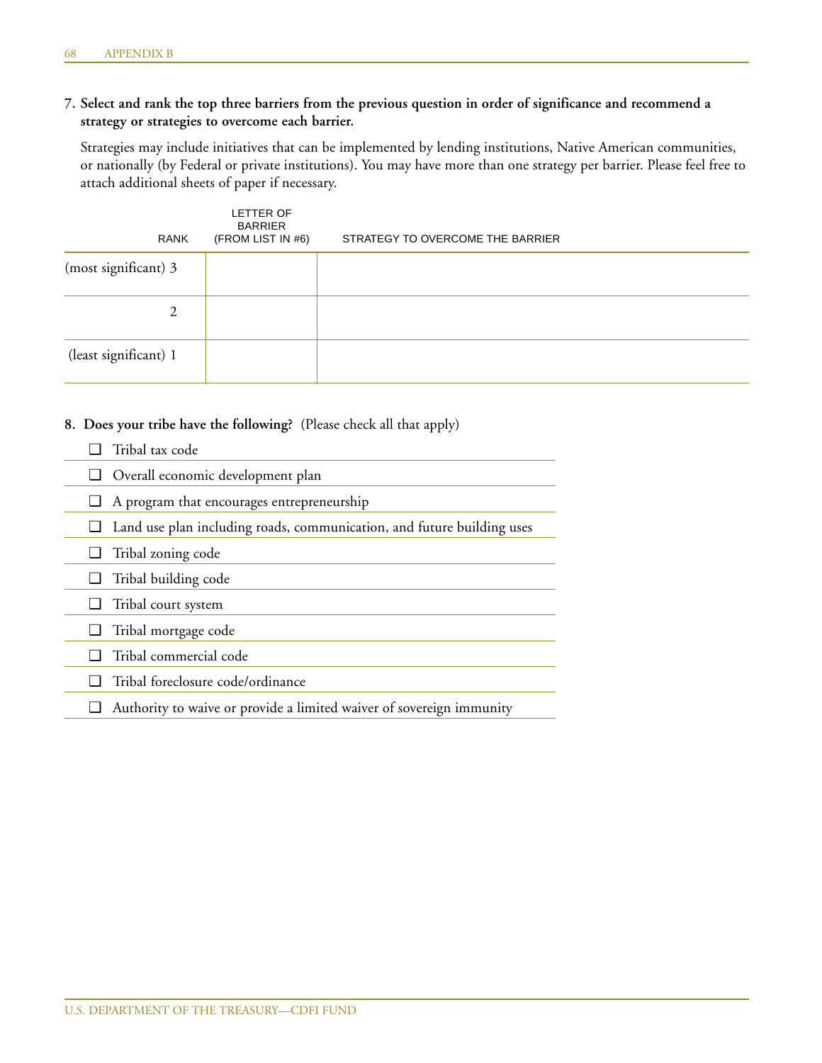7. **Select and rank the top three barriers from the previous question in order of significance and recommend a strategy or strategies to overcome each barrier.**

   Strategies may include initiatives that can be implemented by lending institutions, Native American communities, or nationally (by Federal or private institutions). You may have more than one strategy per barrier. Please feel free to attach additional sheets of paper if necessary.

| RANK | LETTER OF BARRIER (FROM LIST IN #6) | STRATEGY TO OVERCOME THE BARRIER |
|---|---|---|
| (most significant) 3 | | |
| 2 | | |
| (least significant) 1 | | |

8. **Does your tribe have the following?** (Please check all that apply)

- ❑ Tribal tax code
- ❑ Overall economic development plan
- ❑ A program that encourages entrepreneurship
- ❑ Land use plan including roads, communication, and future building uses
- ❑ Tribal zoning code
- ❑ Tribal building code
- ❑ Tribal court system
- ❑ Tribal mortgage code
- ❑ Tribal commercial code
- ❑ Tribal foreclosure code/ordinance
- ❑ Authority to waive or provide a limited waiver of sovereign immunity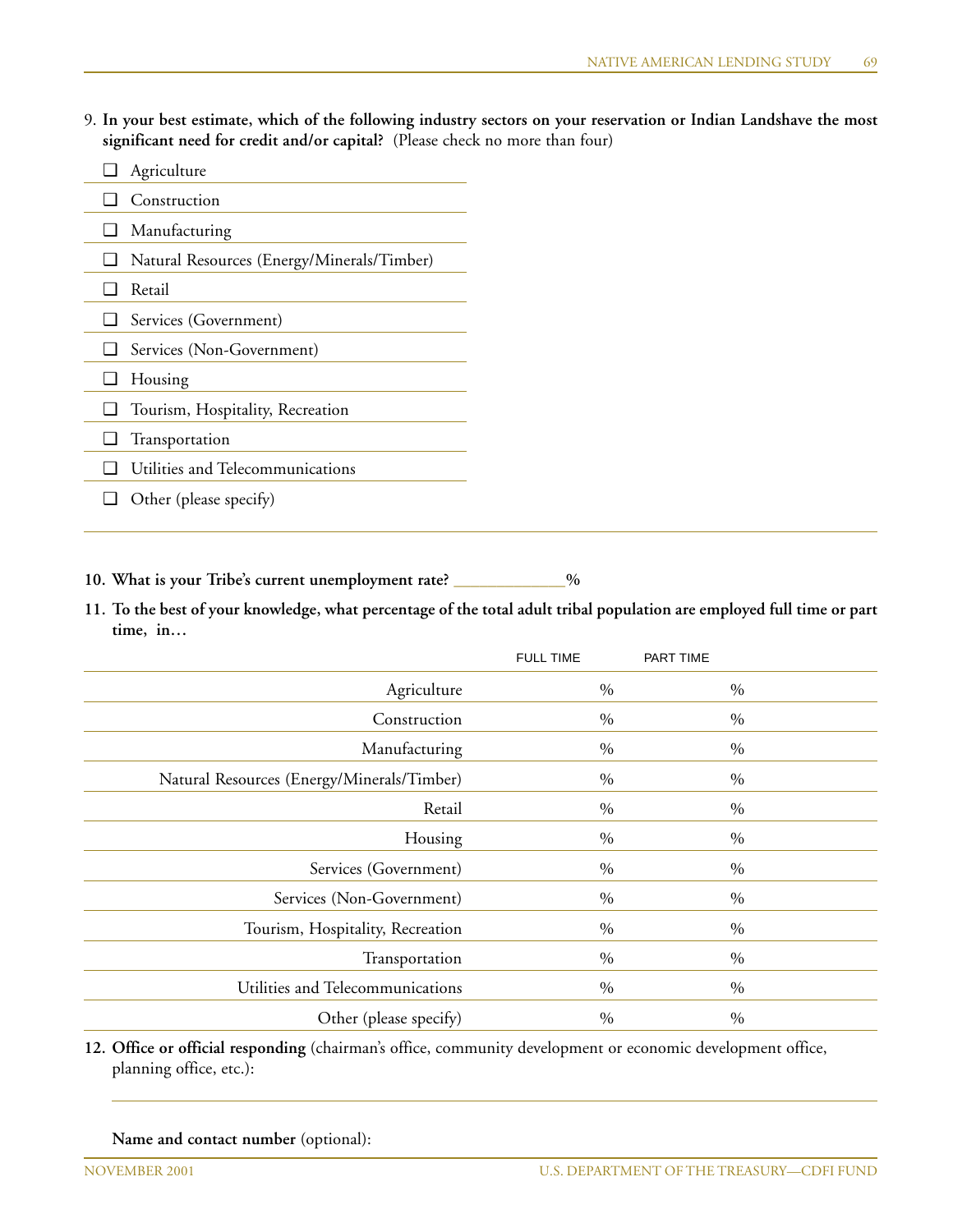9. **In your best estimate, which of the following industry sectors on your reservation or Indian Landshave the most significant need for credit and/or capital?** (Please check no more than four)

- ❑ Agriculture
- ❑ Construction
- ❑ Manufacturing
- ❑ Natural Resources (Energy/Minerals/Timber)
- ❑ Retail
- ❑ Services (Government)
- ❑ Services (Non-Government)
- ❑ Housing
- ❑ Tourism, Hospitality, Recreation
- ❑ Transportation
- ❑ Utilities and Telecommunications
- ❑ Other (please specify)

10. **What is your Tribe's current unemployment rate? _____________%**

11. **To the best of your knowledge, what percentage of the total adult tribal population are employed full time or part time, in…**

| | FULL TIME | PART TIME |
|---|---|---|
| Agriculture | % | % |
| Construction | % | % |
| Manufacturing | % | % |
| Natural Resources (Energy/Minerals/Timber) | % | % |
| Retail | % | % |
| Housing | % | % |
| Services (Government) | % | % |
| Services (Non-Government) | % | % |
| Tourism, Hospitality, Recreation | % | % |
| Transportation | % | % |
| Utilities and Telecommunications | % | % |
| Other (please specify) | % | % |

12. **Office or official responding** (chairman's office, community development or economic development office, planning office, etc.):

**Name and contact number** (optional):